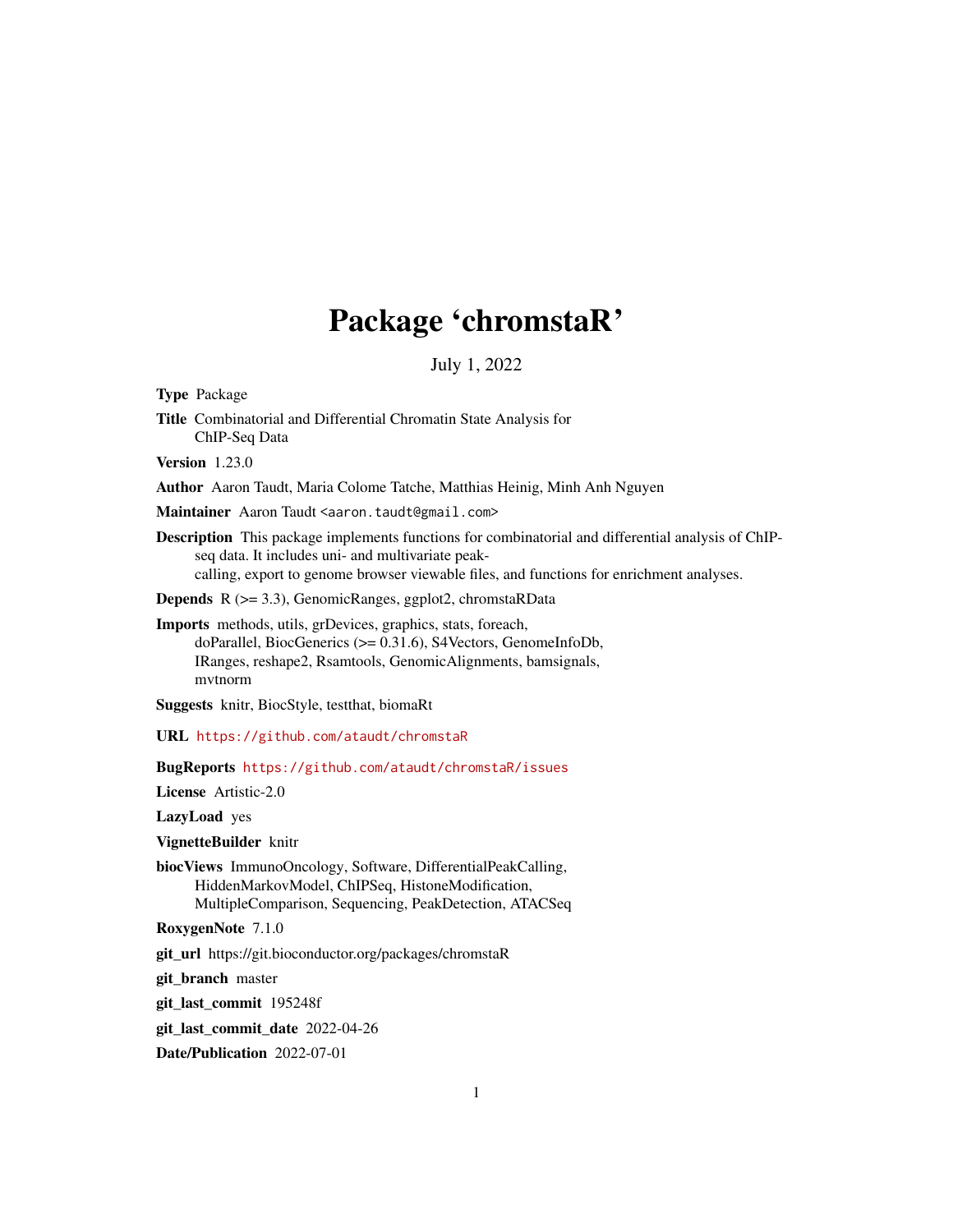# Package 'chromstaR'

July 1, 2022

**Type** Package

**Title** Combinatorial and Differential Chromatin State Analysis for ChIP-Seq Data

**Version** 1.23.0

**Author** Aaron Taudt, Maria Colome Tatche, Matthias Heinig, Minh Anh Nguyen

**Maintainer** Aaron Taudt <aaron.taudt@gmail.com>

**Description** This package implements functions for combinatorial and differential analysis of ChIP-seq data. It includes uni- and multivariate peak-calling, export to genome browser viewable files, and functions for enrichment analyses.

**Depends** R (>= 3.3), GenomicRanges, ggplot2, chromstaRData

**Imports** methods, utils, grDevices, graphics, stats, foreach, doParallel, BiocGenerics (>= 0.31.6), S4Vectors, GenomeInfoDb, IRanges, reshape2, Rsamtools, GenomicAlignments, bamsignals, mvtnorm

**Suggests** knitr, BiocStyle, testthat, biomaRt

**URL** https://github.com/ataudt/chromstaR

**BugReports** https://github.com/ataudt/chromstaR/issues

**License** Artistic-2.0

**LazyLoad** yes

**VignetteBuilder** knitr

**biocViews** ImmunoOncology, Software, DifferentialPeakCalling, HiddenMarkovModel, ChIPSeq, HistoneModification, MultipleComparison, Sequencing, PeakDetection, ATACSeq

**RoxygenNote** 7.1.0

**git_url** https://git.bioconductor.org/packages/chromstaR

**git_branch** master

**git_last_commit** 195248f

**git_last_commit_date** 2022-04-26

**Date/Publication** 2022-07-01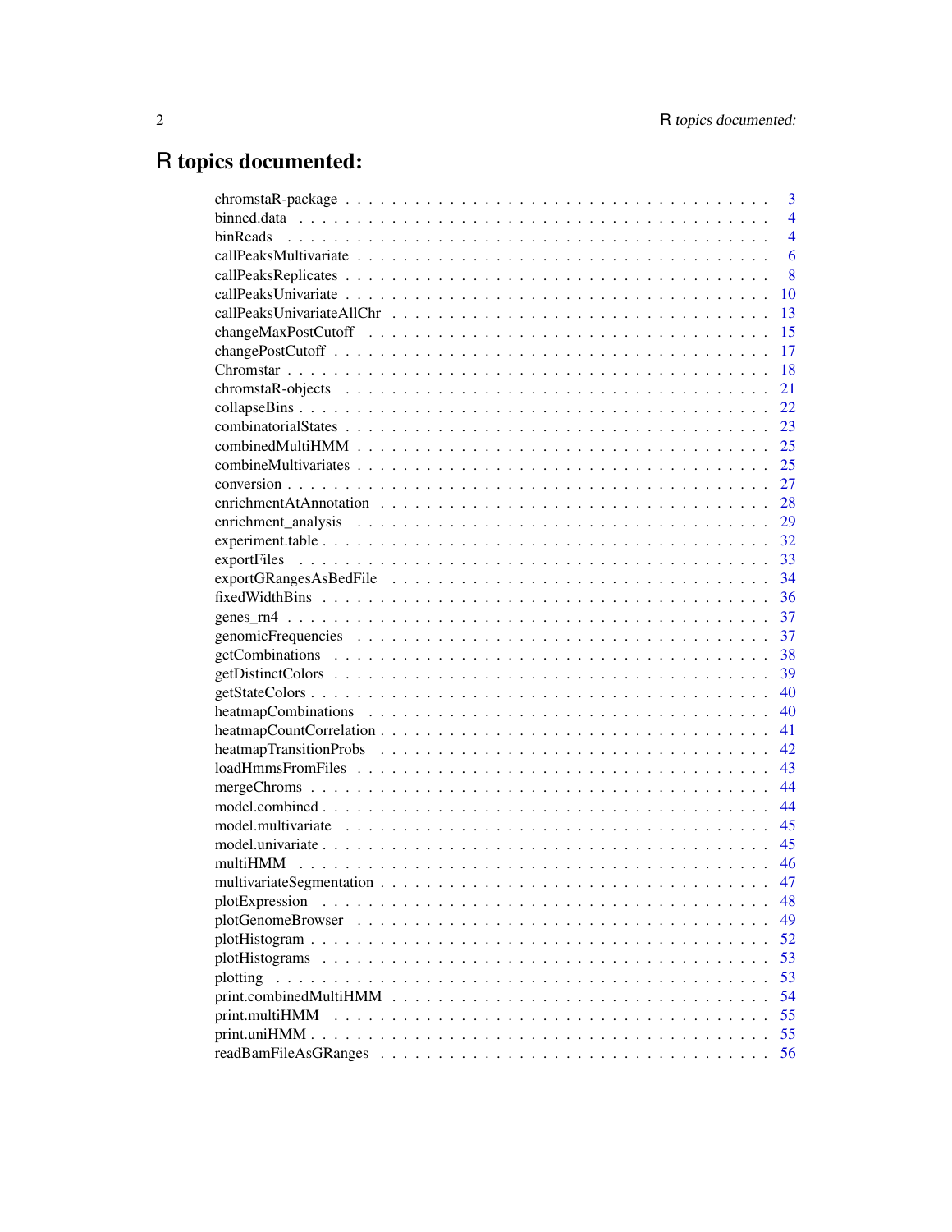# R topics documented:

| | |
|---|---|
| chromstaR-package | 3 |
| binned.data | 4 |
| binReads | 4 |
| callPeaksMultivariate | 6 |
| callPeaksReplicates | 8 |
| callPeaksUnivariate | 10 |
| callPeaksUnivariateAllChr | 13 |
| changeMaxPostCutoff | 15 |
| changePostCutoff | 17 |
| Chromstar | 18 |
| chromstaR-objects | 21 |
| collapseBins | 22 |
| combinatorialStates | 23 |
| combinedMultiHMM | 25 |
| combineMultivariates | 25 |
| conversion | 27 |
| enrichmentAtAnnotation | 28 |
| enrichment_analysis | 29 |
| experiment.table | 32 |
| exportFiles | 33 |
| exportGRangesAsBedFile | 34 |
| fixedWidthBins | 36 |
| genes_rn4 | 37 |
| genomicFrequencies | 37 |
| getCombinations | 38 |
| getDistinctColors | 39 |
| getStateColors | 40 |
| heatmapCombinations | 40 |
| heatmapCountCorrelation | 41 |
| heatmapTransitionProbs | 42 |
| loadHmmsFromFiles | 43 |
| mergeChroms | 44 |
| model.combined | 44 |
| model.multivariate | 45 |
| model.univariate | 45 |
| multiHMM | 46 |
| multivariateSegmentation | 47 |
| plotExpression | 48 |
| plotGenomeBrowser | 49 |
| plotHistogram | 52 |
| plotHistograms | 53 |
| plotting | 53 |
| print.combinedMultiHMM | 54 |
| print.multiHMM | 55 |
| print.uniHMM | 55 |
| readBamFileAsGRanges | 56 |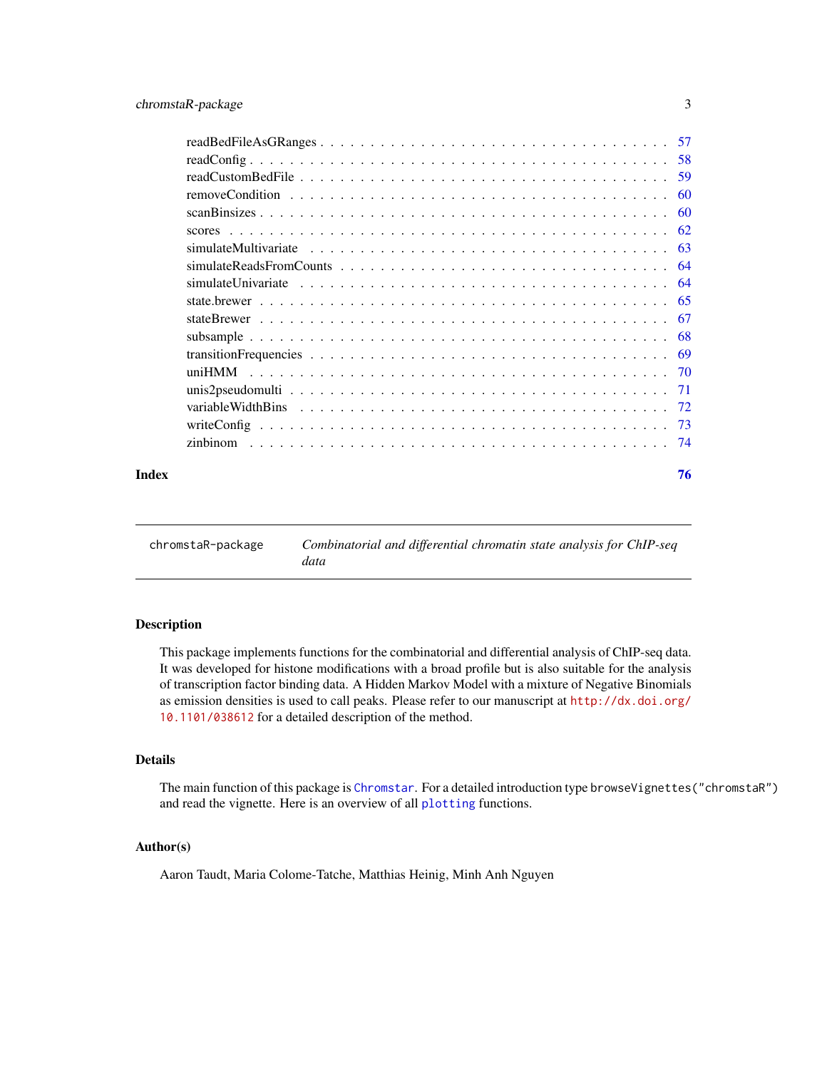readBedFileAsGRanges . . . . . . . . . . . . . . . . . . . . . . . . . . . . . . . . 57
readConfig . . . . . . . . . . . . . . . . . . . . . . . . . . . . . . . . . . . . . 58
readCustomBedFile . . . . . . . . . . . . . . . . . . . . . . . . . . . . . . . . . 59
removeCondition . . . . . . . . . . . . . . . . . . . . . . . . . . . . . . . . . . 60
scanBinsizes . . . . . . . . . . . . . . . . . . . . . . . . . . . . . . . . . . . . 60
scores . . . . . . . . . . . . . . . . . . . . . . . . . . . . . . . . . . . . . . . 62
simulateMultivariate . . . . . . . . . . . . . . . . . . . . . . . . . . . . . . . 63
simulateReadsFromCounts . . . . . . . . . . . . . . . . . . . . . . . . . . . . . 64
simulateUnivariate . . . . . . . . . . . . . . . . . . . . . . . . . . . . . . . . 64
state.brewer . . . . . . . . . . . . . . . . . . . . . . . . . . . . . . . . . . . . 65
stateBrewer . . . . . . . . . . . . . . . . . . . . . . . . . . . . . . . . . . . . 67
subsample . . . . . . . . . . . . . . . . . . . . . . . . . . . . . . . . . . . . . 68
transitionFrequencies . . . . . . . . . . . . . . . . . . . . . . . . . . . . . . . 69
uniHMM . . . . . . . . . . . . . . . . . . . . . . . . . . . . . . . . . . . . . . . 70
unis2pseudomulti . . . . . . . . . . . . . . . . . . . . . . . . . . . . . . . . . . 71
variableWidthBins . . . . . . . . . . . . . . . . . . . . . . . . . . . . . . . . . 72
writeConfig . . . . . . . . . . . . . . . . . . . . . . . . . . . . . . . . . . . . 73
zinbinom . . . . . . . . . . . . . . . . . . . . . . . . . . . . . . . . . . . . . . 74

**Index** **76**

---

`chromstaR-package` *Combinatorial and differential chromatin state analysis for ChIP-seq data*

---

### Description

This package implements functions for the combinatorial and differential analysis of ChIP-seq data. It was developed for histone modifications with a broad profile but is also suitable for the analysis of transcription factor binding data. A Hidden Markov Model with a mixture of Negative Binomials as emission densities is used to call peaks. Please refer to our manuscript at `http://dx.doi.org/10.1101/038612` for a detailed description of the method.

### Details

The main function of this package is `Chromstar`. For a detailed introduction type `browseVignettes("chromstaR")` and read the vignette. Here is an overview of all `plotting` functions.

### Author(s)

Aaron Taudt, Maria Colome-Tatche, Matthias Heinig, Minh Anh Nguyen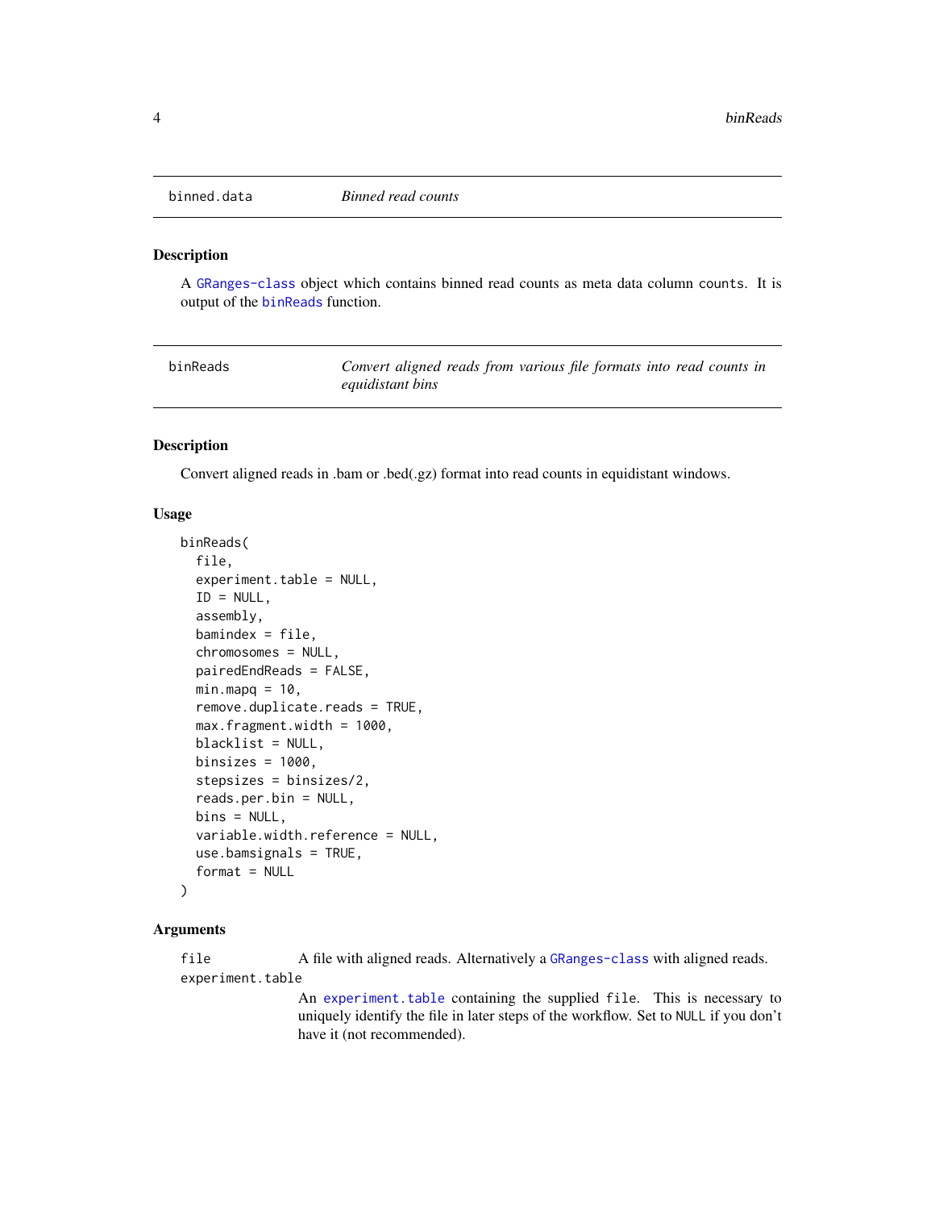binned.data &nbsp;&nbsp;&nbsp;&nbsp; *Binned read counts*

## Description

A `GRanges-class` object which contains binned read counts as meta data column `counts`. It is output of the `binReads` function.

---

binReads &nbsp;&nbsp;&nbsp;&nbsp; *Convert aligned reads from various file formats into read counts in equidistant bins*

## Description

Convert aligned reads in .bam or .bed(.gz) format into read counts in equidistant windows.

## Usage

```
binReads(
  file,
  experiment.table = NULL,
  ID = NULL,
  assembly,
  bamindex = file,
  chromosomes = NULL,
  pairedEndReads = FALSE,
  min.mapq = 10,
  remove.duplicate.reads = TRUE,
  max.fragment.width = 1000,
  blacklist = NULL,
  binsizes = 1000,
  stepsizes = binsizes/2,
  reads.per.bin = NULL,
  bins = NULL,
  variable.width.reference = NULL,
  use.bamsignals = TRUE,
  format = NULL
)
```

## Arguments

`file` &nbsp;&nbsp;&nbsp;&nbsp; A file with aligned reads. Alternatively a `GRanges-class` with aligned reads.

`experiment.table`
&nbsp;&nbsp;&nbsp;&nbsp; An `experiment.table` containing the supplied `file`. This is necessary to uniquely identify the file in later steps of the workflow. Set to `NULL` if you don't have it (not recommended).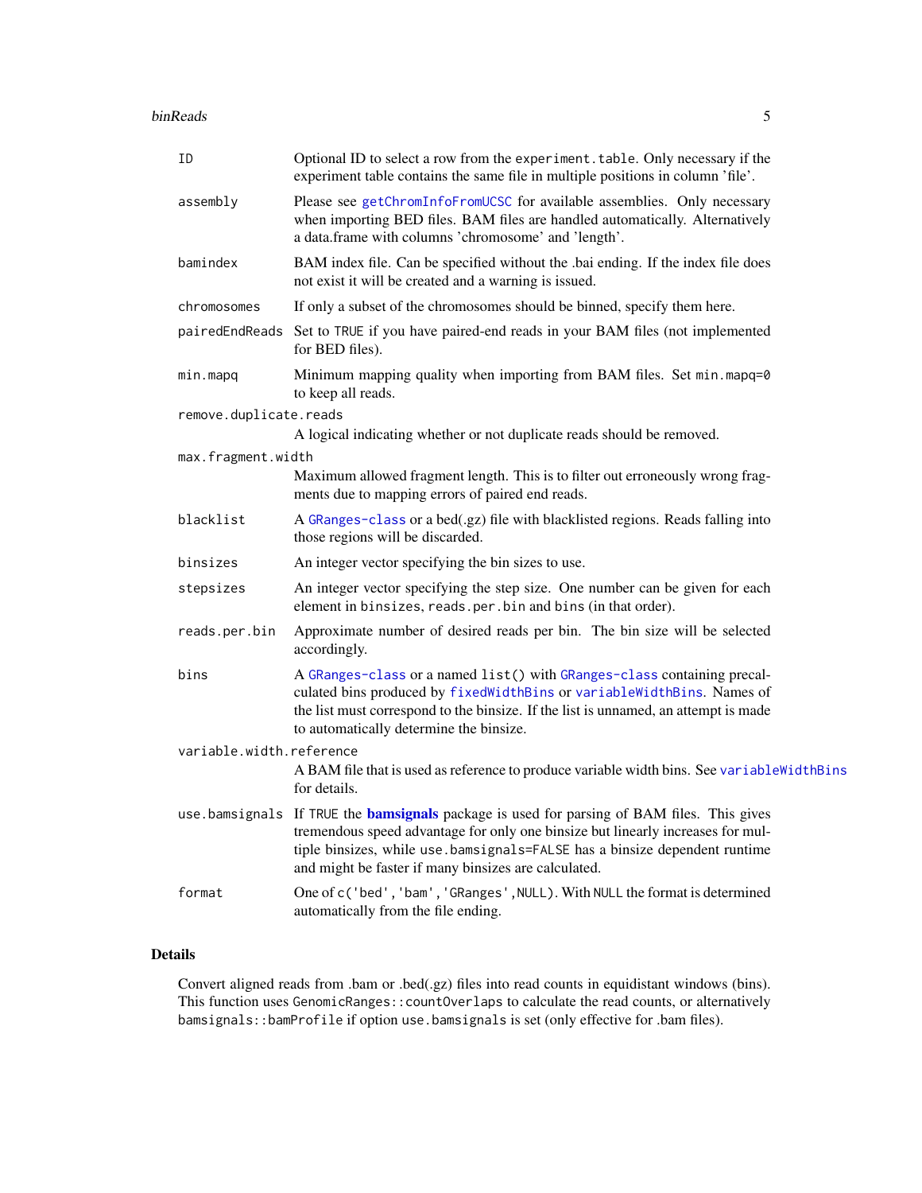| | |
|---|---|
| `ID` | Optional ID to select a row from the `experiment.table`. Only necessary if the experiment table contains the same file in multiple positions in column 'file'. |
| `assembly` | Please see `getChromInfoFromUCSC` for available assemblies. Only necessary when importing BED files. BAM files are handled automatically. Alternatively a data.frame with columns 'chromosome' and 'length'. |
| `bamindex` | BAM index file. Can be specified without the .bai ending. If the index file does not exist it will be created and a warning is issued. |
| `chromosomes` | If only a subset of the chromosomes should be binned, specify them here. |
| `pairedEndReads` | Set to `TRUE` if you have paired-end reads in your BAM files (not implemented for BED files). |
| `min.mapq` | Minimum mapping quality when importing from BAM files. Set `min.mapq=0` to keep all reads. |
| `remove.duplicate.reads` | A logical indicating whether or not duplicate reads should be removed. |
| `max.fragment.width` | Maximum allowed fragment length. This is to filter out erroneously wrong fragments due to mapping errors of paired end reads. |
| `blacklist` | A `GRanges-class` or a bed(.gz) file with blacklisted regions. Reads falling into those regions will be discarded. |
| `binsizes` | An integer vector specifying the bin sizes to use. |
| `stepsizes` | An integer vector specifying the step size. One number can be given for each element in `binsizes`, `reads.per.bin` and `bins` (in that order). |
| `reads.per.bin` | Approximate number of desired reads per bin. The bin size will be selected accordingly. |
| `bins` | A `GRanges-class` or a named `list()` with `GRanges-class` containing precalculated bins produced by `fixedWidthBins` or `variableWidthBins`. Names of the list must correspond to the binsize. If the list is unnamed, an attempt is made to automatically determine the binsize. |
| `variable.width.reference` | A BAM file that is used as reference to produce variable width bins. See `variableWidthBins` for details. |
| `use.bamsignals` | If `TRUE` the **bamsignals** package is used for parsing of BAM files. This gives tremendous speed advantage for only one binsize but linearly increases for multiple binsizes, while `use.bamsignals=FALSE` has a binsize dependent runtime and might be faster if many binsizes are calculated. |
| `format` | One of `c('bed','bam','GRanges',NULL)`. With `NULL` the format is determined automatically from the file ending. |

## Details

Convert aligned reads from .bam or .bed(.gz) files into read counts in equidistant windows (bins). This function uses `GenomicRanges::countOverlaps` to calculate the read counts, or alternatively `bamsignals::bamProfile` if option `use.bamsignals` is set (only effective for .bam files).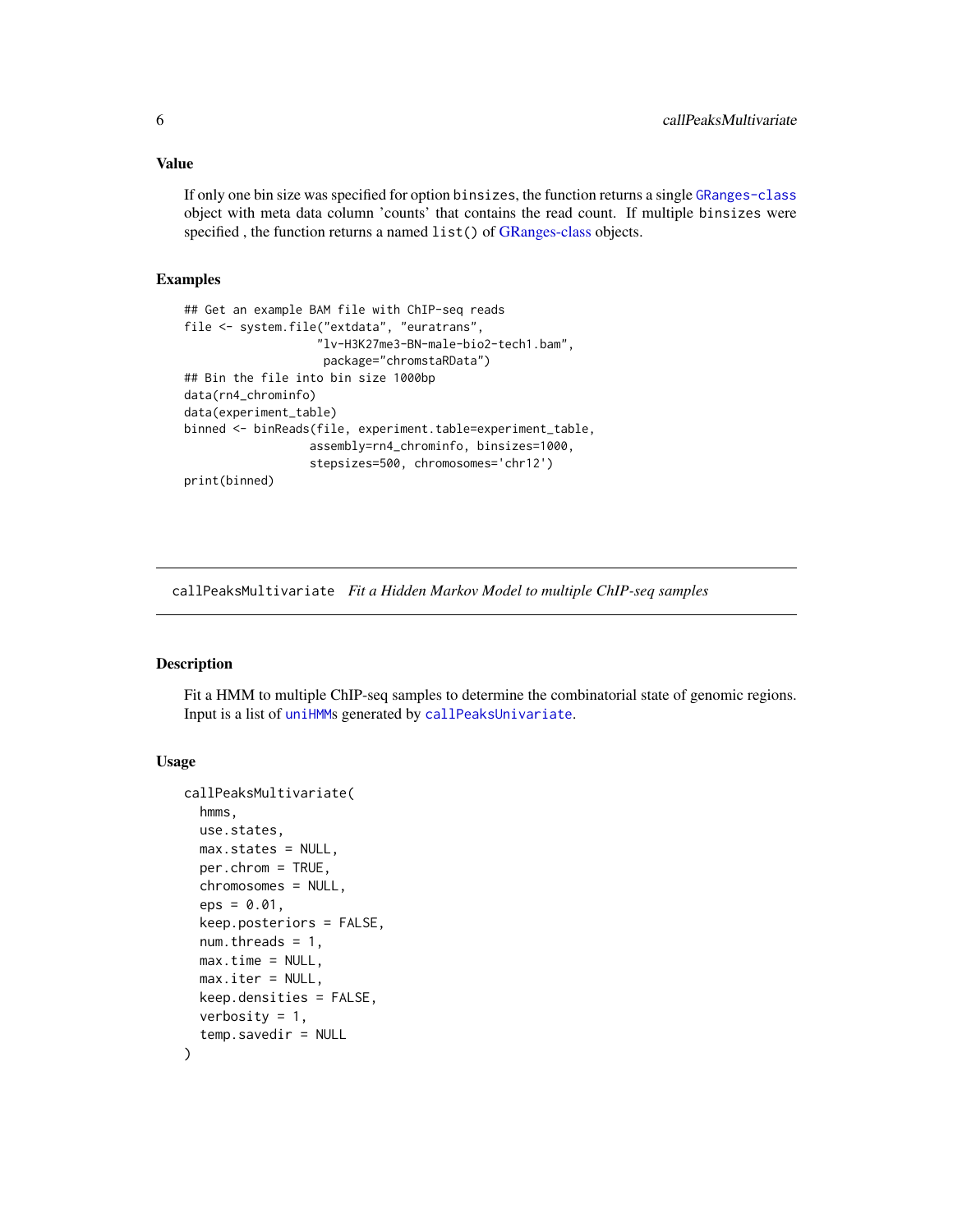## Value

If only one bin size was specified for option `binsizes`, the function returns a single `GRanges-class` object with meta data column 'counts' that contains the read count. If multiple `binsizes` were specified , the function returns a named `list()` of GRanges-class objects.

## Examples

```
## Get an example BAM file with ChIP-seq reads
file <- system.file("extdata", "euratrans",
                    "lv-H3K27me3-BN-male-bio2-tech1.bam",
                     package="chromstaRData")
## Bin the file into bin size 1000bp
data(rn4_chrominfo)
data(experiment_table)
binned <- binReads(file, experiment.table=experiment_table,
                   assembly=rn4_chrominfo, binsizes=1000,
                   stepsizes=500, chromosomes='chr12')
print(binned)
```

---

# callPeaksMultivariate *Fit a Hidden Markov Model to multiple ChIP-seq samples*

---

## Description

Fit a HMM to multiple ChIP-seq samples to determine the combinatorial state of genomic regions. Input is a list of `uniHMM`s generated by `callPeaksUnivariate`.

## Usage

```
callPeaksMultivariate(
  hmms,
  use.states,
  max.states = NULL,
  per.chrom = TRUE,
  chromosomes = NULL,
  eps = 0.01,
  keep.posteriors = FALSE,
  num.threads = 1,
  max.time = NULL,
  max.iter = NULL,
  keep.densities = FALSE,
  verbosity = 1,
  temp.savedir = NULL
)
```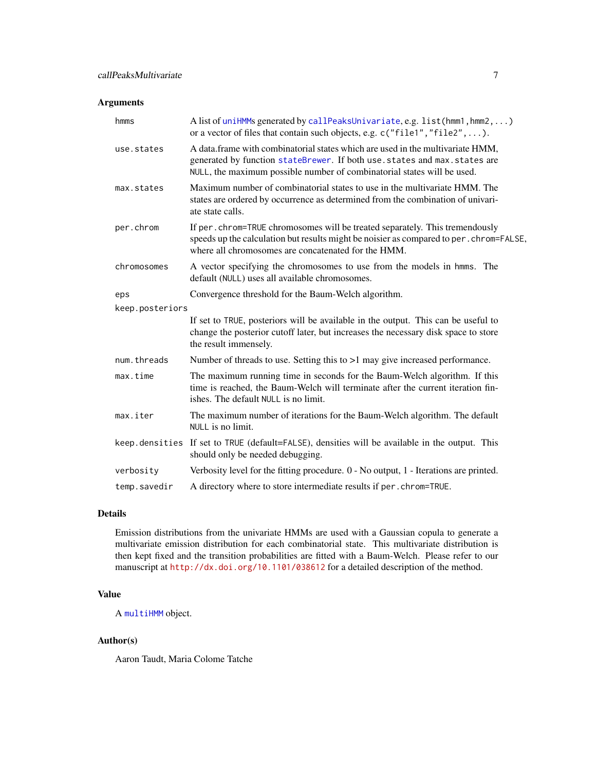## Arguments

| | |
|---|---|
| `hmms` | A list of `uniHMM`s generated by `callPeaksUnivariate`, e.g. `list(hmm1,hmm2,...)` or a vector of files that contain such objects, e.g. `c("file1","file2",...)`. |
| `use.states` | A data.frame with combinatorial states which are used in the multivariate HMM, generated by function `stateBrewer`. If both `use.states` and `max.states` are `NULL`, the maximum possible number of combinatorial states will be used. |
| `max.states` | Maximum number of combinatorial states to use in the multivariate HMM. The states are ordered by occurrence as determined from the combination of univariate state calls. |
| `per.chrom` | If `per.chrom=TRUE` chromosomes will be treated separately. This tremendously speeds up the calculation but results might be noisier as compared to `per.chrom=FALSE`, where all chromosomes are concatenated for the HMM. |
| `chromosomes` | A vector specifying the chromosomes to use from the models in `hmms`. The default (`NULL`) uses all available chromosomes. |
| `eps` | Convergence threshold for the Baum-Welch algorithm. |
| `keep.posteriors` | If set to `TRUE`, posteriors will be available in the output. This can be useful to change the posterior cutoff later, but increases the necessary disk space to store the result immensely. |
| `num.threads` | Number of threads to use. Setting this to >1 may give increased performance. |
| `max.time` | The maximum running time in seconds for the Baum-Welch algorithm. If this time is reached, the Baum-Welch will terminate after the current iteration finishes. The default `NULL` is no limit. |
| `max.iter` | The maximum number of iterations for the Baum-Welch algorithm. The default `NULL` is no limit. |
| `keep.densities` | If set to `TRUE` (default=`FALSE`), densities will be available in the output. This should only be needed debugging. |
| `verbosity` | Verbosity level for the fitting procedure. 0 - No output, 1 - Iterations are printed. |
| `temp.savedir` | A directory where to store intermediate results if `per.chrom=TRUE`. |

## Details

Emission distributions from the univariate HMMs are used with a Gaussian copula to generate a multivariate emission distribution for each combinatorial state. This multivariate distribution is then kept fixed and the transition probabilities are fitted with a Baum-Welch. Please refer to our manuscript at http://dx.doi.org/10.1101/038612 for a detailed description of the method.

## Value

A `multiHMM` object.

## Author(s)

Aaron Taudt, Maria Colome Tatche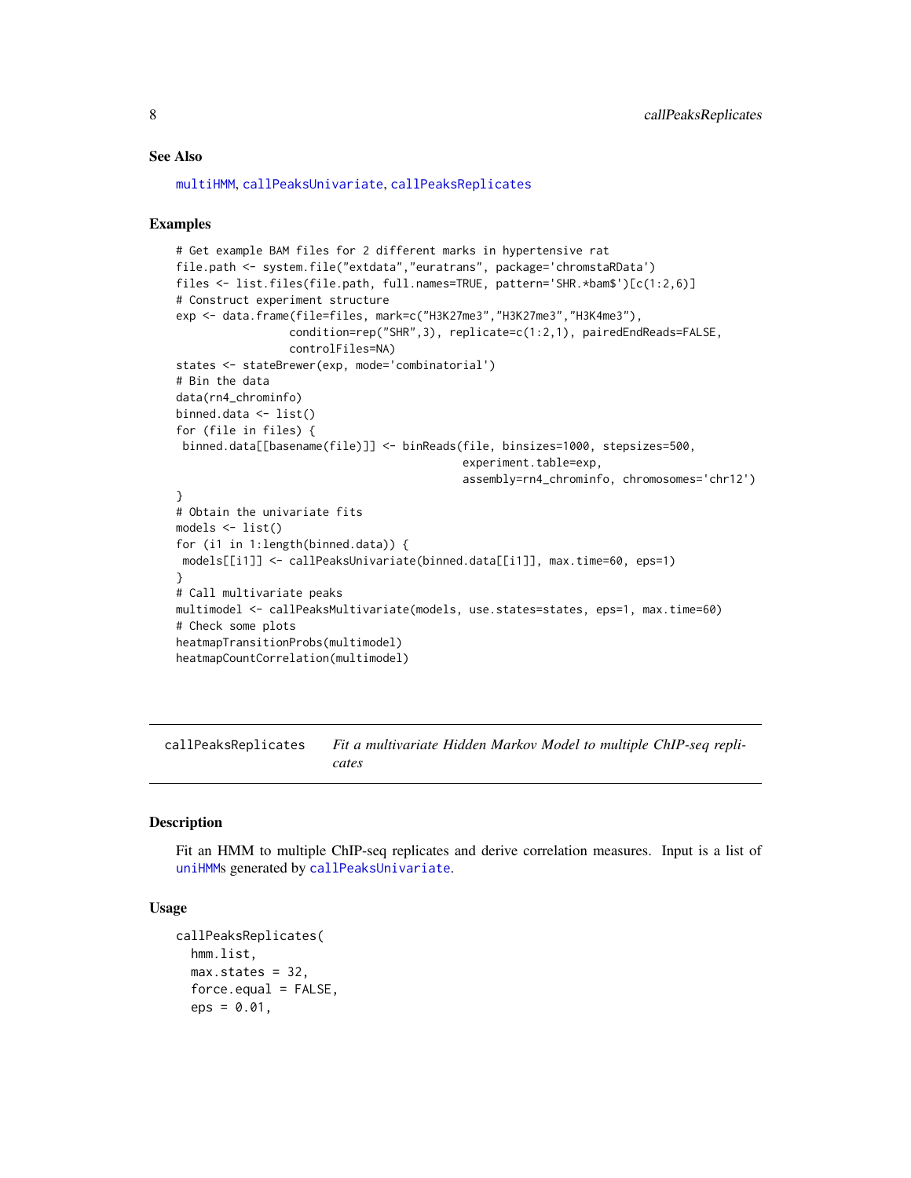## See Also

multiHMM, callPeaksUnivariate, callPeaksReplicates

## Examples

```
# Get example BAM files for 2 different marks in hypertensive rat
file.path <- system.file("extdata","euratrans", package='chromstaRData')
files <- list.files(file.path, full.names=TRUE, pattern='SHR.*bam$')[c(1:2,6)]
# Construct experiment structure
exp <- data.frame(file=files, mark=c("H3K27me3","H3K27me3","H3K4me3"),
                  condition=rep("SHR",3), replicate=c(1:2,1), pairedEndReads=FALSE,
                  controlFiles=NA)
states <- stateBrewer(exp, mode='combinatorial')
# Bin the data
data(rn4_chrominfo)
binned.data <- list()
for (file in files) {
 binned.data[[basename(file)]] <- binReads(file, binsizes=1000, stepsizes=500,
                                           experiment.table=exp,
                                           assembly=rn4_chrominfo, chromosomes='chr12')
}
# Obtain the univariate fits
models <- list()
for (i1 in 1:length(binned.data)) {
 models[[i1]] <- callPeaksUnivariate(binned.data[[i1]], max.time=60, eps=1)
}
# Call multivariate peaks
multimodel <- callPeaksMultivariate(models, use.states=states, eps=1, max.time=60)
# Check some plots
heatmapTransitionProbs(multimodel)
heatmapCountCorrelation(multimodel)
```

---

# callPeaksReplicates — *Fit a multivariate Hidden Markov Model to multiple ChIP-seq replicates*

---

## Description

Fit an HMM to multiple ChIP-seq replicates and derive correlation measures. Input is a list of uniHMMs generated by callPeaksUnivariate.

## Usage

```
callPeaksReplicates(
  hmm.list,
  max.states = 32,
  force.equal = FALSE,
  eps = 0.01,
```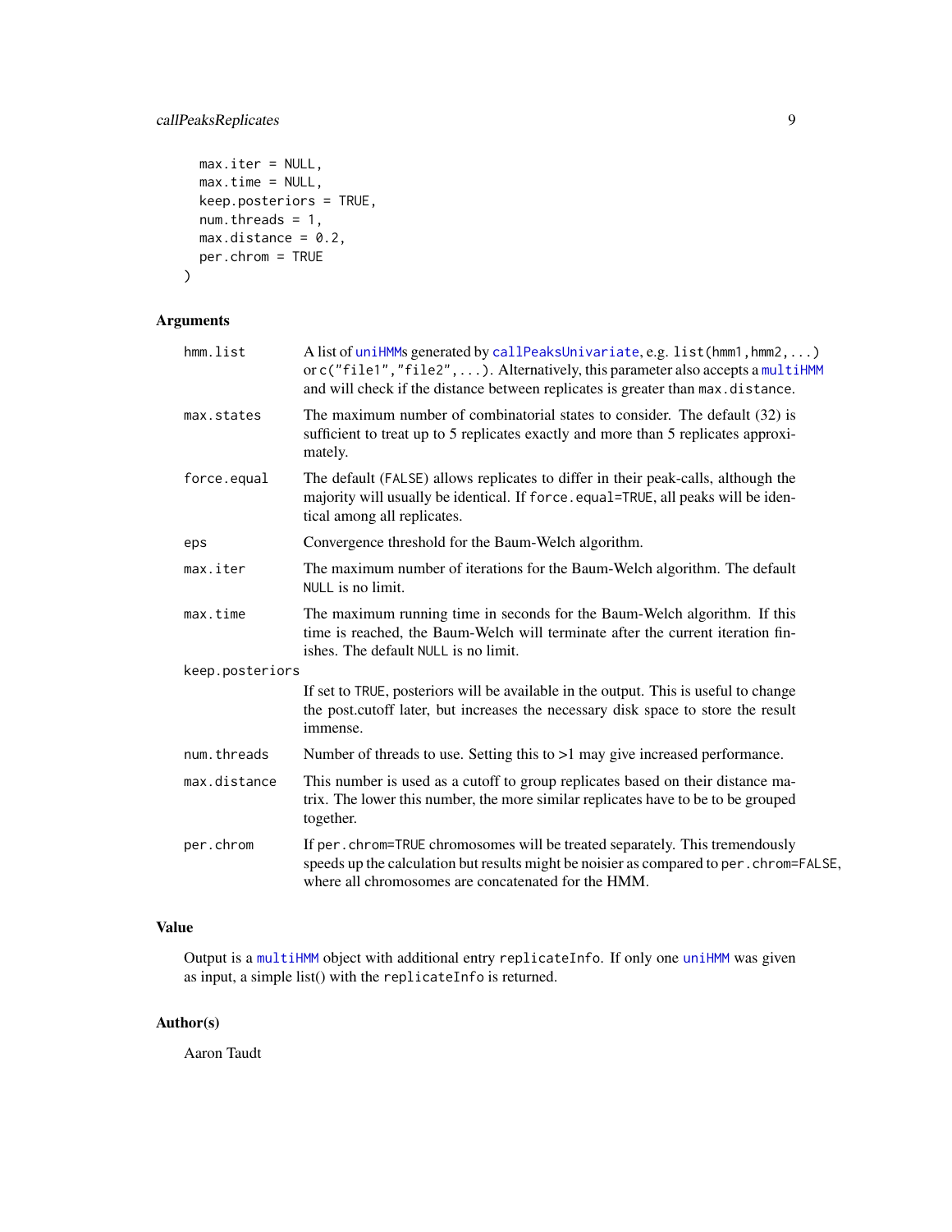```
  max.iter = NULL,
  max.time = NULL,
  keep.posteriors = TRUE,
  num.threads = 1,
  max.distance = 0.2,
  per.chrom = TRUE
)
```

## Arguments

| | |
|---|---|
| hmm.list | A list of uniHMMs generated by callPeaksUnivariate, e.g. list(hmm1,hmm2,...) or c("file1","file2",...). Alternatively, this parameter also accepts a multiHMM and will check if the distance between replicates is greater than max.distance. |
| max.states | The maximum number of combinatorial states to consider. The default (32) is sufficient to treat up to 5 replicates exactly and more than 5 replicates approximately. |
| force.equal | The default (FALSE) allows replicates to differ in their peak-calls, although the majority will usually be identical. If force.equal=TRUE, all peaks will be identical among all replicates. |
| eps | Convergence threshold for the Baum-Welch algorithm. |
| max.iter | The maximum number of iterations for the Baum-Welch algorithm. The default NULL is no limit. |
| max.time | The maximum running time in seconds for the Baum-Welch algorithm. If this time is reached, the Baum-Welch will terminate after the current iteration finishes. The default NULL is no limit. |
| keep.posteriors | If set to TRUE, posteriors will be available in the output. This is useful to change the post.cutoff later, but increases the necessary disk space to store the result immense. |
| num.threads | Number of threads to use. Setting this to >1 may give increased performance. |
| max.distance | This number is used as a cutoff to group replicates based on their distance matrix. The lower this number, the more similar replicates have to be to be grouped together. |
| per.chrom | If per.chrom=TRUE chromosomes will be treated separately. This tremendously speeds up the calculation but results might be noisier as compared to per.chrom=FALSE, where all chromosomes are concatenated for the HMM. |

## Value

Output is a multiHMM object with additional entry replicateInfo. If only one uniHMM was given as input, a simple list() with the replicateInfo is returned.

## Author(s)

Aaron Taudt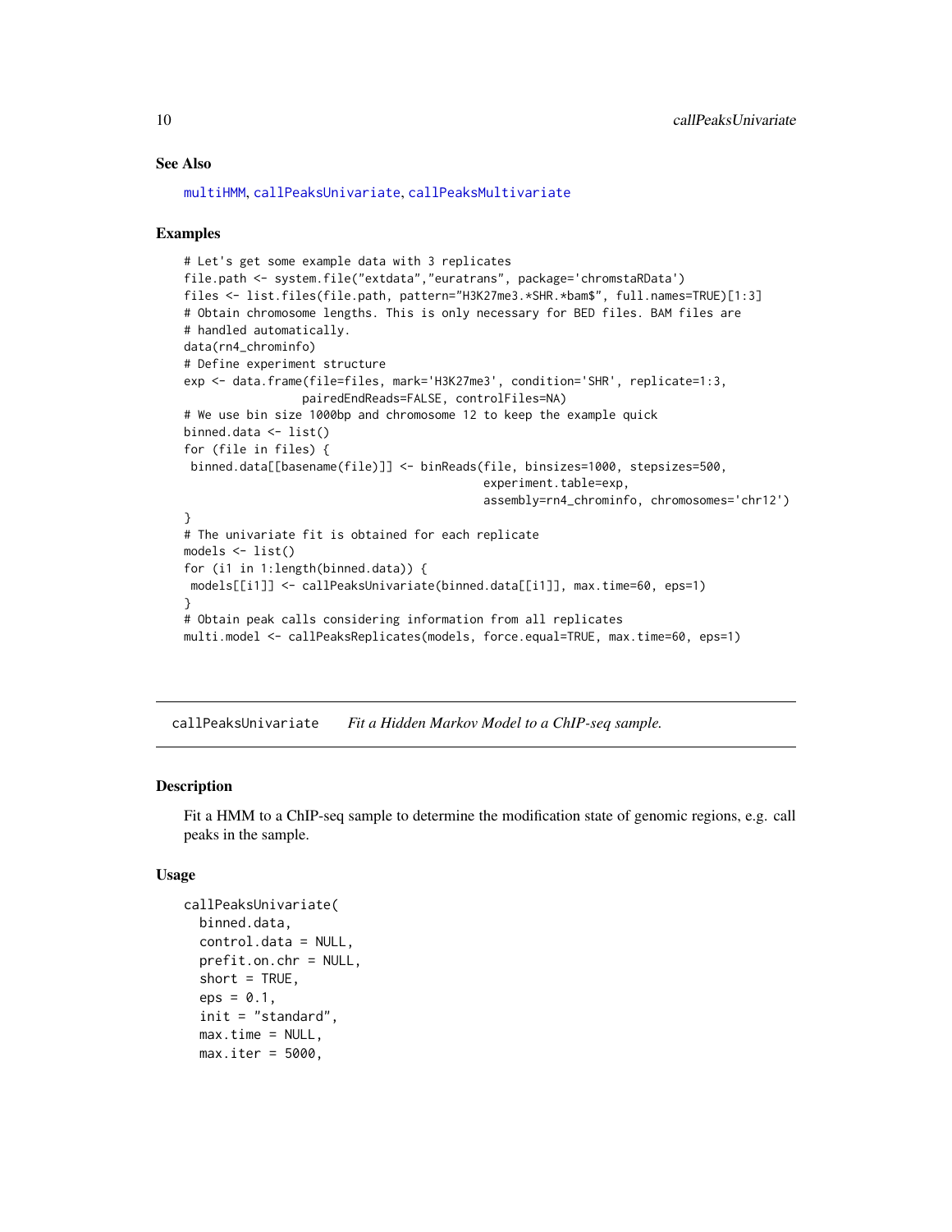### See Also

multiHMM, callPeaksUnivariate, callPeaksMultivariate

### Examples

```
# Let's get some example data with 3 replicates
file.path <- system.file("extdata","euratrans", package='chromstaRData')
files <- list.files(file.path, pattern="H3K27me3.*SHR.*bam$", full.names=TRUE)[1:3]
# Obtain chromosome lengths. This is only necessary for BED files. BAM files are
# handled automatically.
data(rn4_chrominfo)
# Define experiment structure
exp <- data.frame(file=files, mark='H3K27me3', condition='SHR', replicate=1:3,
                  pairedEndReads=FALSE, controlFiles=NA)
# We use bin size 1000bp and chromosome 12 to keep the example quick
binned.data <- list()
for (file in files) {
 binned.data[[basename(file)]] <- binReads(file, binsizes=1000, stepsizes=500,
                                            experiment.table=exp,
                                            assembly=rn4_chrominfo, chromosomes='chr12')
}
# The univariate fit is obtained for each replicate
models <- list()
for (i1 in 1:length(binned.data)) {
 models[[i1]] <- callPeaksUnivariate(binned.data[[i1]], max.time=60, eps=1)
}
# Obtain peak calls considering information from all replicates
multi.model <- callPeaksReplicates(models, force.equal=TRUE, max.time=60, eps=1)
```

## callPeaksUnivariate *Fit a Hidden Markov Model to a ChIP-seq sample.*

### Description

Fit a HMM to a ChIP-seq sample to determine the modification state of genomic regions, e.g. call peaks in the sample.

### Usage

```
callPeaksUnivariate(
  binned.data,
  control.data = NULL,
  prefit.on.chr = NULL,
  short = TRUE,
  eps = 0.1,
  init = "standard",
  max.time = NULL,
  max.iter = 5000,
```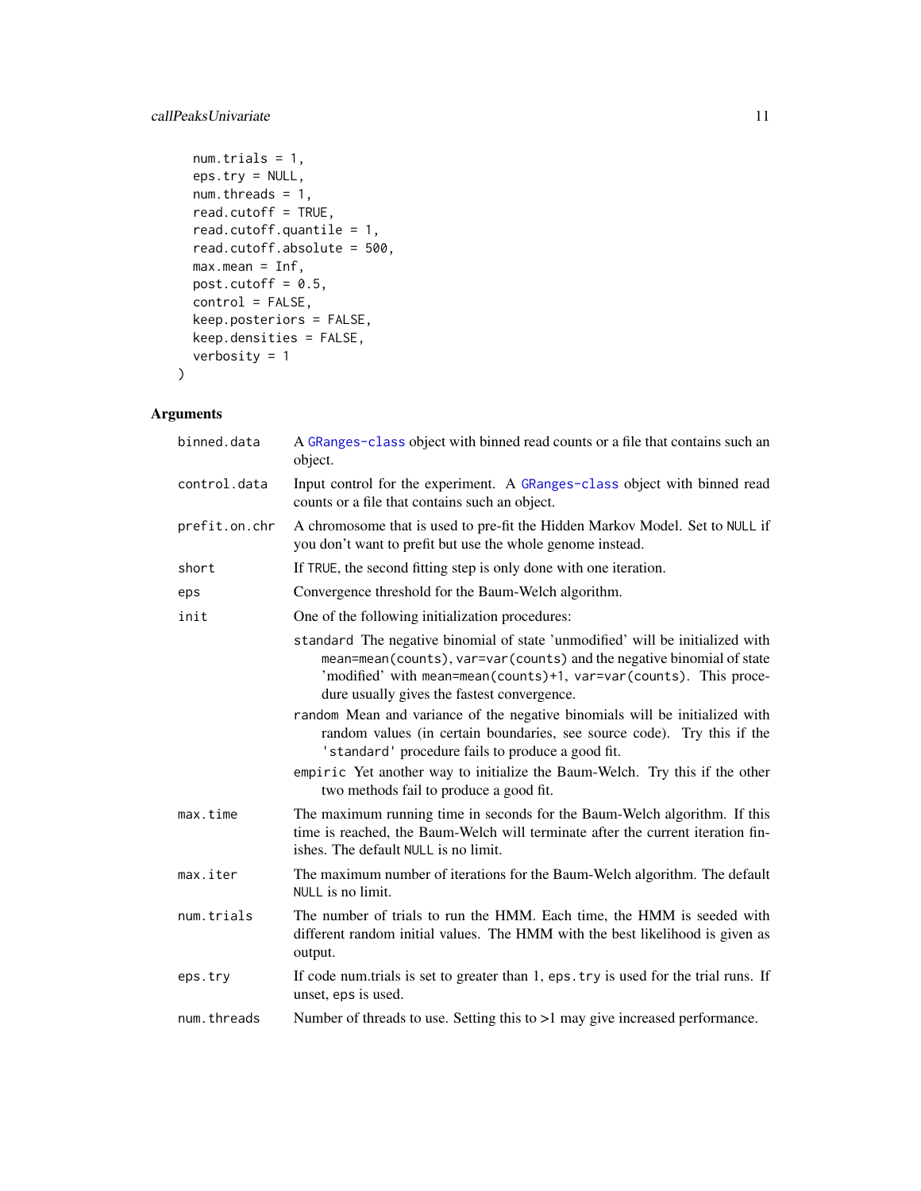```
  num.trials = 1,
  eps.try = NULL,
  num.threads = 1,
  read.cutoff = TRUE,
  read.cutoff.quantile = 1,
  read.cutoff.absolute = 500,
  max.mean = Inf,
  post.cutoff = 0.5,
  control = FALSE,
  keep.posteriors = FALSE,
  keep.densities = FALSE,
  verbosity = 1
)
```

## Arguments

| | |
|---|---|
| `binned.data` | A GRanges-class object with binned read counts or a file that contains such an object. |
| `control.data` | Input control for the experiment. A GRanges-class object with binned read counts or a file that contains such an object. |
| `prefit.on.chr` | A chromosome that is used to pre-fit the Hidden Markov Model. Set to `NULL` if you don't want to prefit but use the whole genome instead. |
| `short` | If `TRUE`, the second fitting step is only done with one iteration. |
| `eps` | Convergence threshold for the Baum-Welch algorithm. |
| `init` | One of the following initialization procedures:<br>`standard` The negative binomial of state 'unmodified' will be initialized with `mean=mean(counts)`, `var=var(counts)` and the negative binomial of state 'modified' with `mean=mean(counts)+1`, `var=var(counts)`. This procedure usually gives the fastest convergence.<br>`random` Mean and variance of the negative binomials will be initialized with random values (in certain boundaries, see source code). Try this if the `'standard'` procedure fails to produce a good fit.<br>`empiric` Yet another way to initialize the Baum-Welch. Try this if the other two methods fail to produce a good fit. |
| `max.time` | The maximum running time in seconds for the Baum-Welch algorithm. If this time is reached, the Baum-Welch will terminate after the current iteration finishes. The default `NULL` is no limit. |
| `max.iter` | The maximum number of iterations for the Baum-Welch algorithm. The default `NULL` is no limit. |
| `num.trials` | The number of trials to run the HMM. Each time, the HMM is seeded with different random initial values. The HMM with the best likelihood is given as output. |
| `eps.try` | If code num.trials is set to greater than 1, `eps.try` is used for the trial runs. If unset, `eps` is used. |
| `num.threads` | Number of threads to use. Setting this to >1 may give increased performance. |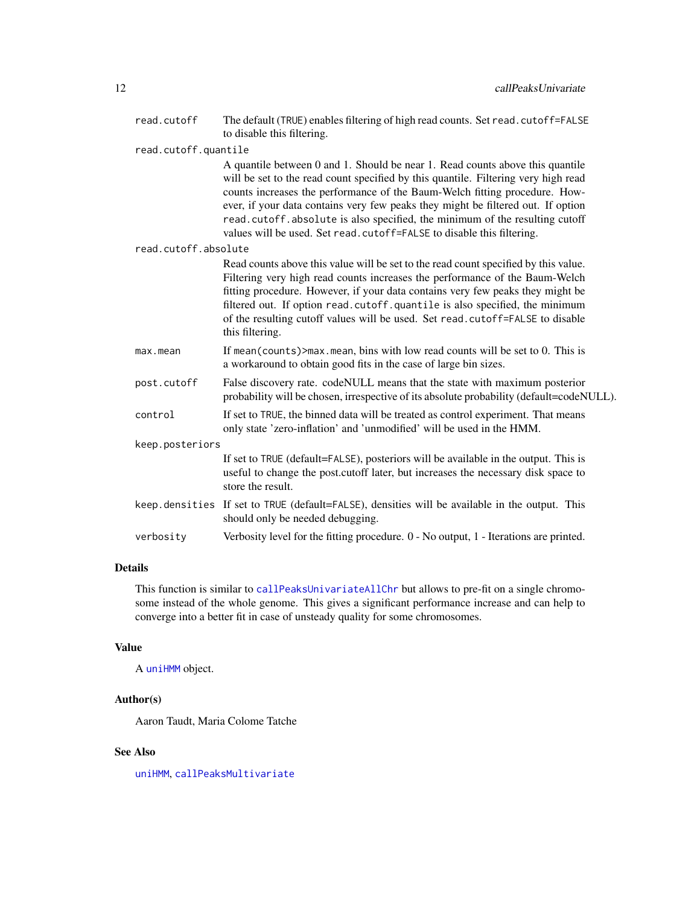read.cutoff
: The default (TRUE) enables filtering of high read counts. Set `read.cutoff=FALSE` to disable this filtering.

read.cutoff.quantile
: A quantile between 0 and 1. Should be near 1. Read counts above this quantile will be set to the read count specified by this quantile. Filtering very high read counts increases the performance of the Baum-Welch fitting procedure. However, if your data contains very few peaks they might be filtered out. If option `read.cutoff.absolute` is also specified, the minimum of the resulting cutoff values will be used. Set `read.cutoff=FALSE` to disable this filtering.

read.cutoff.absolute
: Read counts above this value will be set to the read count specified by this value. Filtering very high read counts increases the performance of the Baum-Welch fitting procedure. However, if your data contains very few peaks they might be filtered out. If option `read.cutoff.quantile` is also specified, the minimum of the resulting cutoff values will be used. Set `read.cutoff=FALSE` to disable this filtering.

max.mean
: If `mean(counts)>max.mean`, bins with low read counts will be set to 0. This is a workaround to obtain good fits in the case of large bin sizes.

post.cutoff
: False discovery rate. codeNULL means that the state with maximum posterior probability will be chosen, irrespective of its absolute probability (default=codeNULL).

control
: If set to TRUE, the binned data will be treated as control experiment. That means only state 'zero-inflation' and 'unmodified' will be used in the HMM.

keep.posteriors
: If set to TRUE (default=FALSE), posteriors will be available in the output. This is useful to change the post.cutoff later, but increases the necessary disk space to store the result.

keep.densities
: If set to TRUE (default=FALSE), densities will be available in the output. This should only be needed debugging.

verbosity
: Verbosity level for the fitting procedure. 0 - No output, 1 - Iterations are printed.

## Details

This function is similar to `callPeaksUnivariateAllChr` but allows to pre-fit on a single chromosome instead of the whole genome. This gives a significant performance increase and can help to converge into a better fit in case of unsteady quality for some chromosomes.

## Value

A `uniHMM` object.

## Author(s)

Aaron Taudt, Maria Colome Tatche

## See Also

`uniHMM`, `callPeaksMultivariate`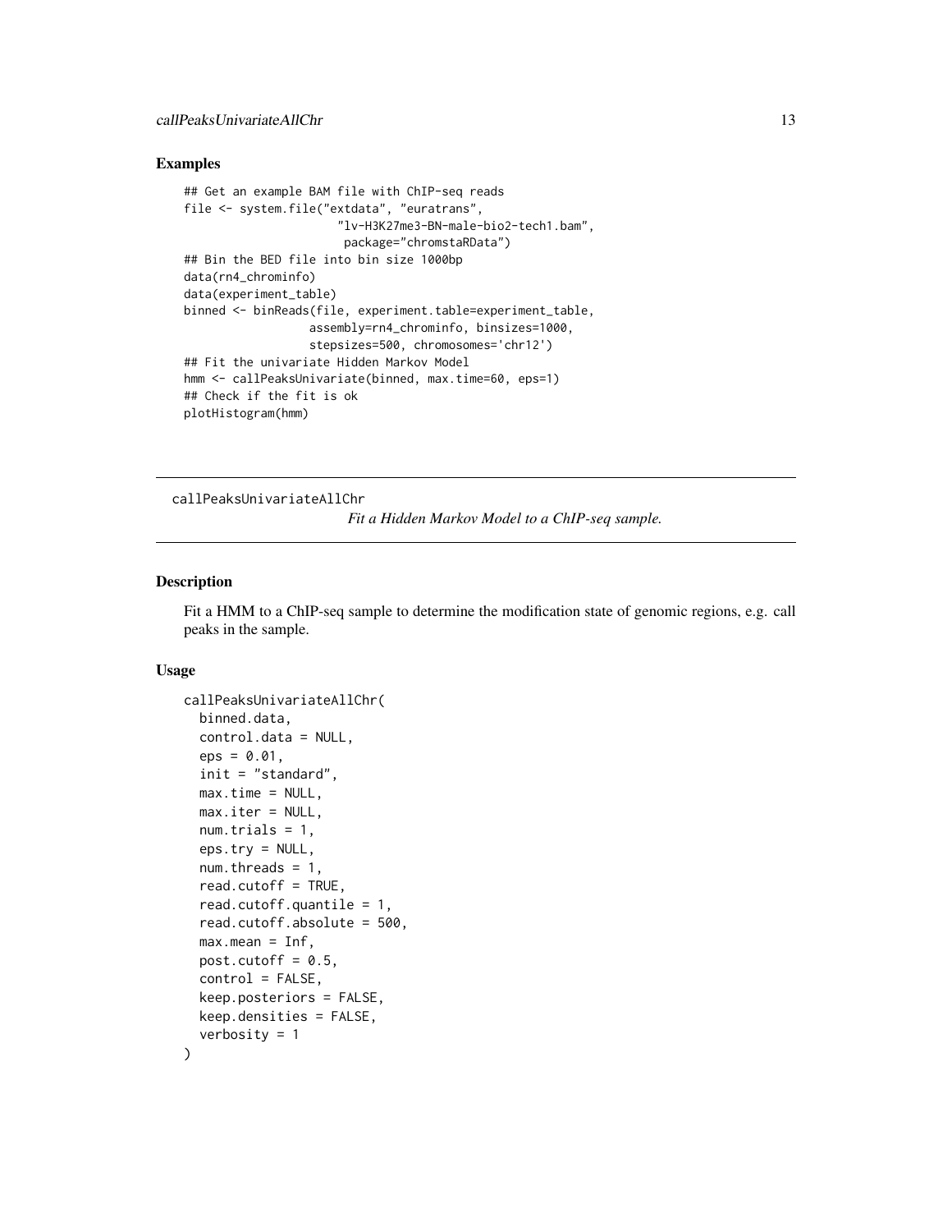## Examples

```
## Get an example BAM file with ChIP-seq reads
file <- system.file("extdata", "euratrans",
                    "lv-H3K27me3-BN-male-bio2-tech1.bam",
                     package="chromstaRData")
## Bin the BED file into bin size 1000bp
data(rn4_chrominfo)
data(experiment_table)
binned <- binReads(file, experiment.table=experiment_table,
                   assembly=rn4_chrominfo, binsizes=1000,
                   stepsizes=500, chromosomes='chr12')
## Fit the univariate Hidden Markov Model
hmm <- callPeaksUnivariate(binned, max.time=60, eps=1)
## Check if the fit is ok
plotHistogram(hmm)
```

---

callPeaksUnivariateAllChr

*Fit a Hidden Markov Model to a ChIP-seq sample.*

---

## Description

Fit a HMM to a ChIP-seq sample to determine the modification state of genomic regions, e.g. call peaks in the sample.

## Usage

```
callPeaksUnivariateAllChr(
  binned.data,
  control.data = NULL,
  eps = 0.01,
  init = "standard",
  max.time = NULL,
  max.iter = NULL,
  num.trials = 1,
  eps.try = NULL,
  num.threads = 1,
  read.cutoff = TRUE,
  read.cutoff.quantile = 1,
  read.cutoff.absolute = 500,
  max.mean = Inf,
  post.cutoff = 0.5,
  control = FALSE,
  keep.posteriors = FALSE,
  keep.densities = FALSE,
  verbosity = 1
)
```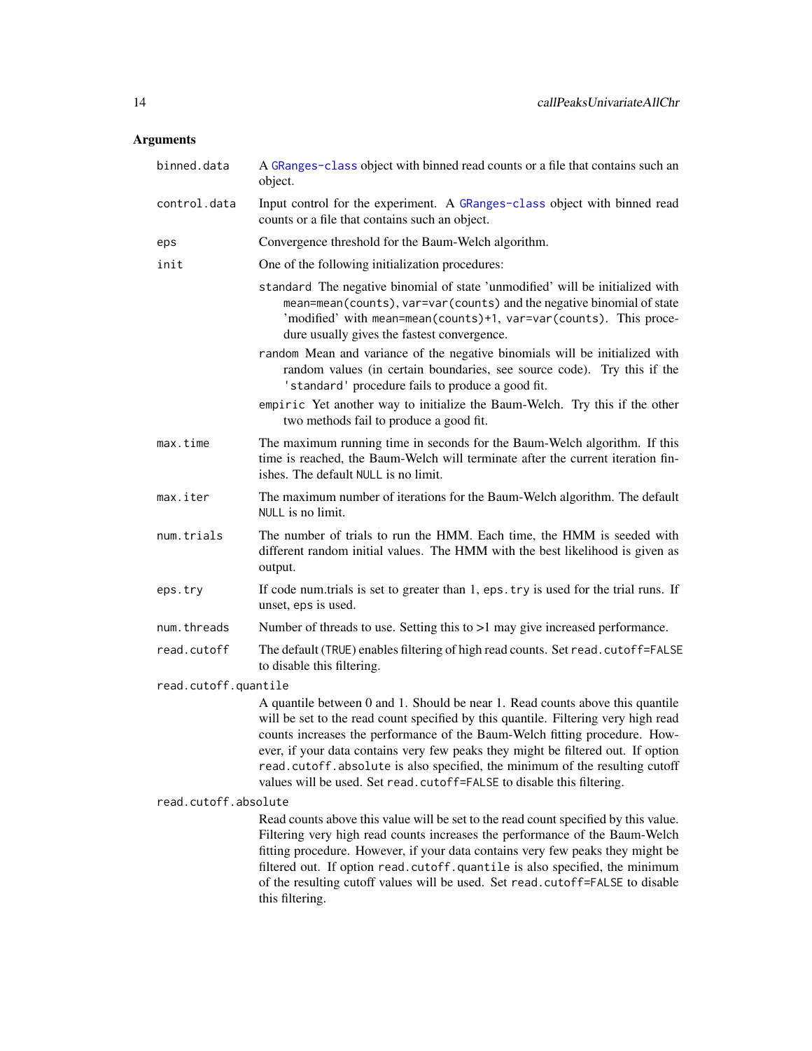## Arguments

- `binned.data`: A `GRanges-class` object with binned read counts or a file that contains such an object.
- `control.data`: Input control for the experiment. A `GRanges-class` object with binned read counts or a file that contains such an object.
- `eps`: Convergence threshold for the Baum-Welch algorithm.
- `init`: One of the following initialization procedures:
  - `standard` The negative binomial of state 'unmodified' will be initialized with `mean=mean(counts)`, `var=var(counts)` and the negative binomial of state 'modified' with `mean=mean(counts)+1`, `var=var(counts)`. This procedure usually gives the fastest convergence.
  - `random` Mean and variance of the negative binomials will be initialized with random values (in certain boundaries, see source code). Try this if the `'standard'` procedure fails to produce a good fit.
  - `empiric` Yet another way to initialize the Baum-Welch. Try this if the other two methods fail to produce a good fit.
- `max.time`: The maximum running time in seconds for the Baum-Welch algorithm. If this time is reached, the Baum-Welch will terminate after the current iteration finishes. The default `NULL` is no limit.
- `max.iter`: The maximum number of iterations for the Baum-Welch algorithm. The default `NULL` is no limit.
- `num.trials`: The number of trials to run the HMM. Each time, the HMM is seeded with different random initial values. The HMM with the best likelihood is given as output.
- `eps.try`: If code num.trials is set to greater than 1, `eps.try` is used for the trial runs. If unset, `eps` is used.
- `num.threads`: Number of threads to use. Setting this to >1 may give increased performance.
- `read.cutoff`: The default (`TRUE`) enables filtering of high read counts. Set `read.cutoff=FALSE` to disable this filtering.
- `read.cutoff.quantile`: A quantile between 0 and 1. Should be near 1. Read counts above this quantile will be set to the read count specified by this quantile. Filtering very high read counts increases the performance of the Baum-Welch fitting procedure. However, if your data contains very few peaks they might be filtered out. If option `read.cutoff.absolute` is also specified, the minimum of the resulting cutoff values will be used. Set `read.cutoff=FALSE` to disable this filtering.
- `read.cutoff.absolute`: Read counts above this value will be set to the read count specified by this value. Filtering very high read counts increases the performance of the Baum-Welch fitting procedure. However, if your data contains very few peaks they might be filtered out. If option `read.cutoff.quantile` is also specified, the minimum of the resulting cutoff values will be used. Set `read.cutoff=FALSE` to disable this filtering.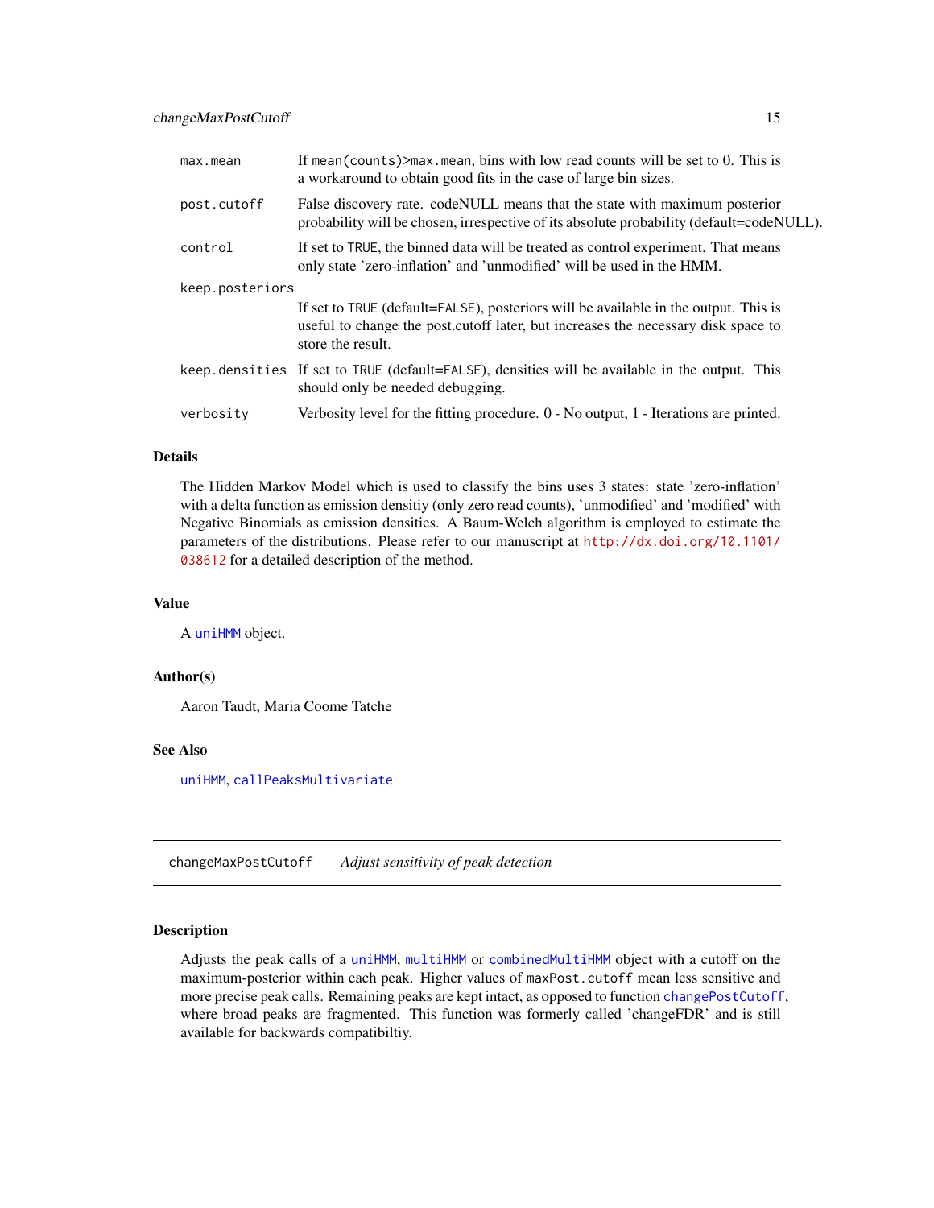| | |
|---|---|
| `max.mean` | If `mean(counts)>max.mean`, bins with low read counts will be set to 0. This is a workaround to obtain good fits in the case of large bin sizes. |
| `post.cutoff` | False discovery rate. codeNULL means that the state with maximum posterior probability will be chosen, irrespective of its absolute probability (default=codeNULL). |
| `control` | If set to `TRUE`, the binned data will be treated as control experiment. That means only state 'zero-inflation' and 'unmodified' will be used in the HMM. |
| `keep.posteriors` | If set to `TRUE` (default=`FALSE`), posteriors will be available in the output. This is useful to change the post.cutoff later, but increases the necessary disk space to store the result. |
| `keep.densities` | If set to `TRUE` (default=`FALSE`), densities will be available in the output. This should only be needed debugging. |
| `verbosity` | Verbosity level for the fitting procedure. 0 - No output, 1 - Iterations are printed. |

### Details

The Hidden Markov Model which is used to classify the bins uses 3 states: state 'zero-inflation' with a delta function as emission densitiy (only zero read counts), 'unmodified' and 'modified' with Negative Binomials as emission densities. A Baum-Welch algorithm is employed to estimate the parameters of the distributions. Please refer to our manuscript at http://dx.doi.org/10.1101/038612 for a detailed description of the method.

### Value

A `uniHMM` object.

### Author(s)

Aaron Taudt, Maria Coome Tatche

### See Also

`uniHMM`, `callPeaksMultivariate`

---

## changeMaxPostCutoff — *Adjust sensitivity of peak detection*

---

### Description

Adjusts the peak calls of a `uniHMM`, `multiHMM` or `combinedMultiHMM` object with a cutoff on the maximum-posterior within each peak. Higher values of `maxPost.cutoff` mean less sensitive and more precise peak calls. Remaining peaks are kept intact, as opposed to function `changePostCutoff`, where broad peaks are fragmented. This function was formerly called 'changeFDR' and is still available for backwards compatibiltiy.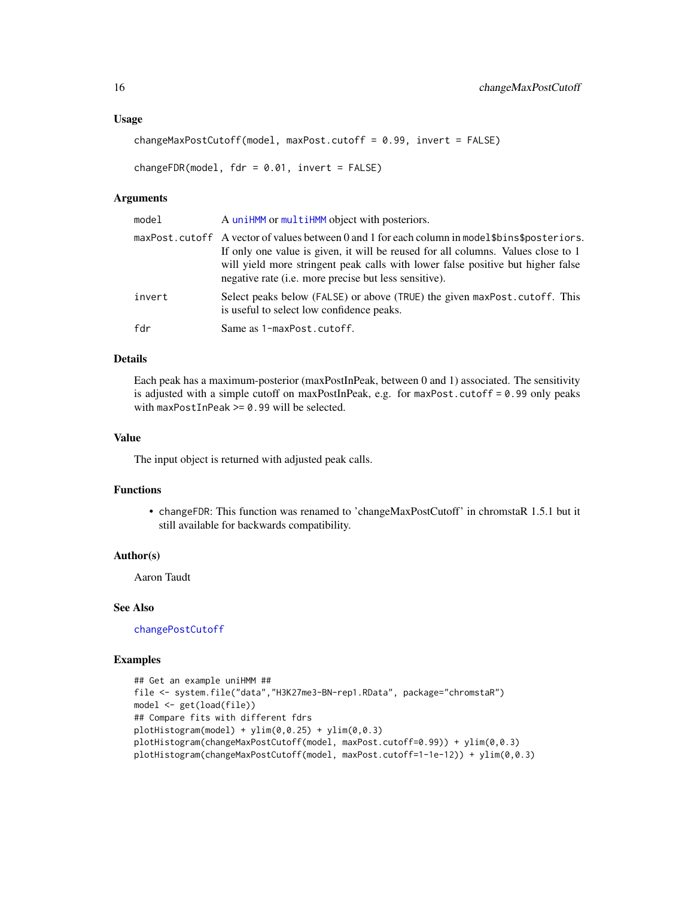## Usage

```
changeMaxPostCutoff(model, maxPost.cutoff = 0.99, invert = FALSE)

changeFDR(model, fdr = 0.01, invert = FALSE)
```

## Arguments

| | |
|---|---|
| model | A uniHMM or multiHMM object with posteriors. |
| maxPost.cutoff | A vector of values between 0 and 1 for each column in model$bins$posteriors. If only one value is given, it will be reused for all columns. Values close to 1 will yield more stringent peak calls with lower false positive but higher false negative rate (i.e. more precise but less sensitive). |
| invert | Select peaks below (FALSE) or above (TRUE) the given maxPost.cutoff. This is useful to select low confidence peaks. |
| fdr | Same as 1-maxPost.cutoff. |

## Details

Each peak has a maximum-posterior (maxPostInPeak, between 0 and 1) associated. The sensitivity is adjusted with a simple cutoff on maxPostInPeak, e.g. for maxPost.cutoff = 0.99 only peaks with maxPostInPeak >= 0.99 will be selected.

## Value

The input object is returned with adjusted peak calls.

## Functions

- changeFDR: This function was renamed to 'changeMaxPostCutoff' in chromstaR 1.5.1 but it still available for backwards compatibility.

## Author(s)

Aaron Taudt

## See Also

changePostCutoff

## Examples

```
## Get an example uniHMM ##
file <- system.file("data","H3K27me3-BN-rep1.RData", package="chromstaR")
model <- get(load(file))
## Compare fits with different fdrs
plotHistogram(model) + ylim(0,0.25) + ylim(0,0.3)
plotHistogram(changeMaxPostCutoff(model, maxPost.cutoff=0.99)) + ylim(0,0.3)
plotHistogram(changeMaxPostCutoff(model, maxPost.cutoff=1-1e-12)) + ylim(0,0.3)
```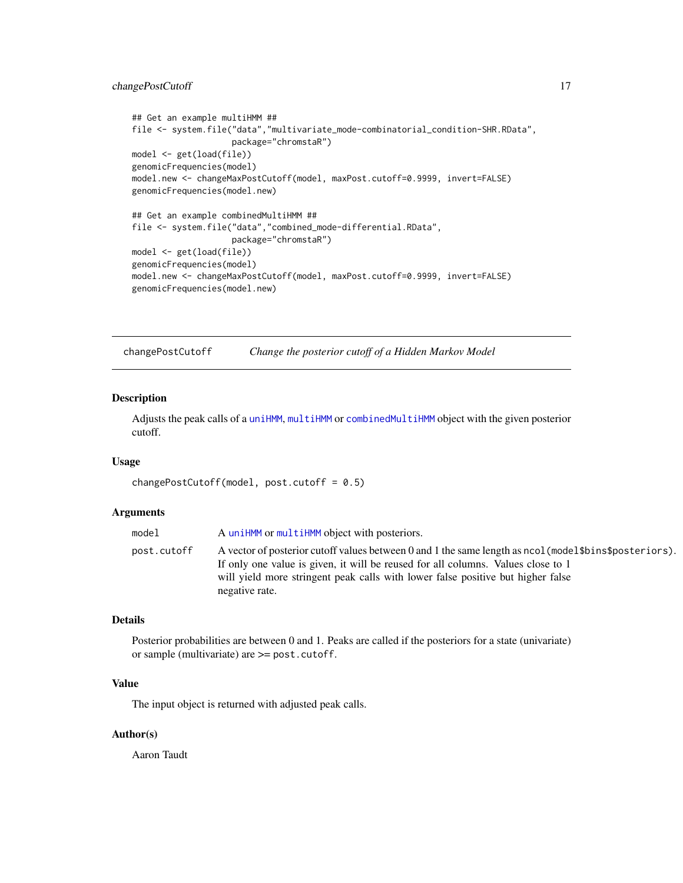```
## Get an example multiHMM ##
file <- system.file("data","multivariate_mode-combinatorial_condition-SHR.RData",
                    package="chromstaR")
model <- get(load(file))
genomicFrequencies(model)
model.new <- changeMaxPostCutoff(model, maxPost.cutoff=0.9999, invert=FALSE)
genomicFrequencies(model.new)

## Get an example combinedMultiHMM ##
file <- system.file("data","combined_mode-differential.RData",
                    package="chromstaR")
model <- get(load(file))
genomicFrequencies(model)
model.new <- changeMaxPostCutoff(model, maxPost.cutoff=0.9999, invert=FALSE)
genomicFrequencies(model.new)
```

---

## changePostCutoff — *Change the posterior cutoff of a Hidden Markov Model*

### Description

Adjusts the peak calls of a `uniHMM`, `multiHMM` or `combinedMultiHMM` object with the given posterior cutoff.

### Usage

```
changePostCutoff(model, post.cutoff = 0.5)
```

### Arguments

| | |
|---|---|
| `model` | A `uniHMM` or `multiHMM` object with posteriors. |
| `post.cutoff` | A vector of posterior cutoff values between 0 and 1 the same length as `ncol(model$bins$posteriors)`. If only one value is given, it will be reused for all columns. Values close to 1 will yield more stringent peak calls with lower false positive but higher false negative rate. |

### Details

Posterior probabilities are between 0 and 1. Peaks are called if the posteriors for a state (univariate) or sample (multivariate) are >= `post.cutoff`.

### Value

The input object is returned with adjusted peak calls.

### Author(s)

Aaron Taudt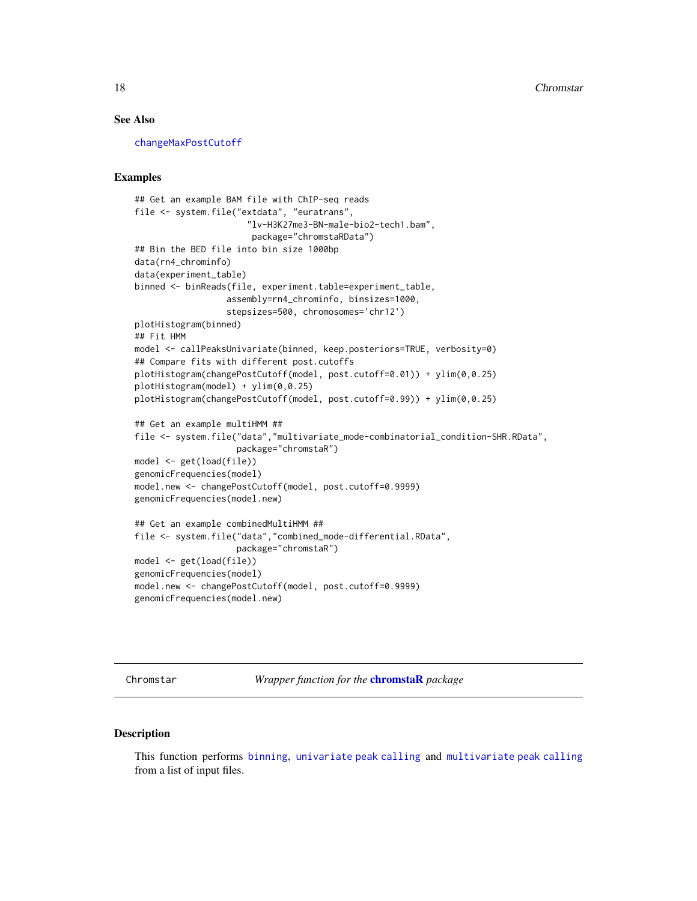### See Also

changeMaxPostCutoff

### Examples

```
## Get an example BAM file with ChIP-seq reads
file <- system.file("extdata", "euratrans",
                    "lv-H3K27me3-BN-male-bio2-tech1.bam",
                     package="chromstaRData")
## Bin the BED file into bin size 1000bp
data(rn4_chrominfo)
data(experiment_table)
binned <- binReads(file, experiment.table=experiment_table,
                  assembly=rn4_chrominfo, binsizes=1000,
                  stepsizes=500, chromosomes='chr12')
plotHistogram(binned)
## Fit HMM
model <- callPeaksUnivariate(binned, keep.posteriors=TRUE, verbosity=0)
## Compare fits with different post.cutoffs
plotHistogram(changePostCutoff(model, post.cutoff=0.01)) + ylim(0,0.25)
plotHistogram(model) + ylim(0,0.25)
plotHistogram(changePostCutoff(model, post.cutoff=0.99)) + ylim(0,0.25)

## Get an example multiHMM ##
file <- system.file("data","multivariate_mode-combinatorial_condition-SHR.RData",
                    package="chromstaR")
model <- get(load(file))
genomicFrequencies(model)
model.new <- changePostCutoff(model, post.cutoff=0.9999)
genomicFrequencies(model.new)

## Get an example combinedMultiHMM ##
file <- system.file("data","combined_mode-differential.RData",
                    package="chromstaR")
model <- get(load(file))
genomicFrequencies(model)
model.new <- changePostCutoff(model, post.cutoff=0.9999)
genomicFrequencies(model.new)
```

---

## Chromstar *Wrapper function for the* **chromstaR** *package*

### Description

This function performs binning, univariate peak calling and multivariate peak calling from a list of input files.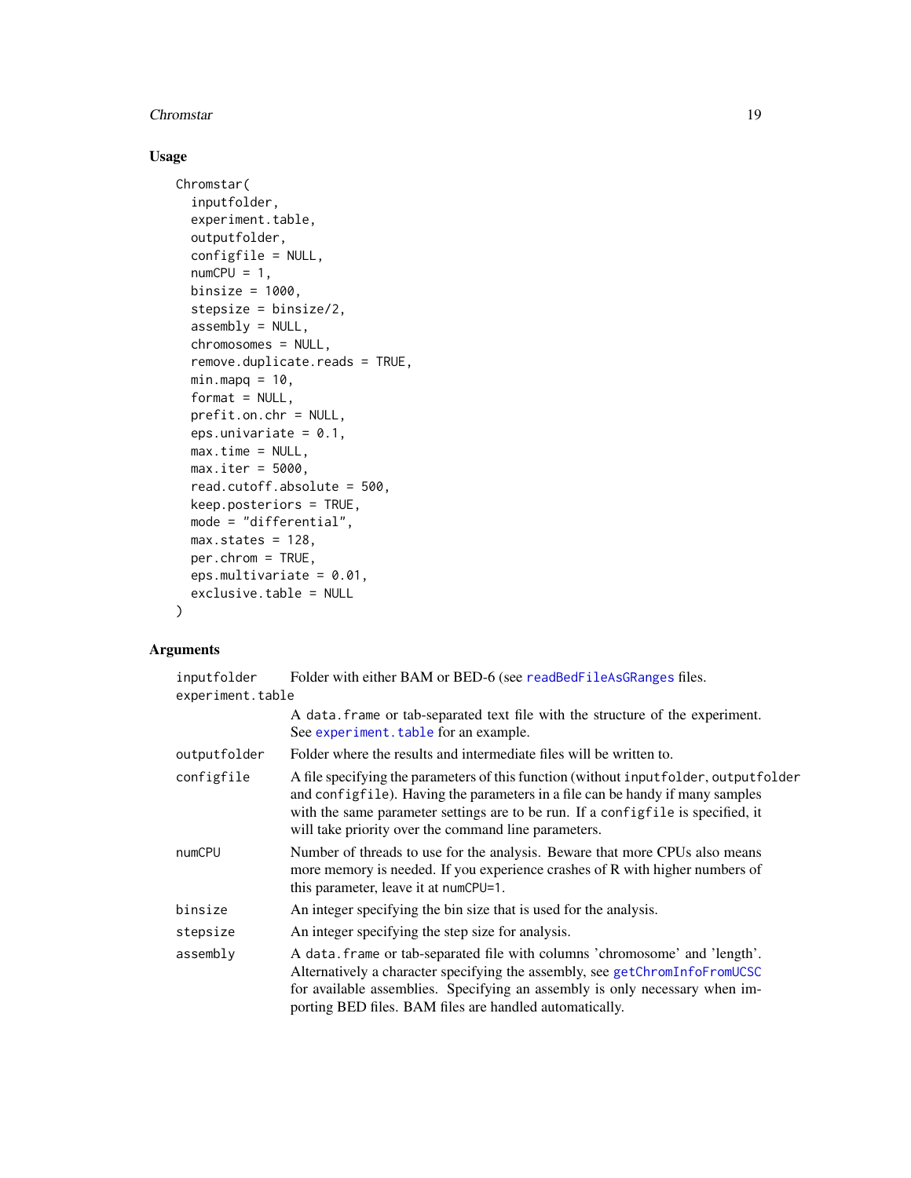## Usage

```
Chromstar(
  inputfolder,
  experiment.table,
  outputfolder,
  configfile = NULL,
  numCPU = 1,
  binsize = 1000,
  stepsize = binsize/2,
  assembly = NULL,
  chromosomes = NULL,
  remove.duplicate.reads = TRUE,
  min.mapq = 10,
  format = NULL,
  prefit.on.chr = NULL,
  eps.univariate = 0.1,
  max.time = NULL,
  max.iter = 5000,
  read.cutoff.absolute = 500,
  keep.posteriors = TRUE,
  mode = "differential",
  max.states = 128,
  per.chrom = TRUE,
  eps.multivariate = 0.01,
  exclusive.table = NULL
)
```

## Arguments

| | |
|---|---|
| `inputfolder` | Folder with either BAM or BED-6 (see `readBedFileAsGRanges` files. |
| `experiment.table` | A `data.frame` or tab-separated text file with the structure of the experiment. See `experiment.table` for an example. |
| `outputfolder` | Folder where the results and intermediate files will be written to. |
| `configfile` | A file specifying the parameters of this function (without `inputfolder`, `outputfolder` and `configfile`). Having the parameters in a file can be handy if many samples with the same parameter settings are to be run. If a `configfile` is specified, it will take priority over the command line parameters. |
| `numCPU` | Number of threads to use for the analysis. Beware that more CPUs also means more memory is needed. If you experience crashes of R with higher numbers of this parameter, leave it at `numCPU=1`. |
| `binsize` | An integer specifying the bin size that is used for the analysis. |
| `stepsize` | An integer specifying the step size for analysis. |
| `assembly` | A `data.frame` or tab-separated file with columns 'chromosome' and 'length'. Alternatively a character specifying the assembly, see `getChromInfoFromUCSC` for available assemblies. Specifying an assembly is only necessary when importing BED files. BAM files are handled automatically. |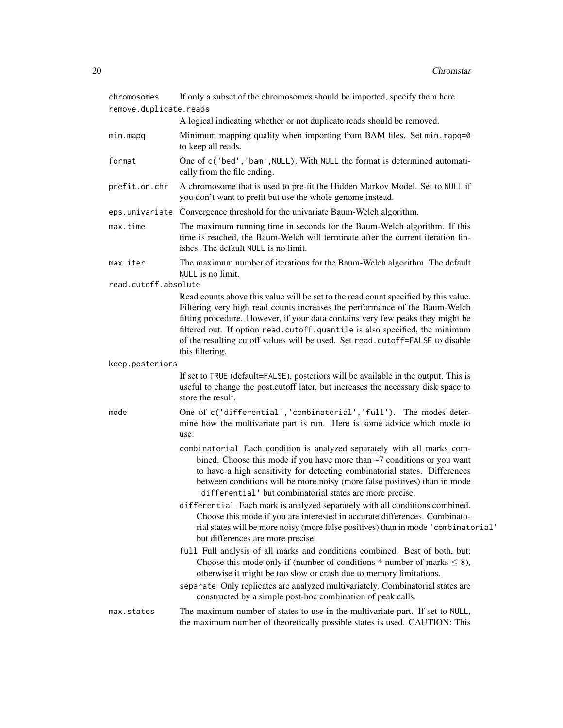`chromosomes` If only a subset of the chromosomes should be imported, specify them here.

`remove.duplicate.reads`
A logical indicating whether or not duplicate reads should be removed.

`min.mapq` Minimum mapping quality when importing from BAM files. Set `min.mapq=0` to keep all reads.

`format` One of `c('bed','bam',NULL)`. With `NULL` the format is determined automatically from the file ending.

`prefit.on.chr` A chromosome that is used to pre-fit the Hidden Markov Model. Set to `NULL` if you don't want to prefit but use the whole genome instead.

`eps.univariate` Convergence threshold for the univariate Baum-Welch algorithm.

`max.time` The maximum running time in seconds for the Baum-Welch algorithm. If this time is reached, the Baum-Welch will terminate after the current iteration finishes. The default `NULL` is no limit.

`max.iter` The maximum number of iterations for the Baum-Welch algorithm. The default `NULL` is no limit.

`read.cutoff.absolute`
Read counts above this value will be set to the read count specified by this value. Filtering very high read counts increases the performance of the Baum-Welch fitting procedure. However, if your data contains very few peaks they might be filtered out. If option `read.cutoff.quantile` is also specified, the minimum of the resulting cutoff values will be used. Set `read.cutoff=FALSE` to disable this filtering.

`keep.posteriors`
If set to `TRUE` (default=`FALSE`), posteriors will be available in the output. This is useful to change the post.cutoff later, but increases the necessary disk space to store the result.

`mode` One of `c('differential','combinatorial','full')`. The modes determine how the multivariate part is run. Here is some advice which mode to use:

- `combinatorial` Each condition is analyzed separately with all marks combined. Choose this mode if you have more than ~7 conditions or you want to have a high sensitivity for detecting combinatorial states. Differences between conditions will be more noisy (more false positives) than in mode `'differential'` but combinatorial states are more precise.
- `differential` Each mark is analyzed separately with all conditions combined. Choose this mode if you are interested in accurate differences. Combinatorial states will be more noisy (more false positives) than in mode `'combinatorial'` but differences are more precise.
- `full` Full analysis of all marks and conditions combined. Best of both, but: Choose this mode only if (number of conditions * number of marks $\leq 8$), otherwise it might be too slow or crash due to memory limitations.
- `separate` Only replicates are analyzed multivariately. Combinatorial states are constructed by a simple post-hoc combination of peak calls.

`max.states` The maximum number of states to use in the multivariate part. If set to `NULL`, the maximum number of theoretically possible states is used. CAUTION: This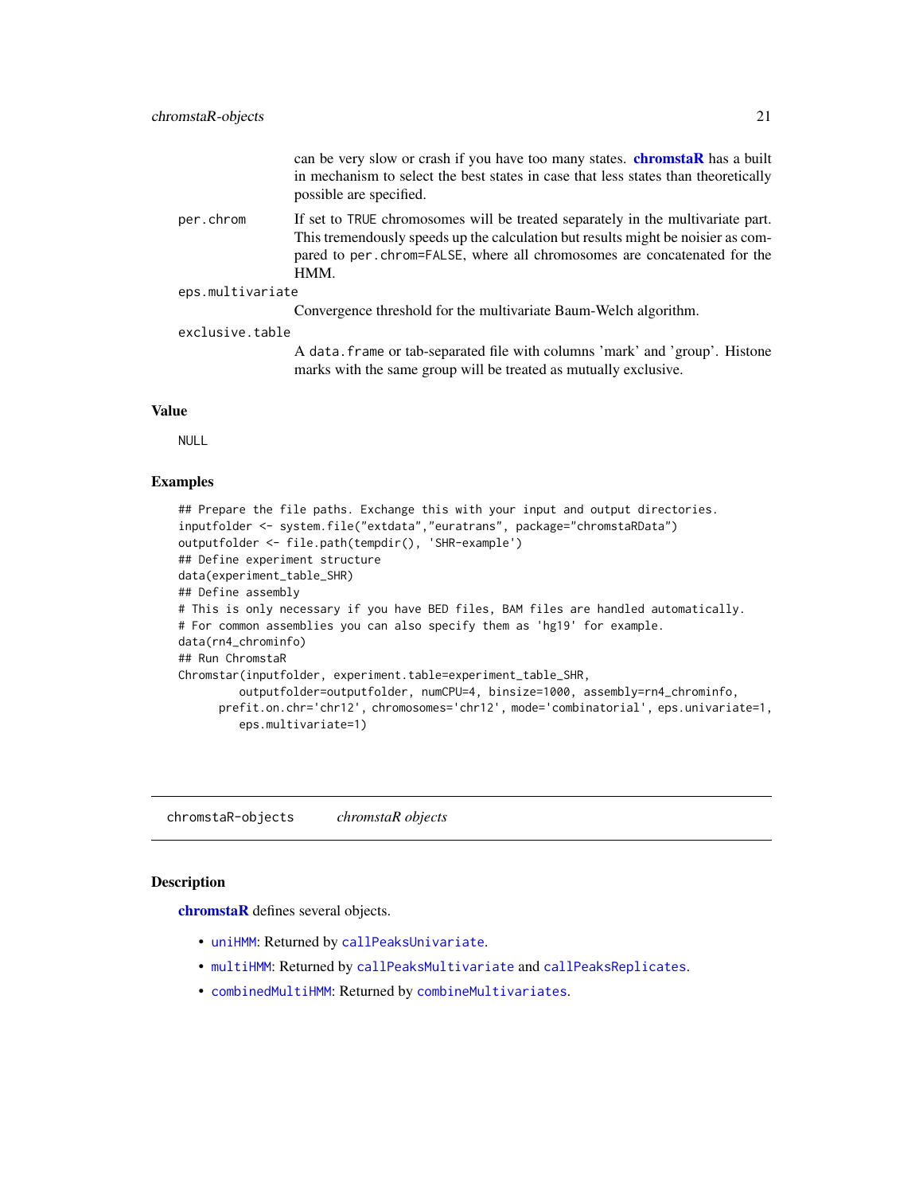can be very slow or crash if you have too many states. **chromstaR** has a built in mechanism to select the best states in case that less states than theoretically possible are specified.

per.chrom
: If set to TRUE chromosomes will be treated separately in the multivariate part. This tremendously speeds up the calculation but results might be noisier as compared to per.chrom=FALSE, where all chromosomes are concatenated for the HMM.

eps.multivariate
: Convergence threshold for the multivariate Baum-Welch algorithm.

exclusive.table
: A data.frame or tab-separated file with columns 'mark' and 'group'. Histone marks with the same group will be treated as mutually exclusive.

### Value

NULL

### Examples

```
## Prepare the file paths. Exchange this with your input and output directories.
inputfolder <- system.file("extdata","euratrans", package="chromstaRData")
outputfolder <- file.path(tempdir(), 'SHR-example')
## Define experiment structure
data(experiment_table_SHR)
## Define assembly
# This is only necessary if you have BED files, BAM files are handled automatically.
# For common assemblies you can also specify them as 'hg19' for example.
data(rn4_chrominfo)
## Run ChromstaR
Chromstar(inputfolder, experiment.table=experiment_table_SHR,
         outputfolder=outputfolder, numCPU=4, binsize=1000, assembly=rn4_chrominfo,
      prefit.on.chr='chr12', chromosomes='chr12', mode='combinatorial', eps.univariate=1,
         eps.multivariate=1)
```

---

## chromstaR-objects *chromstaR objects*

### Description

**chromstaR** defines several objects.

- `uniHMM`: Returned by `callPeaksUnivariate`.
- `multiHMM`: Returned by `callPeaksMultivariate` and `callPeaksReplicates`.
- `combinedMultiHMM`: Returned by `combineMultivariates`.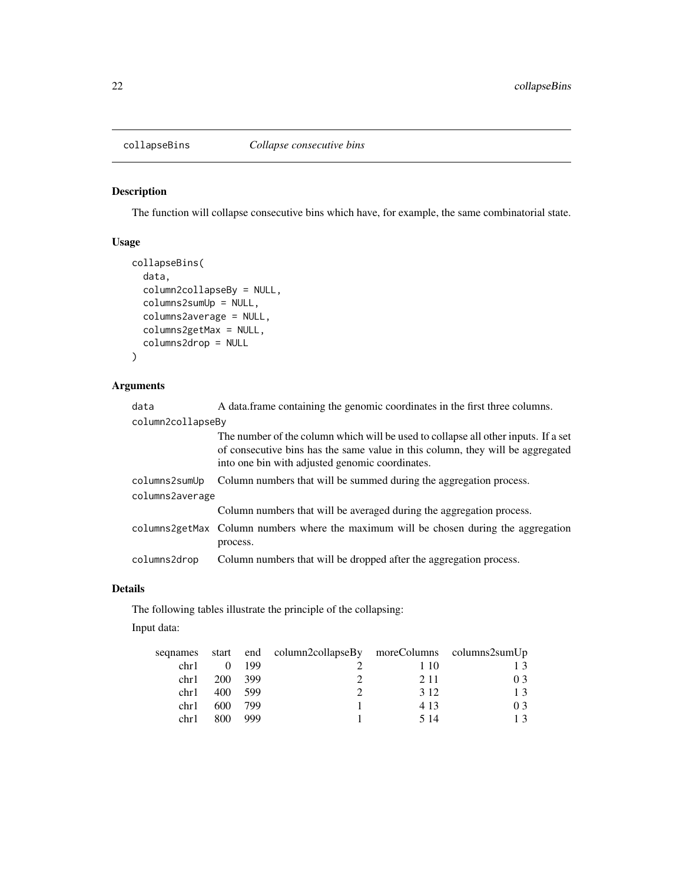# collapseBins    *Collapse consecutive bins*

## Description

The function will collapse consecutive bins which have, for example, the same combinatorial state.

## Usage

```
collapseBins(
  data,
  column2collapseBy = NULL,
  columns2sumUp = NULL,
  columns2average = NULL,
  columns2getMax = NULL,
  columns2drop = NULL
)
```

## Arguments

| | |
|---|---|
| data | A data.frame containing the genomic coordinates in the first three columns. |
| column2collapseBy | The number of the column which will be used to collapse all other inputs. If a set of consecutive bins has the same value in this column, they will be aggregated into one bin with adjusted genomic coordinates. |
| columns2sumUp | Column numbers that will be summed during the aggregation process. |
| columns2average | Column numbers that will be averaged during the aggregation process. |
| columns2getMax | Column numbers where the maximum will be chosen during the aggregation process. |
| columns2drop | Column numbers that will be dropped after the aggregation process. |

## Details

The following tables illustrate the principle of the collapsing:

Input data:

| seqnames | start | end | column2collapseBy | moreColumns | columns2sumUp |
|---|---|---|---|---|---|
| chr1 | 0 | 199 | 2 | 1 10 | 1 3 |
| chr1 | 200 | 399 | 2 | 2 11 | 0 3 |
| chr1 | 400 | 599 | 2 | 3 12 | 1 3 |
| chr1 | 600 | 799 | 1 | 4 13 | 0 3 |
| chr1 | 800 | 999 | 1 | 5 14 | 1 3 |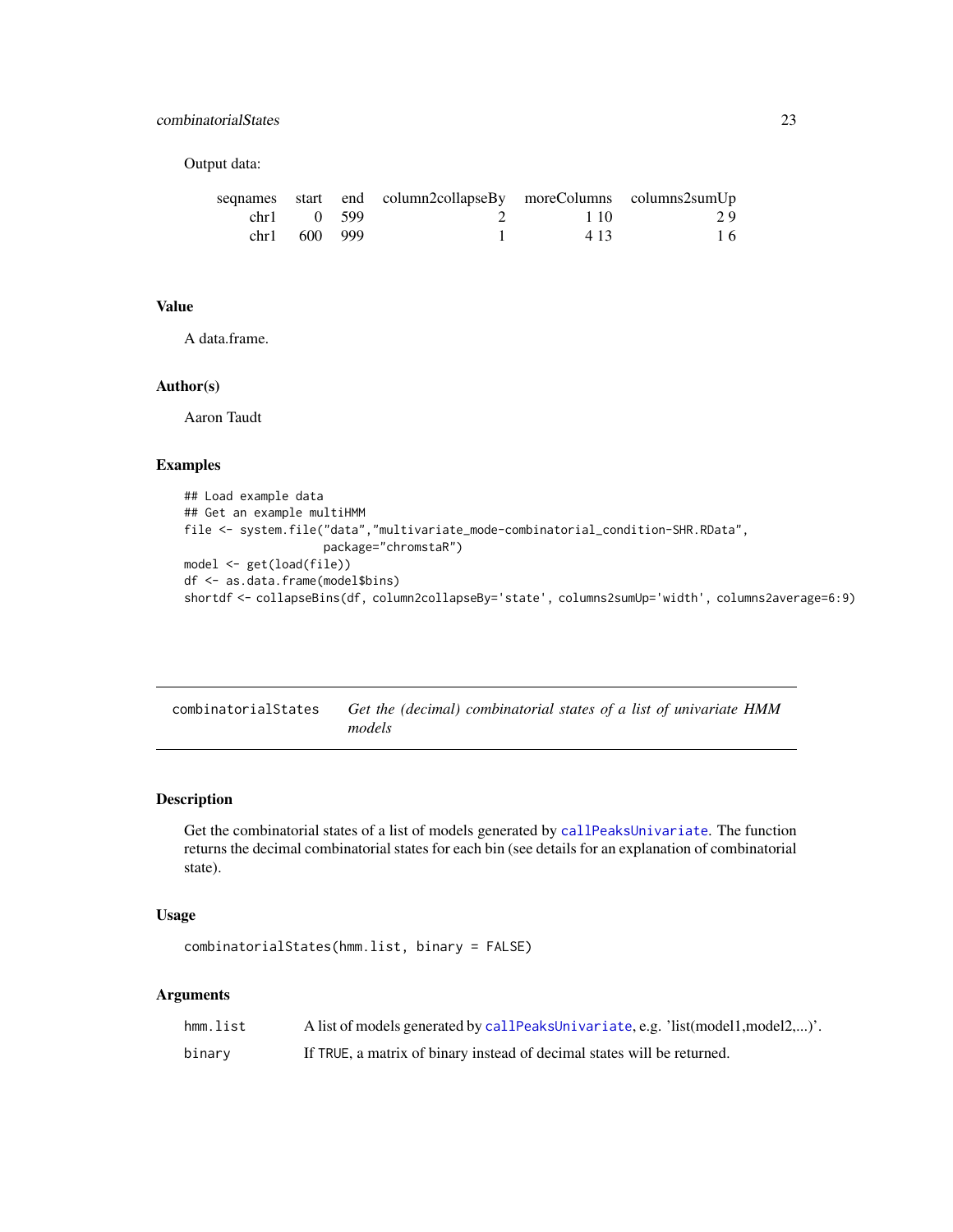Output data:

| seqnames | start | end | column2collapseBy | moreColumns | columns2sumUp |
|---|---|---|---|---|---|
| chr1 | 0 | 599 | 2 | 1 10 | 2 9 |
| chr1 | 600 | 999 | 1 | 4 13 | 1 6 |

### Value

A data.frame.

### Author(s)

Aaron Taudt

### Examples

```
## Load example data
## Get an example multiHMM
file <- system.file("data","multivariate_mode-combinatorial_condition-SHR.RData",
                    package="chromstaR")
model <- get(load(file))
df <- as.data.frame(model$bins)
shortdf <- collapseBins(df, column2collapseBy='state', columns2sumUp='width', columns2average=6:9)
```

---

## combinatorialStates — *Get the (decimal) combinatorial states of a list of univariate HMM models*

---

### Description

Get the combinatorial states of a list of models generated by `callPeaksUnivariate`. The function returns the decimal combinatorial states for each bin (see details for an explanation of combinatorial state).

### Usage

```
combinatorialStates(hmm.list, binary = FALSE)
```

### Arguments

| | |
|---|---|
| `hmm.list` | A list of models generated by `callPeaksUnivariate`, e.g. 'list(model1,model2,...)'. |
| `binary` | If `TRUE`, a matrix of binary instead of decimal states will be returned. |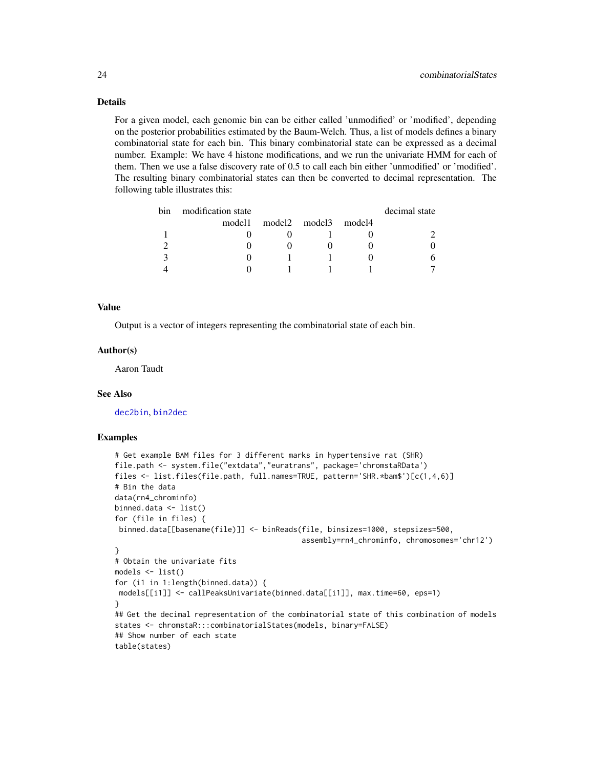## Details

For a given model, each genomic bin can be either called 'unmodified' or 'modified', depending on the posterior probabilities estimated by the Baum-Welch. Thus, a list of models defines a binary combinatorial state for each bin. This binary combinatorial state can be expressed as a decimal number. Example: We have 4 histone modifications, and we run the univariate HMM for each of them. Then we use a false discovery rate of 0.5 to call each bin either 'unmodified' or 'modified'. The resulting binary combinatorial states can then be converted to decimal representation. The following table illustrates this:

| bin | modification state | | | | decimal state |
|---|---|---|---|---|---|
| | model1 | model2 | model3 | model4 | |
| 1 | 0 | 0 | 1 | 0 | 2 |
| 2 | 0 | 0 | 0 | 0 | 0 |
| 3 | 0 | 1 | 1 | 0 | 6 |
| 4 | 0 | 1 | 1 | 1 | 7 |

## Value

Output is a vector of integers representing the combinatorial state of each bin.

## Author(s)

Aaron Taudt

## See Also

dec2bin, bin2dec

## Examples

```
# Get example BAM files for 3 different marks in hypertensive rat (SHR)
file.path <- system.file("extdata","euratrans", package='chromstaRData')
files <- list.files(file.path, full.names=TRUE, pattern='SHR.*bam$')[c(1,4,6)]
# Bin the data
data(rn4_chrominfo)
binned.data <- list()
for (file in files) {
 binned.data[[basename(file)]] <- binReads(file, binsizes=1000, stepsizes=500,
                                           assembly=rn4_chrominfo, chromosomes='chr12')
}
# Obtain the univariate fits
models <- list()
for (i1 in 1:length(binned.data)) {
 models[[i1]] <- callPeaksUnivariate(binned.data[[i1]], max.time=60, eps=1)
}
## Get the decimal representation of the combinatorial state of this combination of models
states <- chromstaR:::combinatorialStates(models, binary=FALSE)
## Show number of each state
table(states)
```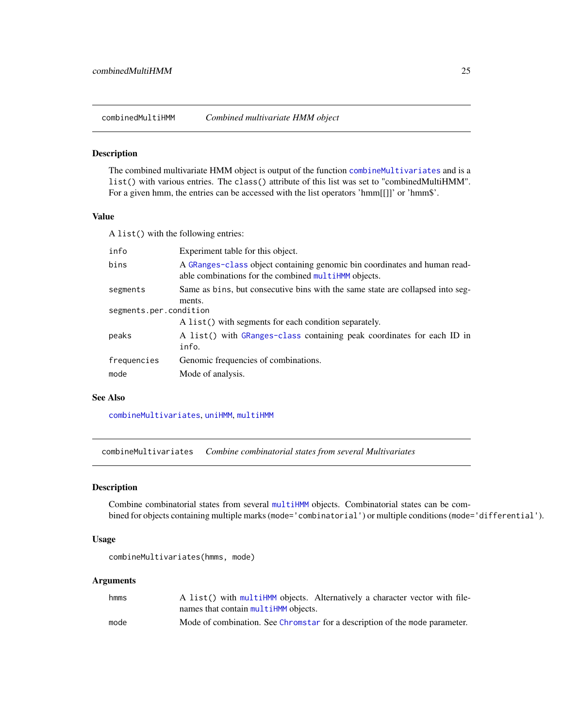## combinedMultiHMM    *Combined multivariate HMM object*

### Description

The combined multivariate HMM object is output of the function `combineMultivariates` and is a `list()` with various entries. The `class()` attribute of this list was set to "combinedMultiHMM". For a given hmm, the entries can be accessed with the list operators 'hmm[[]]' or 'hmm$'.

### Value

A `list()` with the following entries:

| | |
|---|---|
| `info` | Experiment table for this object. |
| `bins` | A `GRanges-class` object containing genomic bin coordinates and human readable combinations for the combined `multiHMM` objects. |
| `segments` | Same as `bins`, but consecutive bins with the same state are collapsed into segments. |
| `segments.per.condition` | A `list()` with segments for each condition separately. |
| `peaks` | A `list()` with `GRanges-class` containing peak coordinates for each ID in `info`. |
| `frequencies` | Genomic frequencies of combinations. |
| `mode` | Mode of analysis. |

### See Also

`combineMultivariates`, `uniHMM`, `multiHMM`

## combineMultivariates    *Combine combinatorial states from several Multivariates*

### Description

Combine combinatorial states from several `multiHMM` objects. Combinatorial states can be combined for objects containing multiple marks (`mode='combinatorial'`) or multiple conditions (`mode='differential'`).

### Usage

```
combineMultivariates(hmms, mode)
```

### Arguments

| | |
|---|---|
| `hmms` | A `list()` with `multiHMM` objects. Alternatively a character vector with filenames that contain `multiHMM` objects. |
| `mode` | Mode of combination. See `Chromstar` for a description of the `mode` parameter. |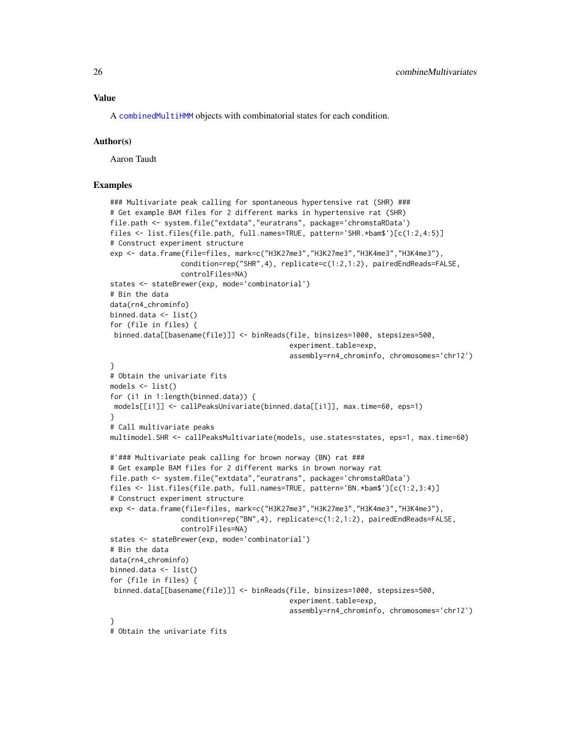## Value

A combinedMultiHMM objects with combinatorial states for each condition.

## Author(s)

Aaron Taudt

## Examples

```
### Multivariate peak calling for spontaneous hypertensive rat (SHR) ###
# Get example BAM files for 2 different marks in hypertensive rat (SHR)
file.path <- system.file("extdata","euratrans", package='chromstaRData')
files <- list.files(file.path, full.names=TRUE, pattern='SHR.*bam$')[c(1:2,4:5)]
# Construct experiment structure
exp <- data.frame(file=files, mark=c("H3K27me3","H3K27me3","H3K4me3","H3K4me3"),
                 condition=rep("SHR",4), replicate=c(1:2,1:2), pairedEndReads=FALSE,
                 controlFiles=NA)
states <- stateBrewer(exp, mode='combinatorial')
# Bin the data
data(rn4_chrominfo)
binned.data <- list()
for (file in files) {
 binned.data[[basename(file)]] <- binReads(file, binsizes=1000, stepsizes=500,
                                           experiment.table=exp,
                                           assembly=rn4_chrominfo, chromosomes='chr12')
}
# Obtain the univariate fits
models <- list()
for (i1 in 1:length(binned.data)) {
 models[[i1]] <- callPeaksUnivariate(binned.data[[i1]], max.time=60, eps=1)
}
# Call multivariate peaks
multimodel.SHR <- callPeaksMultivariate(models, use.states=states, eps=1, max.time=60)

#'### Multivariate peak calling for brown norway (BN) rat ###
# Get example BAM files for 2 different marks in brown norway rat
file.path <- system.file("extdata","euratrans", package='chromstaRData')
files <- list.files(file.path, full.names=TRUE, pattern='BN.*bam$')[c(1:2,3:4)]
# Construct experiment structure
exp <- data.frame(file=files, mark=c("H3K27me3","H3K27me3","H3K4me3","H3K4me3"),
                 condition=rep("BN",4), replicate=c(1:2,1:2), pairedEndReads=FALSE,
                 controlFiles=NA)
states <- stateBrewer(exp, mode='combinatorial')
# Bin the data
data(rn4_chrominfo)
binned.data <- list()
for (file in files) {
 binned.data[[basename(file)]] <- binReads(file, binsizes=1000, stepsizes=500,
                                           experiment.table=exp,
                                           assembly=rn4_chrominfo, chromosomes='chr12')
}
# Obtain the univariate fits
```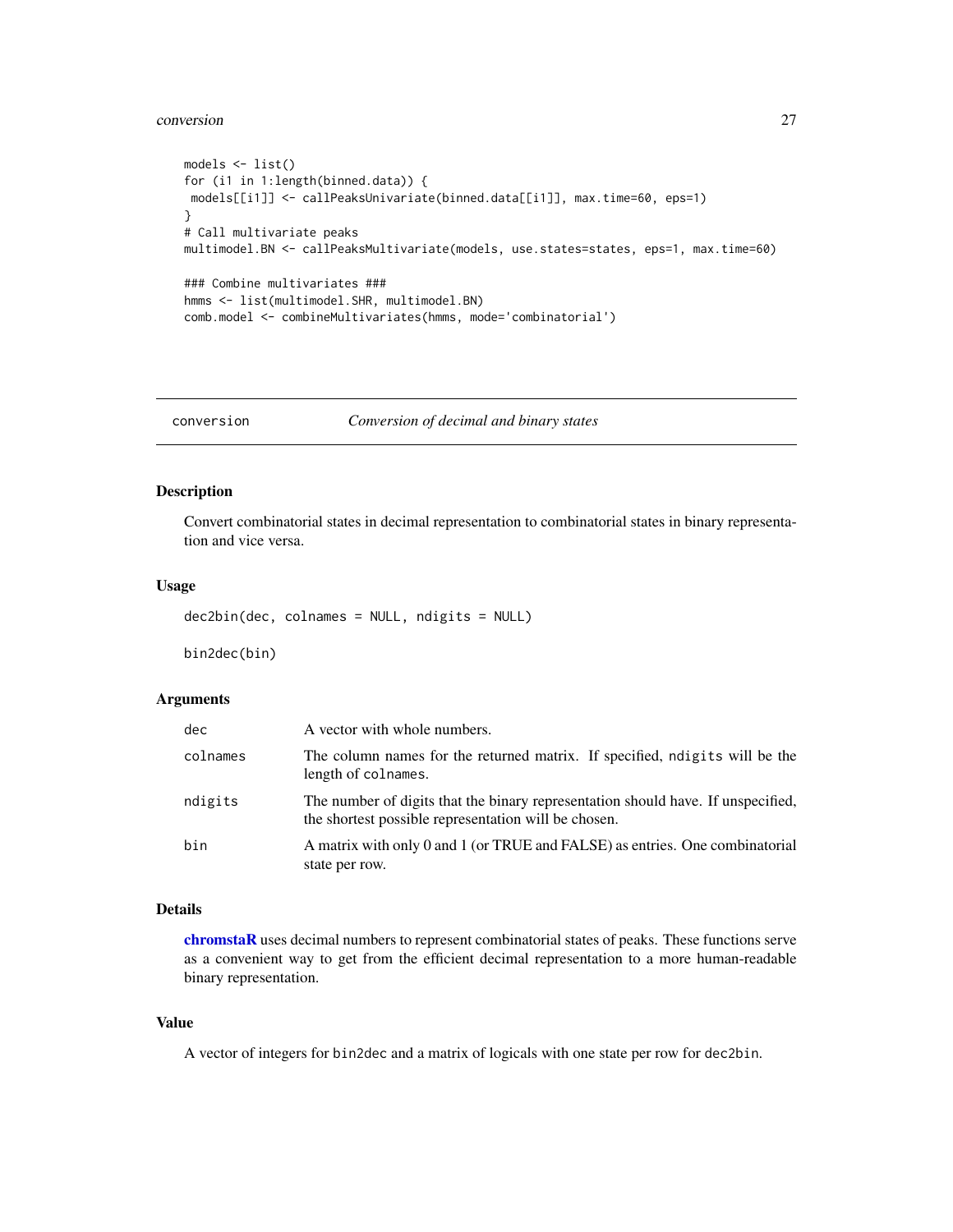```
models <- list()
for (i1 in 1:length(binned.data)) {
 models[[i1]] <- callPeaksUnivariate(binned.data[[i1]], max.time=60, eps=1)
}
# Call multivariate peaks
multimodel.BN <- callPeaksMultivariate(models, use.states=states, eps=1, max.time=60)

### Combine multivariates ###
hmms <- list(multimodel.SHR, multimodel.BN)
comb.model <- combineMultivariates(hmms, mode='combinatorial')
```

---

## conversion *Conversion of decimal and binary states*

### Description

Convert combinatorial states in decimal representation to combinatorial states in binary representation and vice versa.

### Usage

```
dec2bin(dec, colnames = NULL, ndigits = NULL)

bin2dec(bin)
```

### Arguments

| | |
|---|---|
| dec | A vector with whole numbers. |
| colnames | The column names for the returned matrix. If specified, ndigits will be the length of colnames. |
| ndigits | The number of digits that the binary representation should have. If unspecified, the shortest possible representation will be chosen. |
| bin | A matrix with only 0 and 1 (or TRUE and FALSE) as entries. One combinatorial state per row. |

### Details

**chromstaR** uses decimal numbers to represent combinatorial states of peaks. These functions serve as a convenient way to get from the efficient decimal representation to a more human-readable binary representation.

### Value

A vector of integers for bin2dec and a matrix of logicals with one state per row for dec2bin.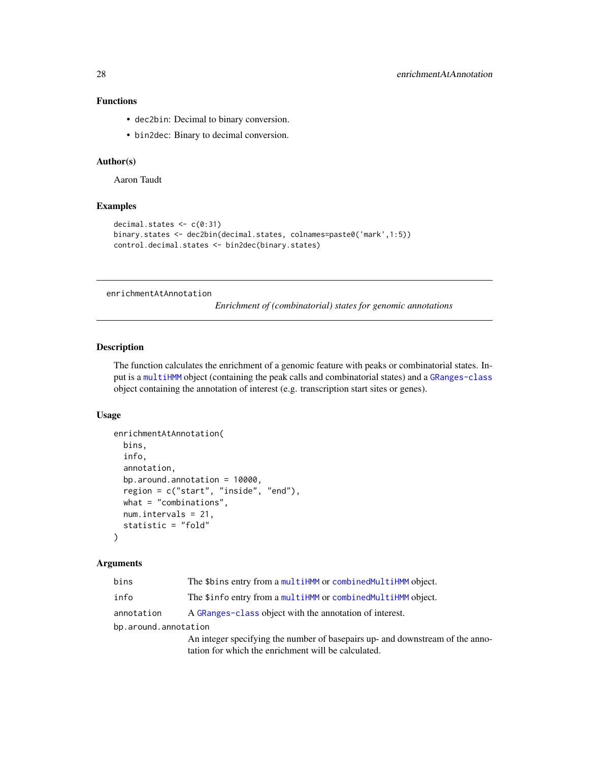### Functions

- `dec2bin`: Decimal to binary conversion.
- `bin2dec`: Binary to decimal conversion.

### Author(s)

Aaron Taudt

### Examples

```
decimal.states <- c(0:31)
binary.states <- dec2bin(decimal.states, colnames=paste0('mark',1:5))
control.decimal.states <- bin2dec(binary.states)
```

---

## enrichmentAtAnnotation

*Enrichment of (combinatorial) states for genomic annotations*

---

### Description

The function calculates the enrichment of a genomic feature with peaks or combinatorial states. Input is a `multiHMM` object (containing the peak calls and combinatorial states) and a `GRanges-class` object containing the annotation of interest (e.g. transcription start sites or genes).

### Usage

```
enrichmentAtAnnotation(
  bins,
  info,
  annotation,
  bp.around.annotation = 10000,
  region = c("start", "inside", "end"),
  what = "combinations",
  num.intervals = 21,
  statistic = "fold"
)
```

### Arguments

| | |
|---|---|
| `bins` | The $bins entry from a `multiHMM` or `combinedMultiHMM` object. |
| `info` | The $info entry from a `multiHMM` or `combinedMultiHMM` object. |
| `annotation` | A `GRanges-class` object with the annotation of interest. |
| `bp.around.annotation` | An integer specifying the number of basepairs up- and downstream of the annotation for which the enrichment will be calculated. |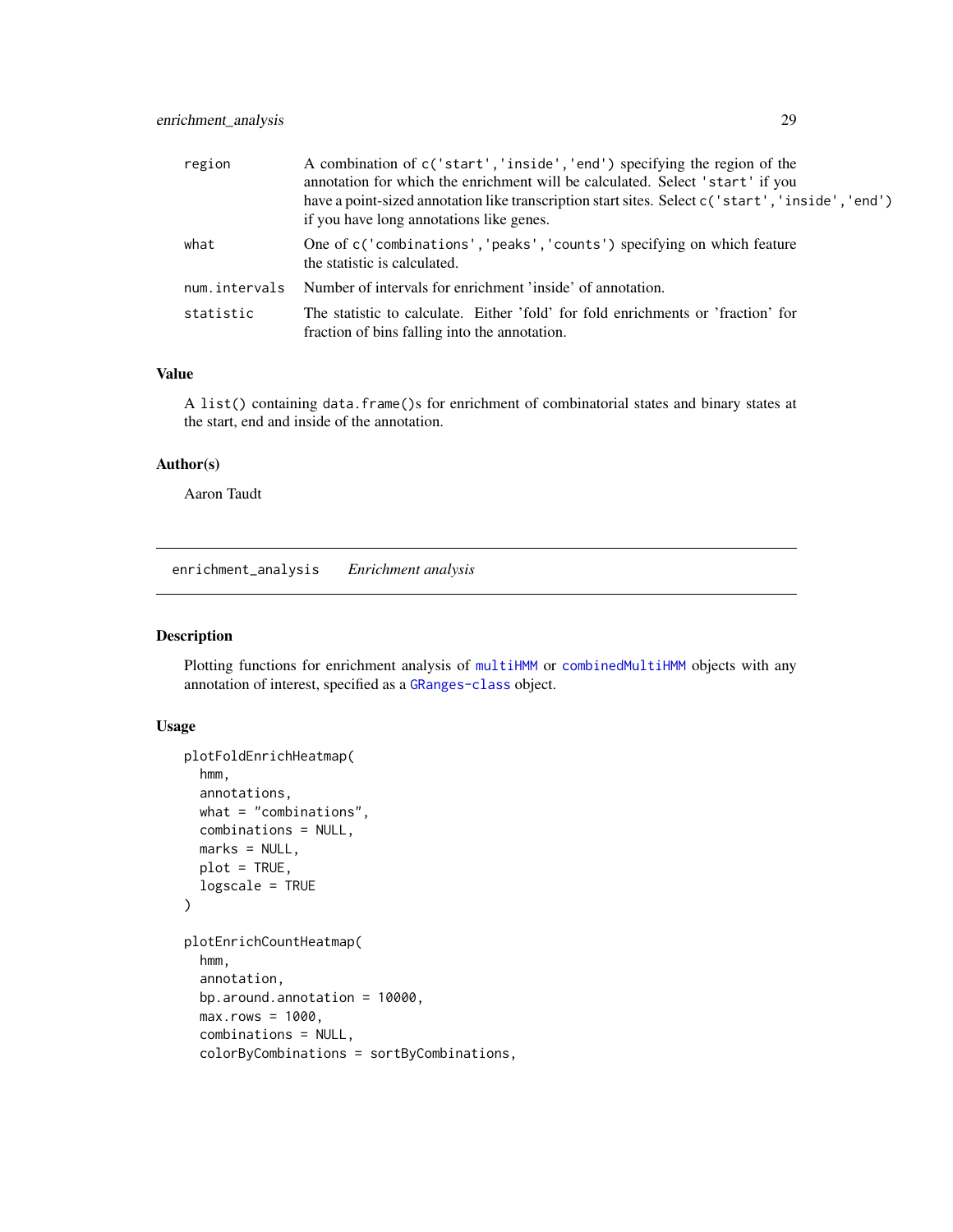| | |
|---|---|
| region | A combination of c('start','inside','end') specifying the region of the annotation for which the enrichment will be calculated. Select 'start' if you have a point-sized annotation like transcription start sites. Select c('start','inside','end') if you have long annotations like genes. |
| what | One of c('combinations','peaks','counts') specifying on which feature the statistic is calculated. |
| num.intervals | Number of intervals for enrichment 'inside' of annotation. |
| statistic | The statistic to calculate. Either 'fold' for fold enrichments or 'fraction' for fraction of bins falling into the annotation. |

### Value

A list() containing data.frame()s for enrichment of combinatorial states and binary states at the start, end and inside of the annotation.

### Author(s)

Aaron Taudt

## enrichment_analysis *Enrichment analysis*

### Description

Plotting functions for enrichment analysis of multiHMM or combinedMultiHMM objects with any annotation of interest, specified as a GRanges-class object.

### Usage

```
plotFoldEnrichHeatmap(
  hmm,
  annotations,
  what = "combinations",
  combinations = NULL,
  marks = NULL,
  plot = TRUE,
  logscale = TRUE
)

plotEnrichCountHeatmap(
  hmm,
  annotation,
  bp.around.annotation = 10000,
  max.rows = 1000,
  combinations = NULL,
  colorByCombinations = sortByCombinations,
```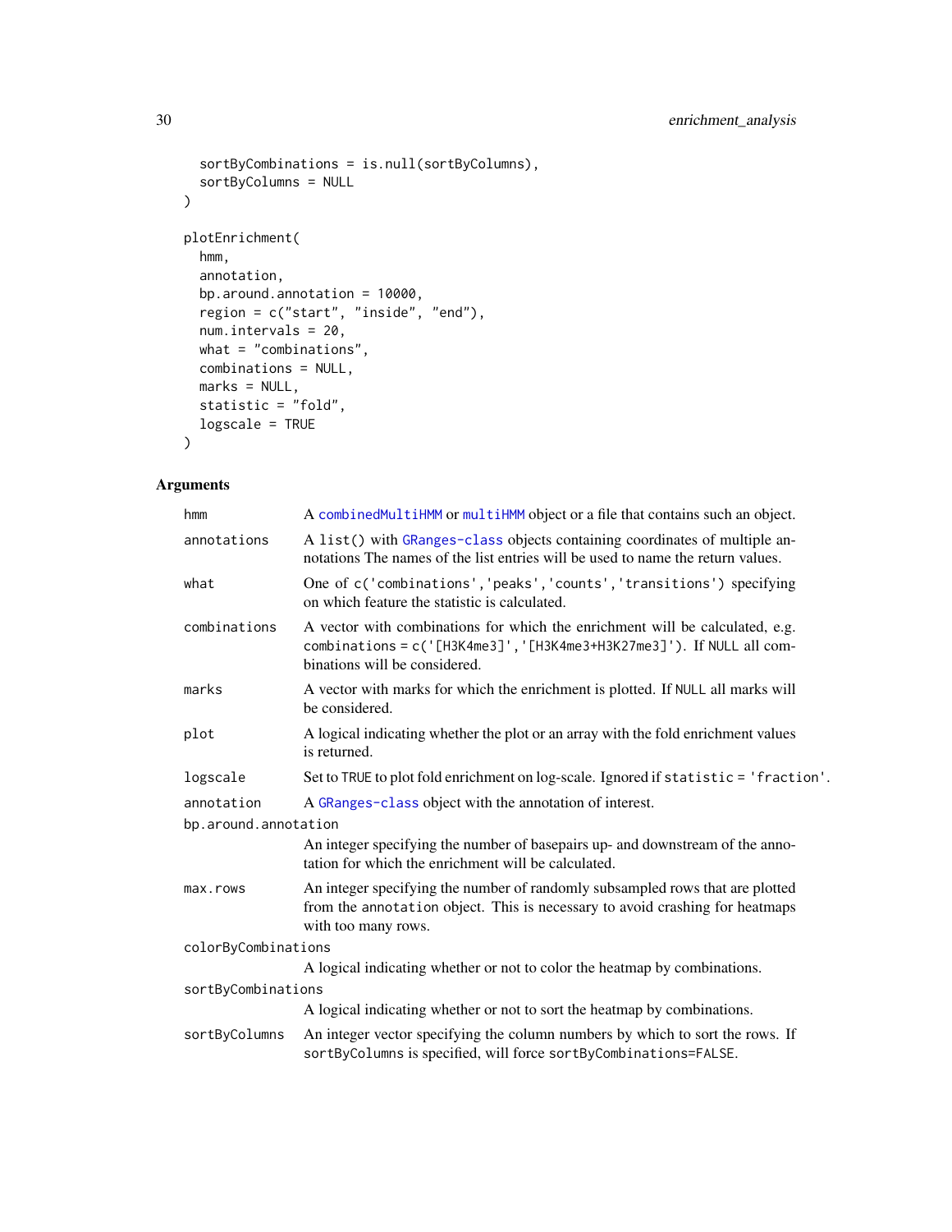```
  sortByCombinations = is.null(sortByColumns),
  sortByColumns = NULL
)

plotEnrichment(
  hmm,
  annotation,
  bp.around.annotation = 10000,
  region = c("start", "inside", "end"),
  num.intervals = 20,
  what = "combinations",
  combinations = NULL,
  marks = NULL,
  statistic = "fold",
  logscale = TRUE
)
```

## Arguments

| | |
|---|---|
| hmm | A combinedMultiHMM or multiHMM object or a file that contains such an object. |
| annotations | A list() with GRanges-class objects containing coordinates of multiple annotations The names of the list entries will be used to name the return values. |
| what | One of c('combinations','peaks','counts','transitions') specifying on which feature the statistic is calculated. |
| combinations | A vector with combinations for which the enrichment will be calculated, e.g. combinations = c('[H3K4me3]','[H3K4me3+H3K27me3]'). If NULL all combinations will be considered. |
| marks | A vector with marks for which the enrichment is plotted. If NULL all marks will be considered. |
| plot | A logical indicating whether the plot or an array with the fold enrichment values is returned. |
| logscale | Set to TRUE to plot fold enrichment on log-scale. Ignored if statistic = 'fraction'. |
| annotation | A GRanges-class object with the annotation of interest. |
| bp.around.annotation | An integer specifying the number of basepairs up- and downstream of the annotation for which the enrichment will be calculated. |
| max.rows | An integer specifying the number of randomly subsampled rows that are plotted from the annotation object. This is necessary to avoid crashing for heatmaps with too many rows. |
| colorByCombinations | A logical indicating whether or not to color the heatmap by combinations. |
| sortByCombinations | A logical indicating whether or not to sort the heatmap by combinations. |
| sortByColumns | An integer vector specifying the column numbers by which to sort the rows. If sortByColumns is specified, will force sortByCombinations=FALSE. |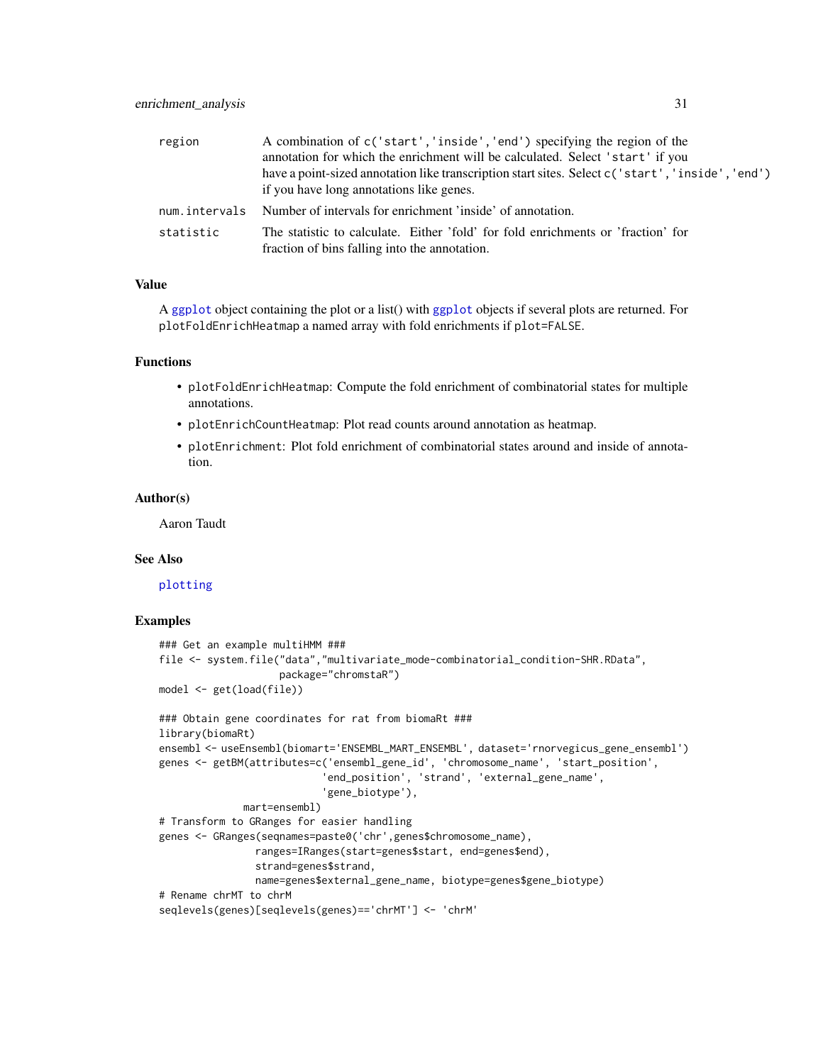| | |
|---|---|
| region | A combination of c('start','inside','end') specifying the region of the annotation for which the enrichment will be calculated. Select 'start' if you have a point-sized annotation like transcription start sites. Select c('start','inside','end') if you have long annotations like genes. |
| num.intervals | Number of intervals for enrichment 'inside' of annotation. |
| statistic | The statistic to calculate. Either 'fold' for fold enrichments or 'fraction' for fraction of bins falling into the annotation. |

## Value

A ggplot object containing the plot or a list() with ggplot objects if several plots are returned. For plotFoldEnrichHeatmap a named array with fold enrichments if plot=FALSE.

## Functions

- plotFoldEnrichHeatmap: Compute the fold enrichment of combinatorial states for multiple annotations.
- plotEnrichCountHeatmap: Plot read counts around annotation as heatmap.
- plotEnrichment: Plot fold enrichment of combinatorial states around and inside of annotation.

## Author(s)

Aaron Taudt

## See Also

plotting

## Examples

```
### Get an example multiHMM ###
file <- system.file("data","multivariate_mode-combinatorial_condition-SHR.RData",
                    package="chromstaR")
model <- get(load(file))

### Obtain gene coordinates for rat from biomaRt ###
library(biomaRt)
ensembl <- useEnsembl(biomart='ENSEMBL_MART_ENSEMBL', dataset='rnorvegicus_gene_ensembl')
genes <- getBM(attributes=c('ensembl_gene_id', 'chromosome_name', 'start_position',
                            'end_position', 'strand', 'external_gene_name',
                            'gene_biotype'),
               mart=ensembl)
# Transform to GRanges for easier handling
genes <- GRanges(seqnames=paste0('chr',genes$chromosome_name),
                 ranges=IRanges(start=genes$start, end=genes$end),
                 strand=genes$strand,
                 name=genes$external_gene_name, biotype=genes$gene_biotype)
# Rename chrMT to chrM
seqlevels(genes)[seqlevels(genes)=='chrMT'] <- 'chrM'
```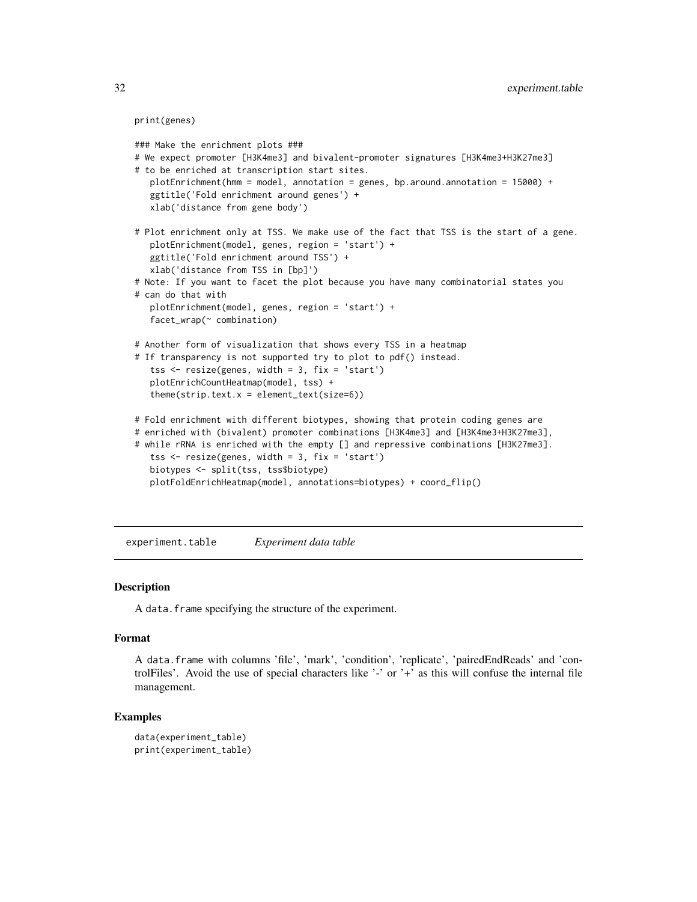```
print(genes)

### Make the enrichment plots ###
# We expect promoter [H3K4me3] and bivalent-promoter signatures [H3K4me3+H3K27me3]
# to be enriched at transcription start sites.
   plotEnrichment(hmm = model, annotation = genes, bp.around.annotation = 15000) +
   ggtitle('Fold enrichment around genes') +
   xlab('distance from gene body')

# Plot enrichment only at TSS. We make use of the fact that TSS is the start of a gene.
   plotEnrichment(model, genes, region = 'start') +
   ggtitle('Fold enrichment around TSS') +
   xlab('distance from TSS in [bp]')
# Note: If you want to facet the plot because you have many combinatorial states you
# can do that with
   plotEnrichment(model, genes, region = 'start') +
   facet_wrap(~ combination)

# Another form of visualization that shows every TSS in a heatmap
# If transparency is not supported try to plot to pdf() instead.
   tss <- resize(genes, width = 3, fix = 'start')
   plotEnrichCountHeatmap(model, tss) +
   theme(strip.text.x = element_text(size=6))

# Fold enrichment with different biotypes, showing that protein coding genes are
# enriched with (bivalent) promoter combinations [H3K4me3] and [H3K4me3+H3K27me3],
# while rRNA is enriched with the empty [] and repressive combinations [H3K27me3].
   tss <- resize(genes, width = 3, fix = 'start')
   biotypes <- split(tss, tss$biotype)
   plotFoldEnrichHeatmap(model, annotations=biotypes) + coord_flip()
```

## experiment.table *Experiment data table*

### Description

A data.frame specifying the structure of the experiment.

### Format

A data.frame with columns 'file', 'mark', 'condition', 'replicate', 'pairedEndReads' and 'controlFiles'. Avoid the use of special characters like '-' or '+' as this will confuse the internal file management.

### Examples

```
data(experiment_table)
print(experiment_table)
```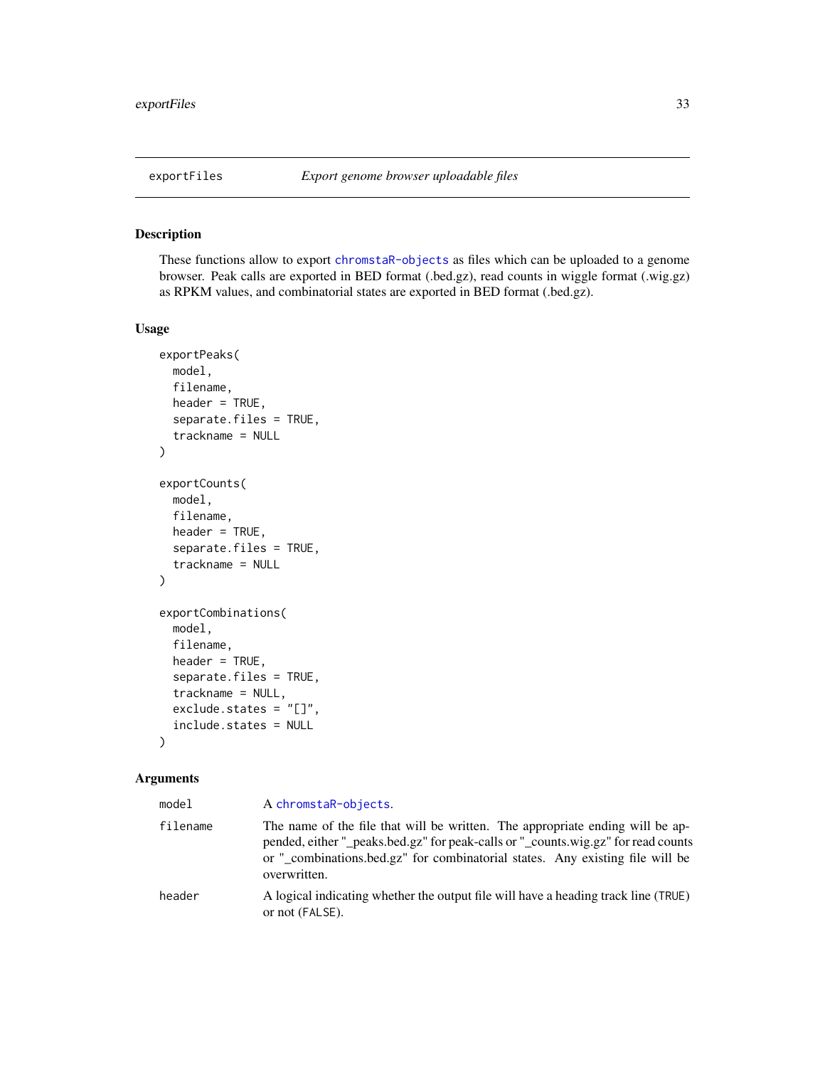# exportFiles — *Export genome browser uploadable files*

## Description

These functions allow to export chromstaR-objects as files which can be uploaded to a genome browser. Peak calls are exported in BED format (.bed.gz), read counts in wiggle format (.wig.gz) as RPKM values, and combinatorial states are exported in BED format (.bed.gz).

## Usage

```
exportPeaks(
  model,
  filename,
  header = TRUE,
  separate.files = TRUE,
  trackname = NULL
)

exportCounts(
  model,
  filename,
  header = TRUE,
  separate.files = TRUE,
  trackname = NULL
)

exportCombinations(
  model,
  filename,
  header = TRUE,
  separate.files = TRUE,
  trackname = NULL,
  exclude.states = "[]",
  include.states = NULL
)
```

## Arguments

| | |
|---|---|
| model | A chromstaR-objects. |
| filename | The name of the file that will be written. The appropriate ending will be appended, either "_peaks.bed.gz" for peak-calls or "_counts.wig.gz" for read counts or "_combinations.bed.gz" for combinatorial states. Any existing file will be overwritten. |
| header | A logical indicating whether the output file will have a heading track line (TRUE) or not (FALSE). |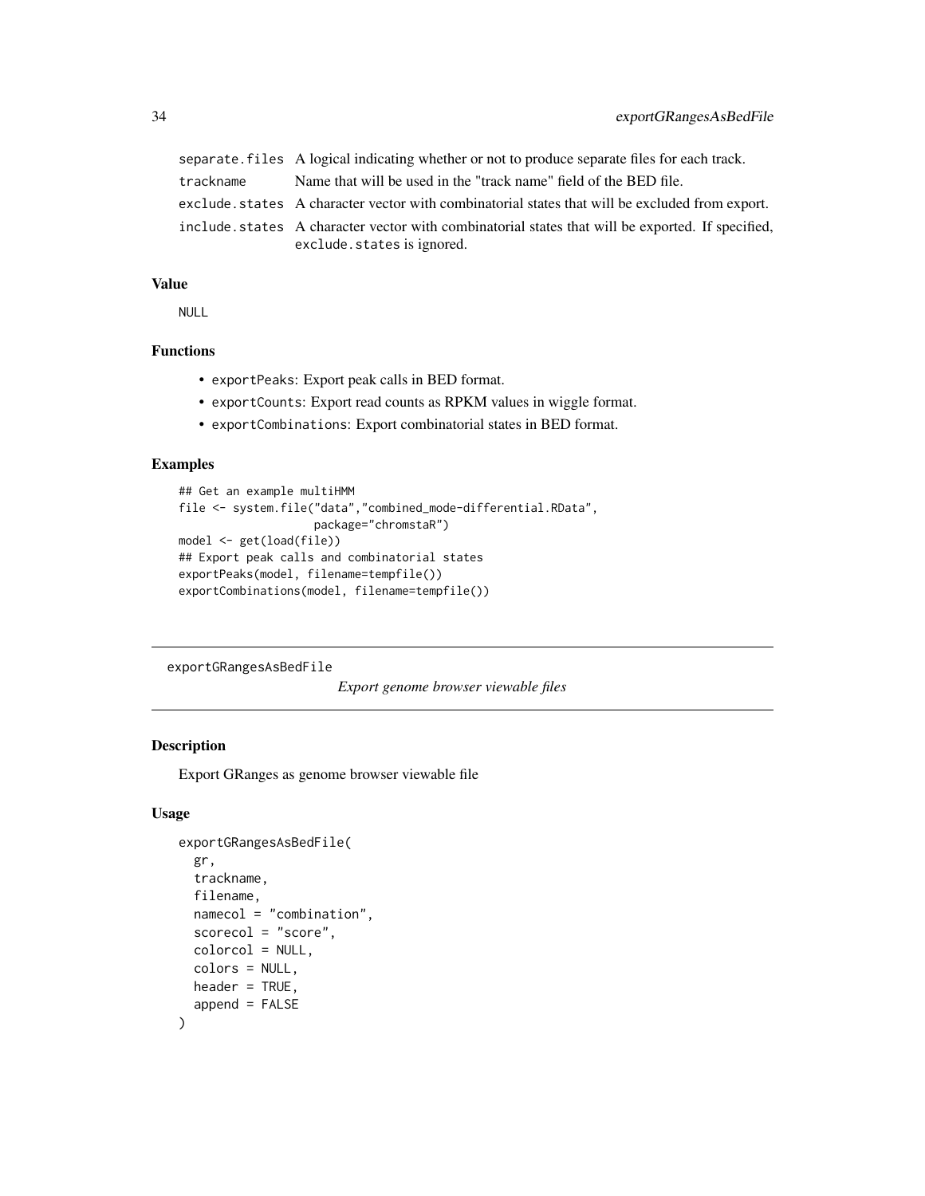| | |
|---|---|
| separate.files | A logical indicating whether or not to produce separate files for each track. |
| trackname | Name that will be used in the "track name" field of the BED file. |
| exclude.states | A character vector with combinatorial states that will be excluded from export. |
| include.states | A character vector with combinatorial states that will be exported. If specified, exclude.states is ignored. |

### Value

NULL

### Functions

- exportPeaks: Export peak calls in BED format.
- exportCounts: Export read counts as RPKM values in wiggle format.
- exportCombinations: Export combinatorial states in BED format.

### Examples

```
## Get an example multiHMM
file <- system.file("data","combined_mode-differential.RData",
                    package="chromstaR")
model <- get(load(file))
## Export peak calls and combinatorial states
exportPeaks(model, filename=tempfile())
exportCombinations(model, filename=tempfile())
```

---

## exportGRangesAsBedFile

*Export genome browser viewable files*

---

### Description

Export GRanges as genome browser viewable file

### Usage

```
exportGRangesAsBedFile(
  gr,
  trackname,
  filename,
  namecol = "combination",
  scorecol = "score",
  colorcol = NULL,
  colors = NULL,
  header = TRUE,
  append = FALSE
)
```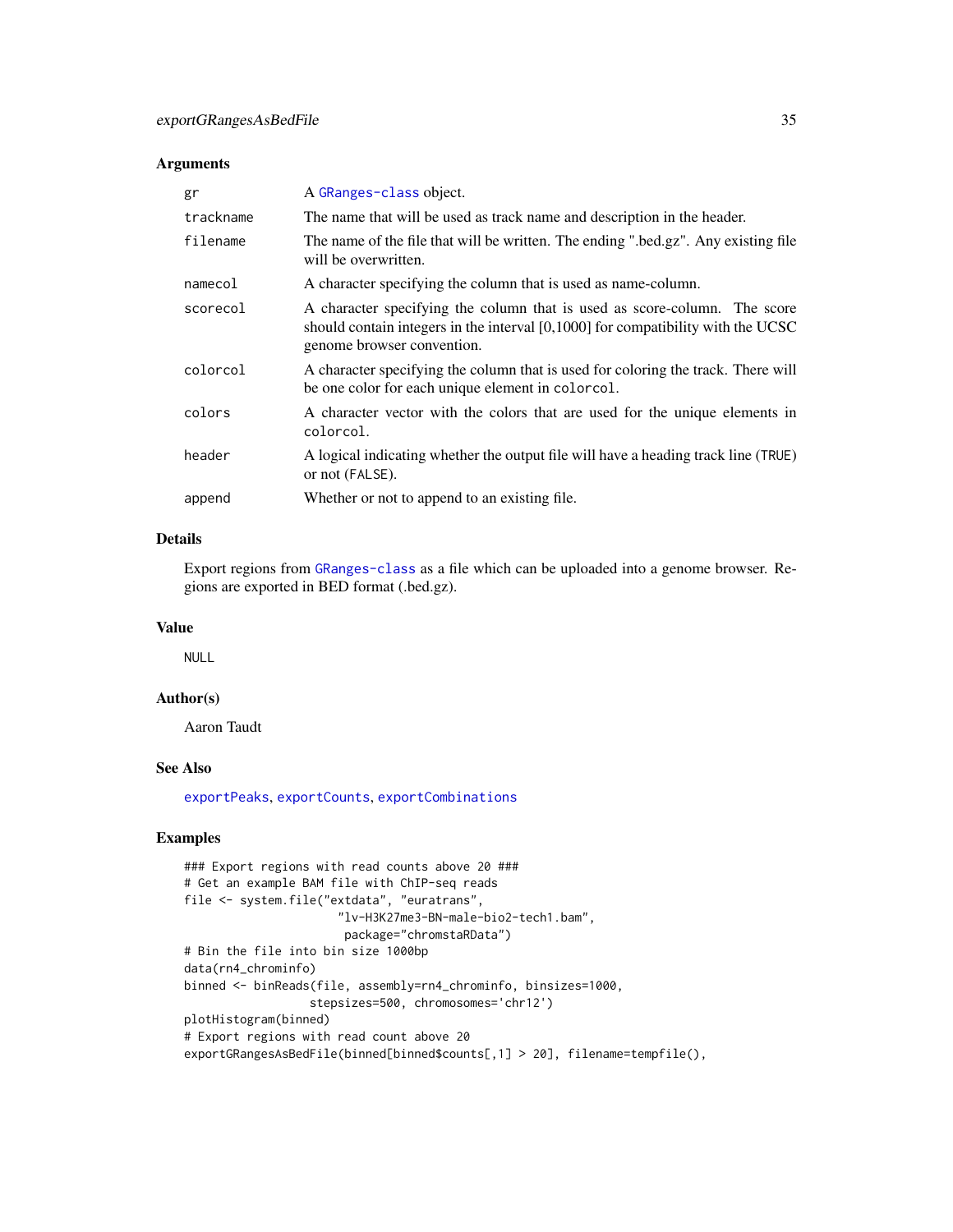## Arguments

| | |
|---|---|
| gr | A GRanges-class object. |
| trackname | The name that will be used as track name and description in the header. |
| filename | The name of the file that will be written. The ending ".bed.gz". Any existing file will be overwritten. |
| namecol | A character specifying the column that is used as name-column. |
| scorecol | A character specifying the column that is used as score-column. The score should contain integers in the interval [0,1000] for compatibility with the UCSC genome browser convention. |
| colorcol | A character specifying the column that is used for coloring the track. There will be one color for each unique element in colorcol. |
| colors | A character vector with the colors that are used for the unique elements in colorcol. |
| header | A logical indicating whether the output file will have a heading track line (TRUE) or not (FALSE). |
| append | Whether or not to append to an existing file. |

## Details

Export regions from GRanges-class as a file which can be uploaded into a genome browser. Regions are exported in BED format (.bed.gz).

## Value

NULL

## Author(s)

Aaron Taudt

## See Also

exportPeaks, exportCounts, exportCombinations

## Examples

```
### Export regions with read counts above 20 ###
# Get an example BAM file with ChIP-seq reads
file <- system.file("extdata", "euratrans",
                      "lv-H3K27me3-BN-male-bio2-tech1.bam",
                       package="chromstaRData")
# Bin the file into bin size 1000bp
data(rn4_chrominfo)
binned <- binReads(file, assembly=rn4_chrominfo, binsizes=1000,
                  stepsizes=500, chromosomes='chr12')
plotHistogram(binned)
# Export regions with read count above 20
exportGRangesAsBedFile(binned[binned$counts[,1] > 20], filename=tempfile(),
```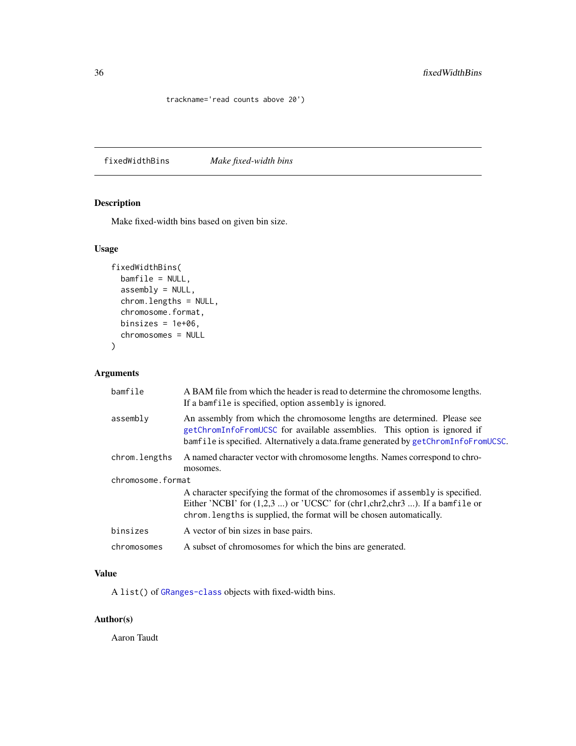```
trackname='read counts above 20')
```

## fixedWidthBins *Make fixed-width bins*

### Description

Make fixed-width bins based on given bin size.

### Usage

```
fixedWidthBins(
  bamfile = NULL,
  assembly = NULL,
  chrom.lengths = NULL,
  chromosome.format,
  binsizes = 1e+06,
  chromosomes = NULL
)
```

### Arguments

| | |
|---|---|
| bamfile | A BAM file from which the header is read to determine the chromosome lengths. If a `bamfile` is specified, option `assembly` is ignored. |
| assembly | An assembly from which the chromosome lengths are determined. Please see `getChromInfoFromUCSC` for available assemblies. This option is ignored if `bamfile` is specified. Alternatively a data.frame generated by `getChromInfoFromUCSC`. |
| chrom.lengths | A named character vector with chromosome lengths. Names correspond to chromosomes. |
| chromosome.format | A character specifying the format of the chromosomes if `assembly` is specified. Either 'NCBI' for (1,2,3 ...) or 'UCSC' for (chr1,chr2,chr3 ...). If a `bamfile` or `chrom.lengths` is supplied, the format will be chosen automatically. |
| binsizes | A vector of bin sizes in base pairs. |
| chromosomes | A subset of chromosomes for which the bins are generated. |

### Value

A `list()` of `GRanges-class` objects with fixed-width bins.

### Author(s)

Aaron Taudt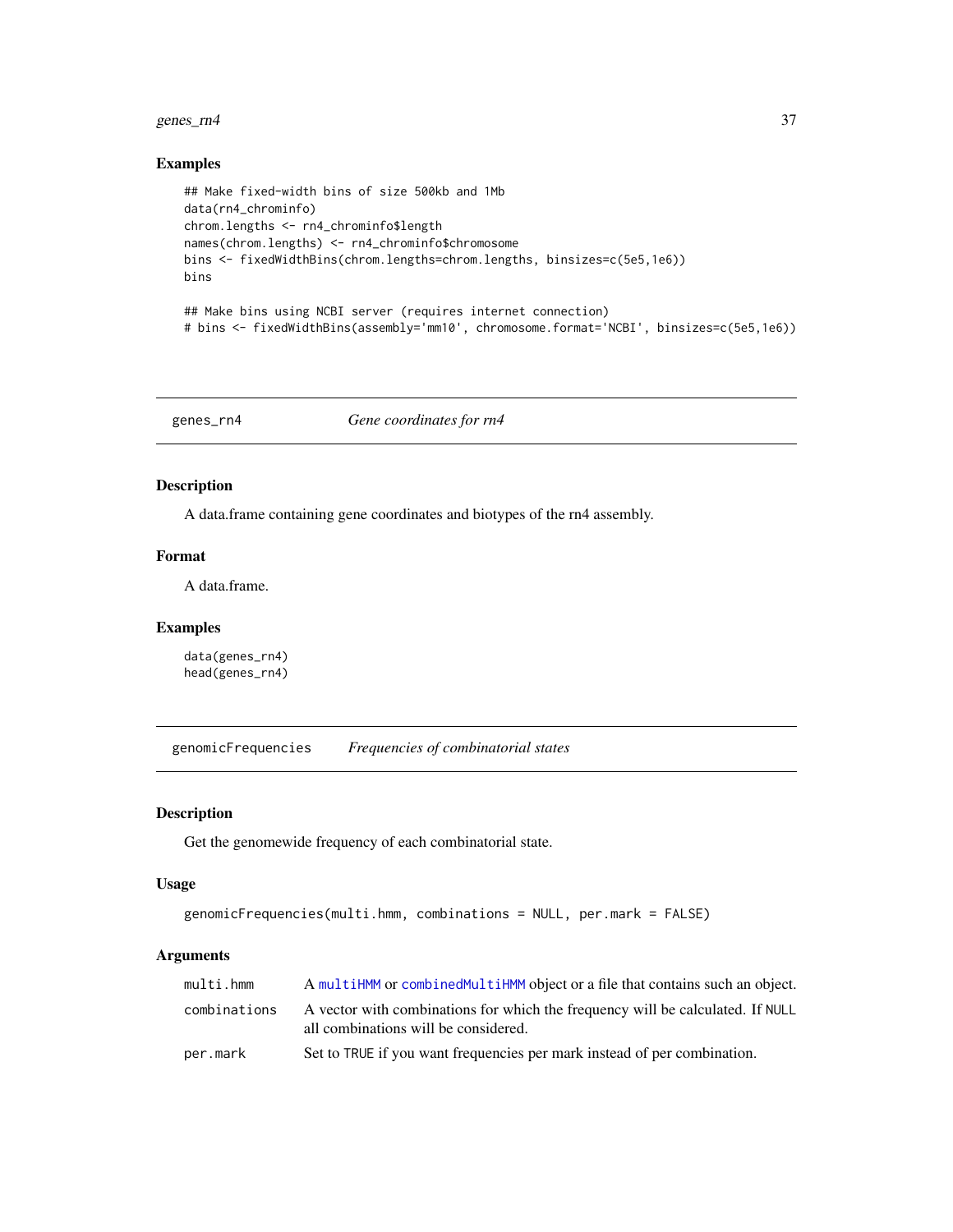### Examples

```
## Make fixed-width bins of size 500kb and 1Mb
data(rn4_chrominfo)
chrom.lengths <- rn4_chrominfo$length
names(chrom.lengths) <- rn4_chrominfo$chromosome
bins <- fixedWidthBins(chrom.lengths=chrom.lengths, binsizes=c(5e5,1e6))
bins

## Make bins using NCBI server (requires internet connection)
# bins <- fixedWidthBins(assembly='mm10', chromosome.format='NCBI', binsizes=c(5e5,1e6))
```

---

## genes_rn4 — *Gene coordinates for rn4*

### Description

A data.frame containing gene coordinates and biotypes of the rn4 assembly.

### Format

A data.frame.

### Examples

```
data(genes_rn4)
head(genes_rn4)
```

---

## genomicFrequencies — *Frequencies of combinatorial states*

### Description

Get the genomewide frequency of each combinatorial state.

### Usage

```
genomicFrequencies(multi.hmm, combinations = NULL, per.mark = FALSE)
```

### Arguments

| | |
|---|---|
| multi.hmm | A multiHMM or combinedMultiHMM object or a file that contains such an object. |
| combinations | A vector with combinations for which the frequency will be calculated. If NULL all combinations will be considered. |
| per.mark | Set to TRUE if you want frequencies per mark instead of per combination. |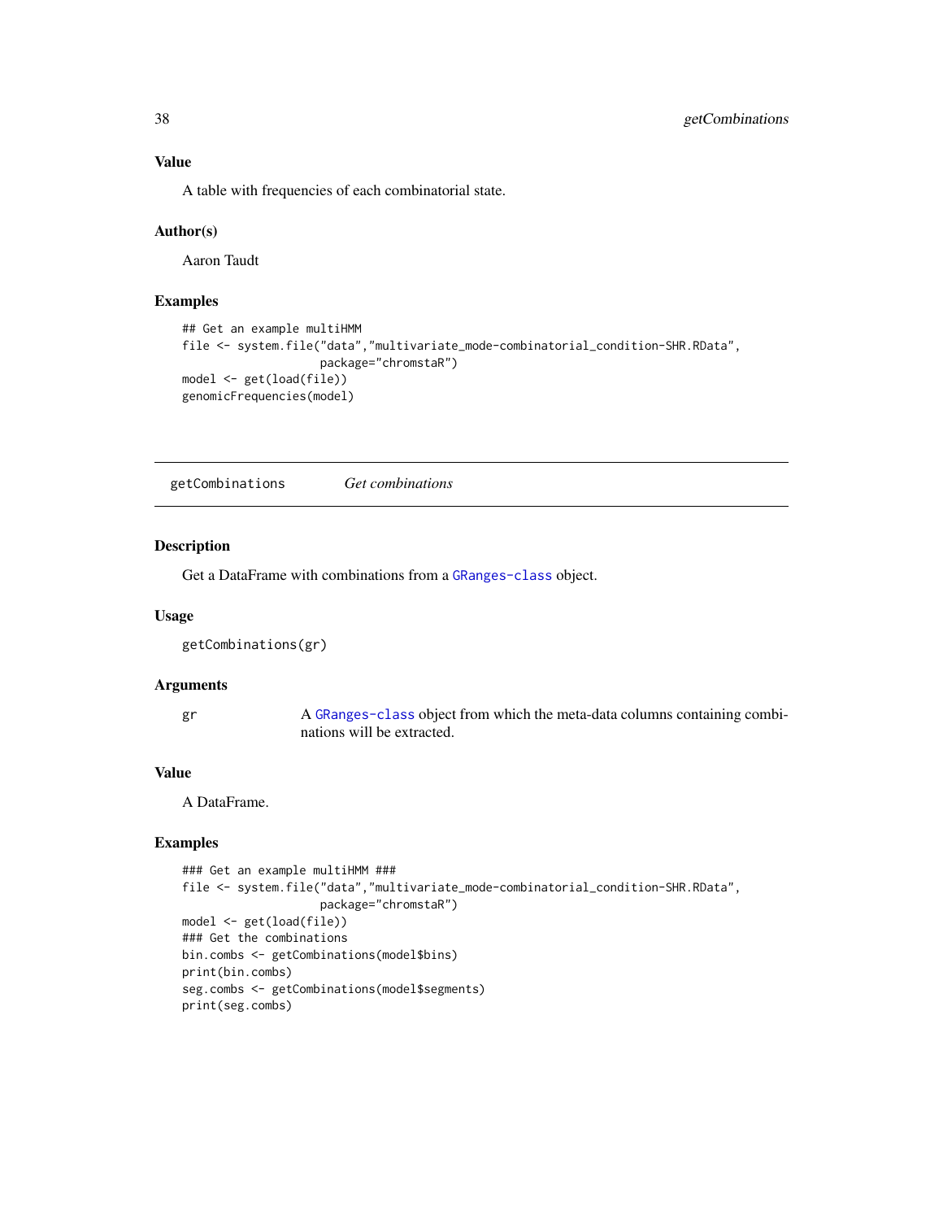## Value

A table with frequencies of each combinatorial state.

## Author(s)

Aaron Taudt

## Examples

```
## Get an example multiHMM
file <- system.file("data","multivariate_mode-combinatorial_condition-SHR.RData",
                    package="chromstaR")
model <- get(load(file))
genomicFrequencies(model)
```

---

# getCombinations &nbsp;&nbsp;&nbsp;&nbsp; *Get combinations*

## Description

Get a DataFrame with combinations from a GRanges-class object.

## Usage

```
getCombinations(gr)
```

## Arguments

| | |
|---|---|
| gr | A GRanges-class object from which the meta-data columns containing combinations will be extracted. |

## Value

A DataFrame.

## Examples

```
### Get an example multiHMM ###
file <- system.file("data","multivariate_mode-combinatorial_condition-SHR.RData",
                    package="chromstaR")
model <- get(load(file))
### Get the combinations
bin.combs <- getCombinations(model$bins)
print(bin.combs)
seg.combs <- getCombinations(model$segments)
print(seg.combs)
```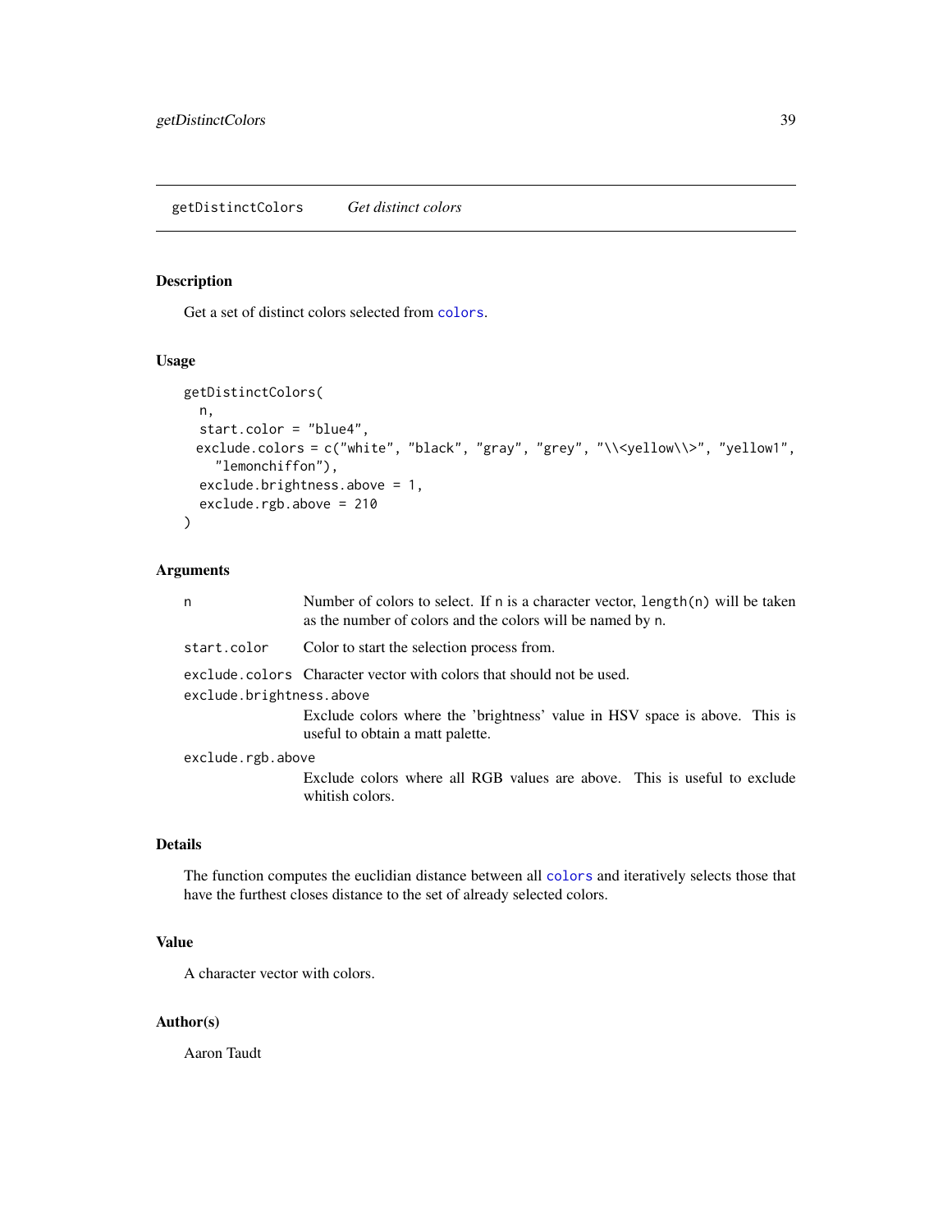## getDistinctColors *Get distinct colors*

### Description

Get a set of distinct colors selected from `colors`.

### Usage

```
getDistinctColors(
  n,
  start.color = "blue4",
 exclude.colors = c("white", "black", "gray", "grey", "\\<yellow\\>", "yellow1",
    "lemonchiffon"),
  exclude.brightness.above = 1,
  exclude.rgb.above = 210
)
```

### Arguments

| | |
|---|---|
| `n` | Number of colors to select. If `n` is a character vector, `length(n)` will be taken as the number of colors and the colors will be named by `n`. |
| `start.color` | Color to start the selection process from. |
| `exclude.colors` | Character vector with colors that should not be used. |
| `exclude.brightness.above` | Exclude colors where the 'brightness' value in HSV space is above. This is useful to obtain a matt palette. |
| `exclude.rgb.above` | Exclude colors where all RGB values are above. This is useful to exclude whitish colors. |

### Details

The function computes the euclidian distance between all `colors` and iteratively selects those that have the furthest closes distance to the set of already selected colors.

### Value

A character vector with colors.

### Author(s)

Aaron Taudt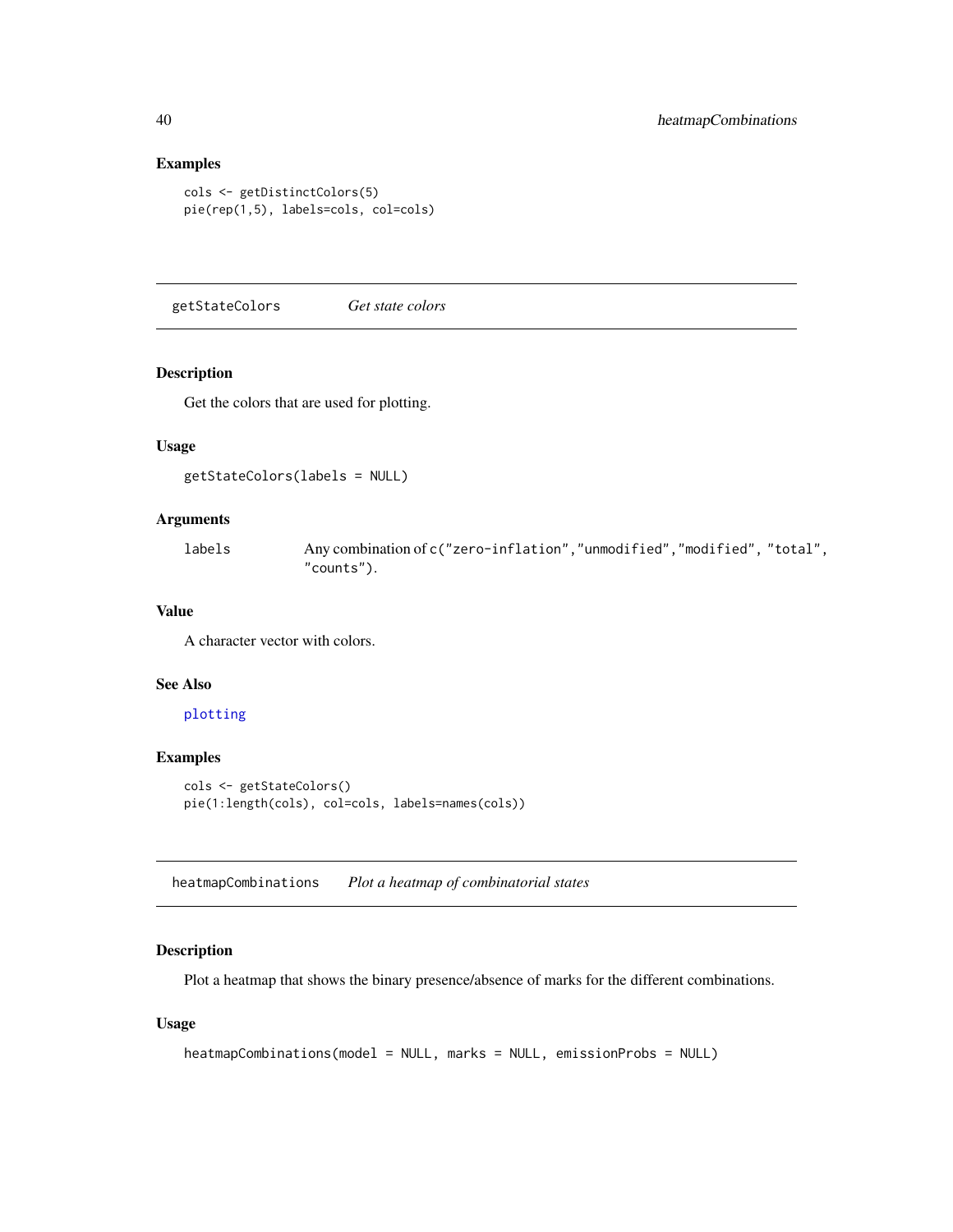### Examples

```
cols <- getDistinctColors(5)
pie(rep(1,5), labels=cols, col=cols)
```

---

## getStateColors — *Get state colors*

### Description

Get the colors that are used for plotting.

### Usage

```
getStateColors(labels = NULL)
```

### Arguments

| | |
|---|---|
| labels | Any combination of `c("zero-inflation","unmodified","modified", "total", "counts")`. |

### Value

A character vector with colors.

### See Also

plotting

### Examples

```
cols <- getStateColors()
pie(1:length(cols), col=cols, labels=names(cols))
```

---

## heatmapCombinations — *Plot a heatmap of combinatorial states*

### Description

Plot a heatmap that shows the binary presence/absence of marks for the different combinations.

### Usage

```
heatmapCombinations(model = NULL, marks = NULL, emissionProbs = NULL)
```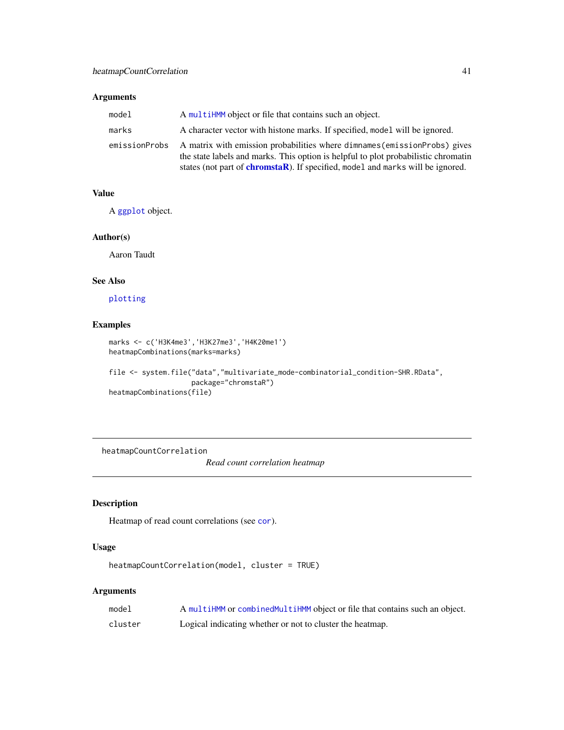### Arguments

| | |
|---|---|
| model | A multiHMM object or file that contains such an object. |
| marks | A character vector with histone marks. If specified, model will be ignored. |
| emissionProbs | A matrix with emission probabilities where dimnames(emissionProbs) gives the state labels and marks. This option is helpful to plot probabilistic chromatin states (not part of **chromstaR**). If specified, model and marks will be ignored. |

### Value

A ggplot object.

### Author(s)

Aaron Taudt

### See Also

plotting

### Examples

```
marks <- c('H3K4me3','H3K27me3','H4K20me1')
heatmapCombinations(marks=marks)

file <- system.file("data","multivariate_mode-combinatorial_condition-SHR.RData",
                    package="chromstaR")
heatmapCombinations(file)
```

---

## heatmapCountCorrelation

*Read count correlation heatmap*

---

### Description

Heatmap of read count correlations (see cor).

### Usage

```
heatmapCountCorrelation(model, cluster = TRUE)
```

### Arguments

| | |
|---|---|
| model | A multiHMM or combinedMultiHMM object or file that contains such an object. |
| cluster | Logical indicating whether or not to cluster the heatmap. |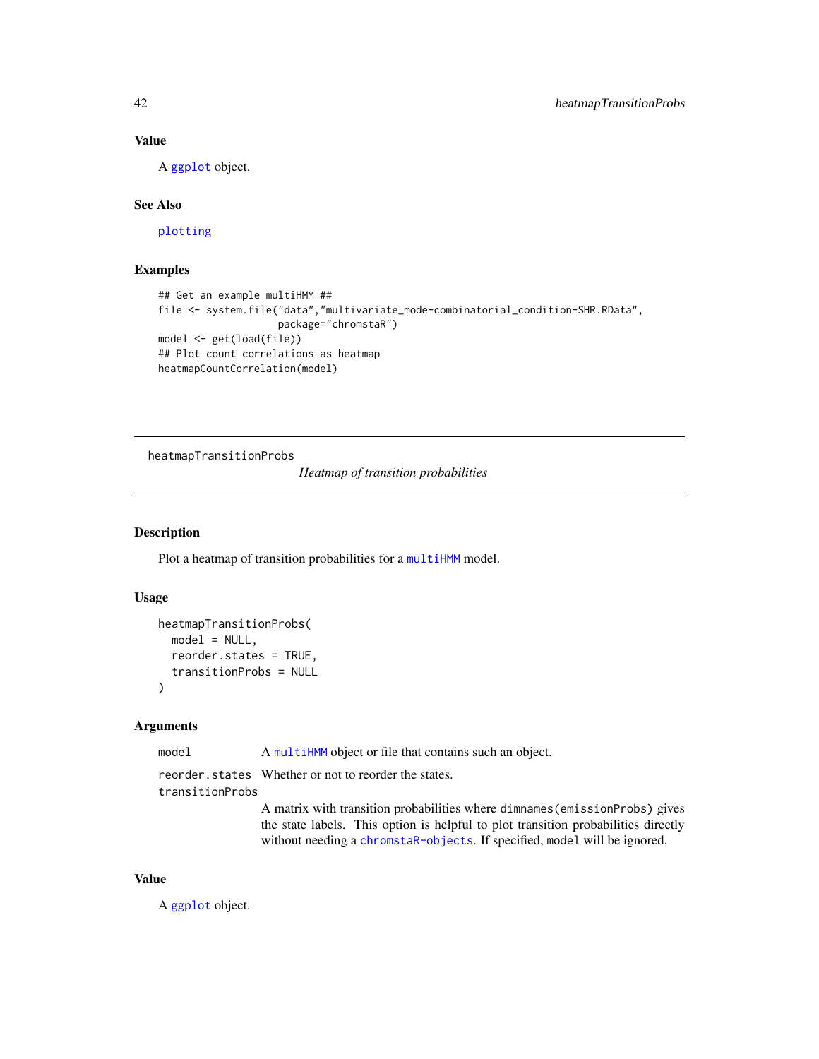## Value

A ggplot object.

## See Also

plotting

## Examples

```
## Get an example multiHMM ##
file <- system.file("data","multivariate_mode-combinatorial_condition-SHR.RData",
                    package="chromstaR")
model <- get(load(file))
## Plot count correlations as heatmap
heatmapCountCorrelation(model)
```

---

heatmapTransitionProbs &nbsp;&nbsp;&nbsp;&nbsp; *Heatmap of transition probabilities*

---

## Description

Plot a heatmap of transition probabilities for a multiHMM model.

## Usage

```
heatmapTransitionProbs(
  model = NULL,
  reorder.states = TRUE,
  transitionProbs = NULL
)
```

## Arguments

| | |
|---|---|
| model | A multiHMM object or file that contains such an object. |
| reorder.states | Whether or not to reorder the states. |
| transitionProbs | A matrix with transition probabilities where dimnames(emissionProbs) gives the state labels. This option is helpful to plot transition probabilities directly without needing a chromstaR-objects. If specified, model will be ignored. |

## Value

A ggplot object.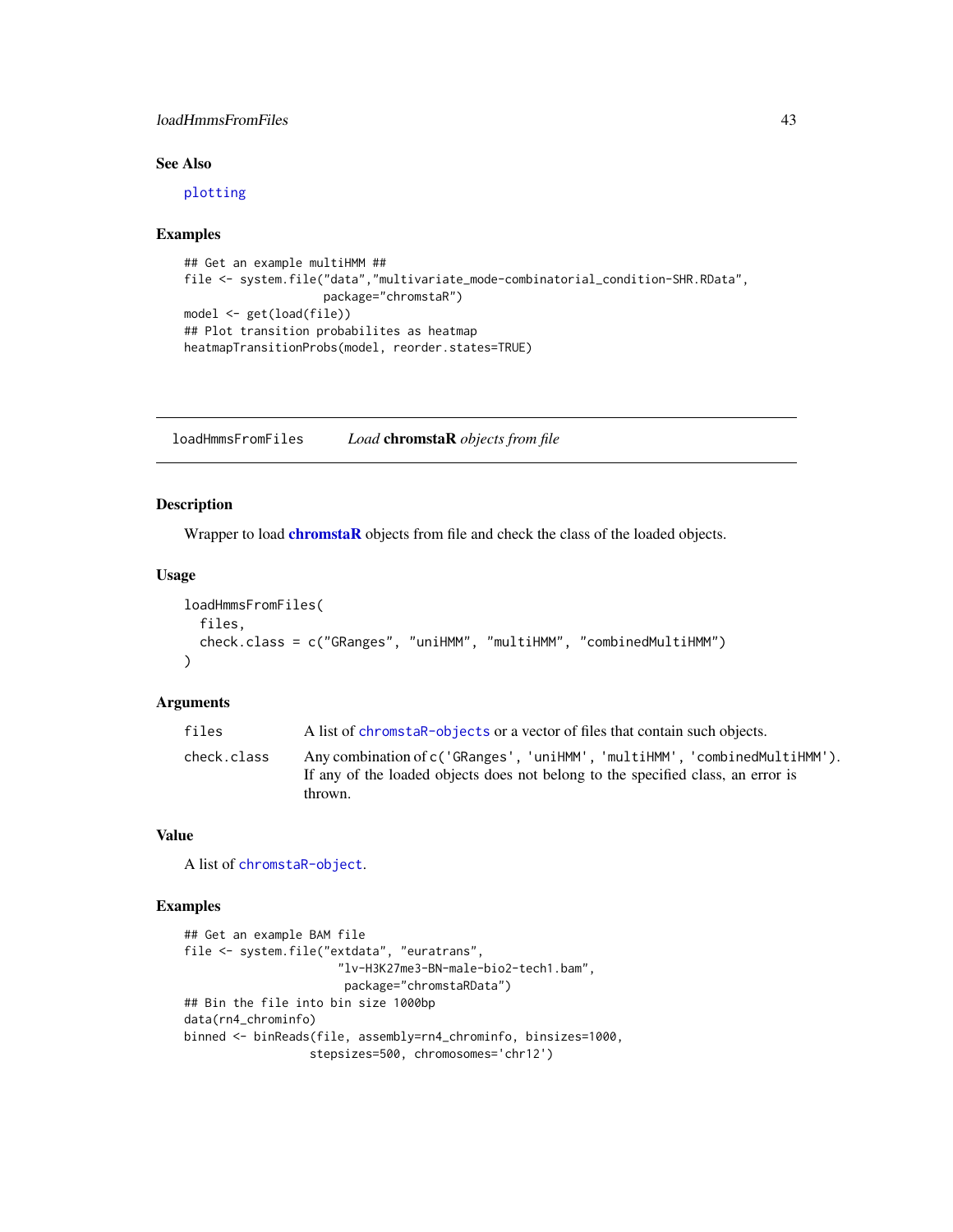### See Also

plotting

### Examples

```
## Get an example multiHMM ##
file <- system.file("data","multivariate_mode-combinatorial_condition-SHR.RData",
                    package="chromstaR")
model <- get(load(file))
## Plot transition probabilites as heatmap
heatmapTransitionProbs(model, reorder.states=TRUE)
```

---

## loadHmmsFromFiles &nbsp;&nbsp;&nbsp; *Load* **chromstaR** *objects from file*

### Description

Wrapper to load **chromstaR** objects from file and check the class of the loaded objects.

### Usage

```
loadHmmsFromFiles(
  files,
  check.class = c("GRanges", "uniHMM", "multiHMM", "combinedMultiHMM")
)
```

### Arguments

| | |
|---|---|
| files | A list of chromstaR-objects or a vector of files that contain such objects. |
| check.class | Any combination of c('GRanges', 'uniHMM', 'multiHMM', 'combinedMultiHMM'). If any of the loaded objects does not belong to the specified class, an error is thrown. |

### Value

A list of chromstaR-object.

### Examples

```
## Get an example BAM file
file <- system.file("extdata", "euratrans",
                    "lv-H3K27me3-BN-male-bio2-tech1.bam",
                     package="chromstaRData")
## Bin the file into bin size 1000bp
data(rn4_chrominfo)
binned <- binReads(file, assembly=rn4_chrominfo, binsizes=1000,
                  stepsizes=500, chromosomes='chr12')
```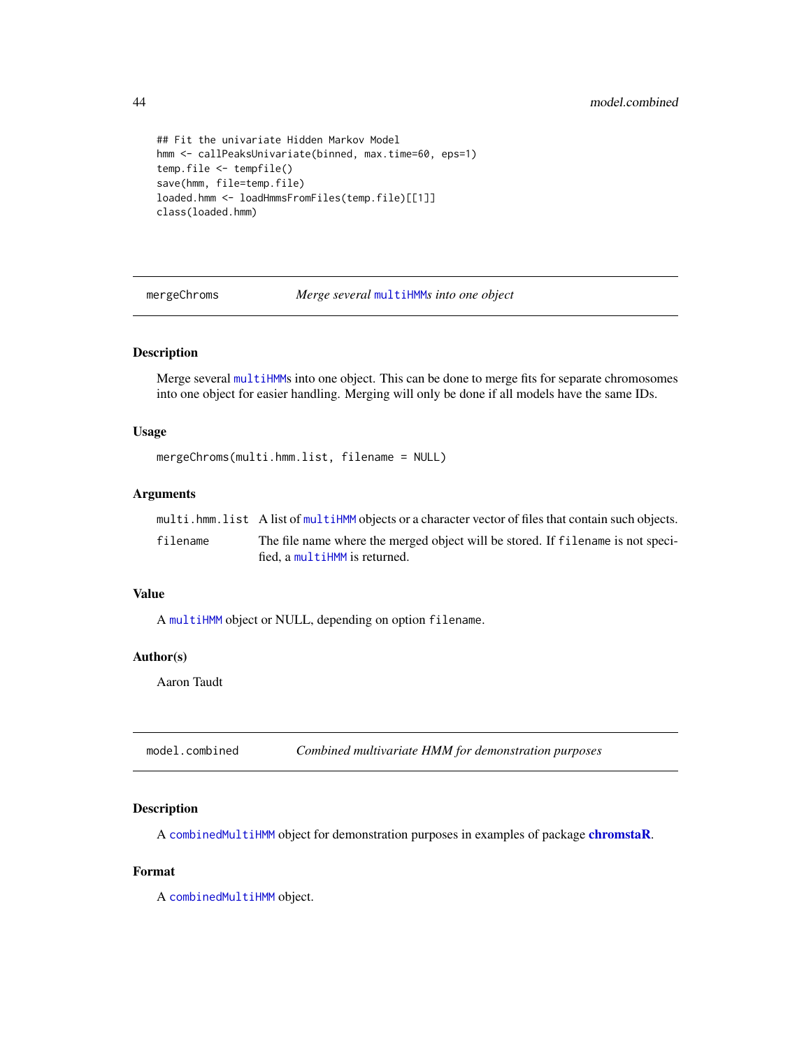```
## Fit the univariate Hidden Markov Model
hmm <- callPeaksUnivariate(binned, max.time=60, eps=1)
temp.file <- tempfile()
save(hmm, file=temp.file)
loaded.hmm <- loadHmmsFromFiles(temp.file)[[1]]
class(loaded.hmm)
```

## mergeChroms — *Merge several multiHMMs into one object*

### Description

Merge several multiHMMs into one object. This can be done to merge fits for separate chromosomes into one object for easier handling. Merging will only be done if all models have the same IDs.

### Usage

```
mergeChroms(multi.hmm.list, filename = NULL)
```

### Arguments

| | |
|---|---|
| multi.hmm.list | A list of multiHMM objects or a character vector of files that contain such objects. |
| filename | The file name where the merged object will be stored. If filename is not specified, a multiHMM is returned. |

### Value

A multiHMM object or NULL, depending on option filename.

### Author(s)

Aaron Taudt

## model.combined — *Combined multivariate HMM for demonstration purposes*

### Description

A combinedMultiHMM object for demonstration purposes in examples of package **chromstaR**.

### Format

A combinedMultiHMM object.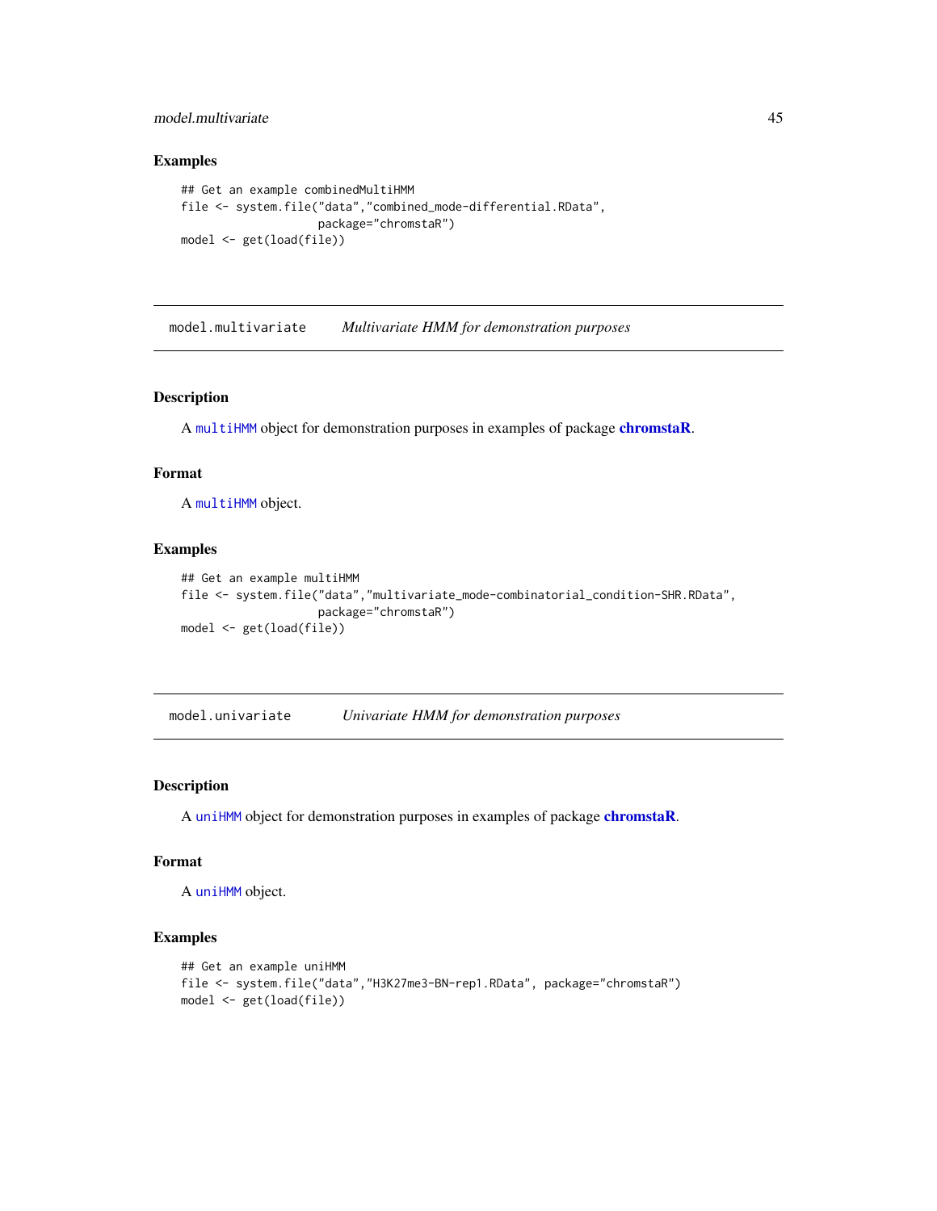## Examples

```
## Get an example combinedMultiHMM
file <- system.file("data","combined_mode-differential.RData",
                    package="chromstaR")
model <- get(load(file))
```

---

model.multivariate *Multivariate HMM for demonstration purposes*

---

## Description

A multiHMM object for demonstration purposes in examples of package **chromstaR**.

## Format

A multiHMM object.

## Examples

```
## Get an example multiHMM
file <- system.file("data","multivariate_mode-combinatorial_condition-SHR.RData",
                    package="chromstaR")
model <- get(load(file))
```

---

model.univariate *Univariate HMM for demonstration purposes*

---

## Description

A uniHMM object for demonstration purposes in examples of package **chromstaR**.

## Format

A uniHMM object.

## Examples

```
## Get an example uniHMM
file <- system.file("data","H3K27me3-BN-rep1.RData", package="chromstaR")
model <- get(load(file))
```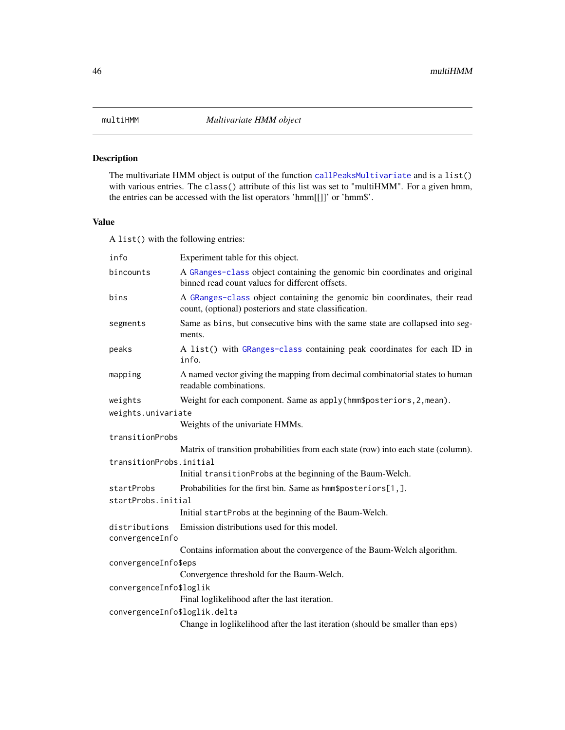# multiHMM *Multivariate HMM object*

## Description

The multivariate HMM object is output of the function `callPeaksMultivariate` and is a `list()` with various entries. The `class()` attribute of this list was set to "multiHMM". For a given hmm, the entries can be accessed with the list operators 'hmm[[]]' or 'hmm$'.

## Value

A `list()` with the following entries:

- `info` — Experiment table for this object.
- `bincounts` — A `GRanges-class` object containing the genomic bin coordinates and original binned read count values for different offsets.
- `bins` — A `GRanges-class` object containing the genomic bin coordinates, their read count, (optional) posteriors and state classification.
- `segments` — Same as `bins`, but consecutive bins with the same state are collapsed into segments.
- `peaks` — A `list()` with `GRanges-class` containing peak coordinates for each ID in `info`.
- `mapping` — A named vector giving the mapping from decimal combinatorial states to human readable combinations.
- `weights` — Weight for each component. Same as `apply(hmm$posteriors,2,mean)`.
- `weights.univariate` — Weights of the univariate HMMs.
- `transitionProbs` — Matrix of transition probabilities from each state (row) into each state (column).
- `transitionProbs.initial` — Initial `transitionProbs` at the beginning of the Baum-Welch.
- `startProbs` — Probabilities for the first bin. Same as `hmm$posteriors[1,]`.
- `startProbs.initial` — Initial `startProbs` at the beginning of the Baum-Welch.
- `distributions` — Emission distributions used for this model.
- `convergenceInfo` — Contains information about the convergence of the Baum-Welch algorithm.
- `convergenceInfo$eps` — Convergence threshold for the Baum-Welch.
- `convergenceInfo$loglik` — Final loglikelihood after the last iteration.
- `convergenceInfo$loglik.delta` — Change in loglikelihood after the last iteration (should be smaller than `eps`)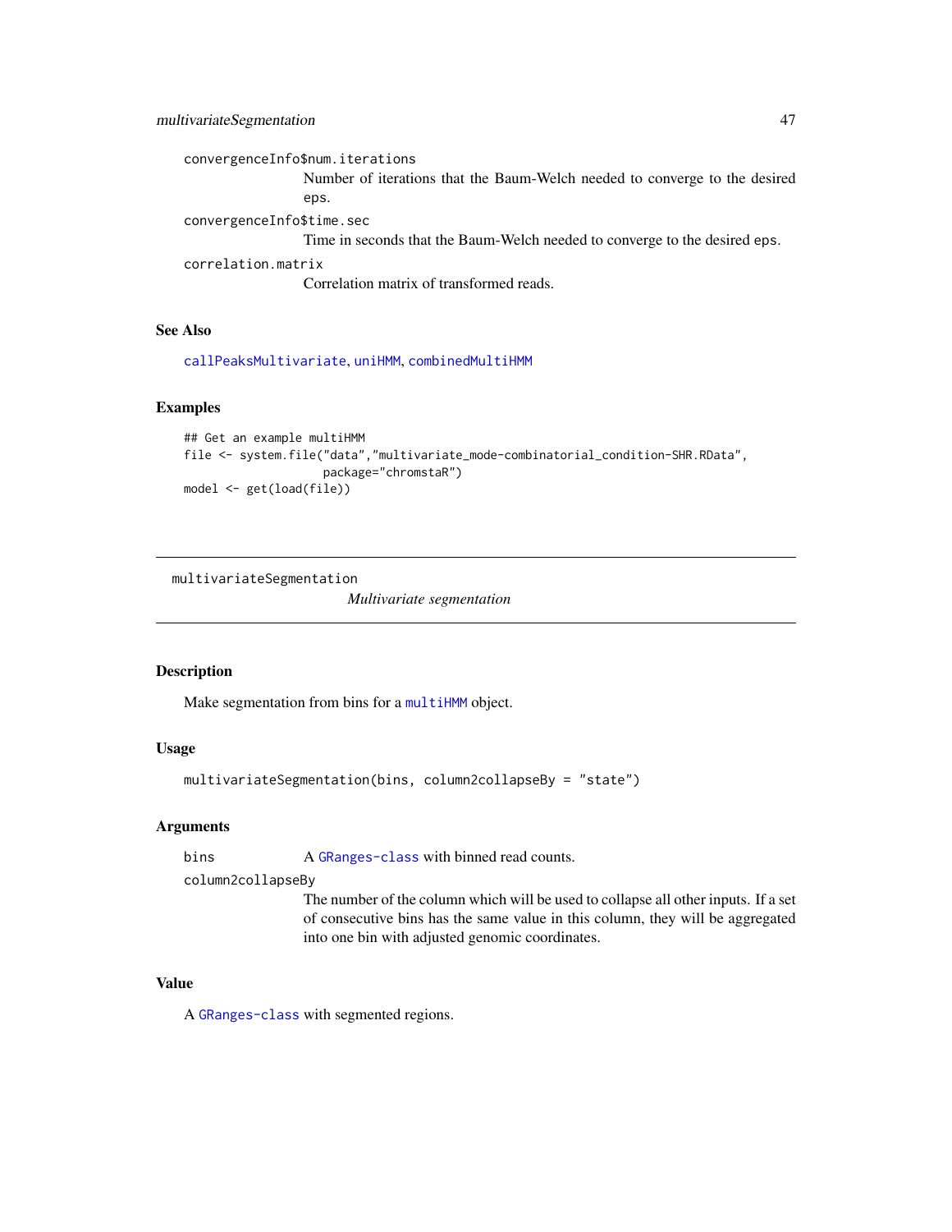convergenceInfo$num.iterations
: Number of iterations that the Baum-Welch needed to converge to the desired eps.

convergenceInfo$time.sec
: Time in seconds that the Baum-Welch needed to converge to the desired eps.

correlation.matrix
: Correlation matrix of transformed reads.

## See Also

callPeaksMultivariate, uniHMM, combinedMultiHMM

## Examples

```
## Get an example multiHMM
file <- system.file("data","multivariate_mode-combinatorial_condition-SHR.RData",
                    package="chromstaR")
model <- get(load(file))
```

---

# multivariateSegmentation    *Multivariate segmentation*

---

## Description

Make segmentation from bins for a multiHMM object.

## Usage

```
multivariateSegmentation(bins, column2collapseBy = "state")
```

## Arguments

bins
: A GRanges-class with binned read counts.

column2collapseBy
: The number of the column which will be used to collapse all other inputs. If a set of consecutive bins has the same value in this column, they will be aggregated into one bin with adjusted genomic coordinates.

## Value

A GRanges-class with segmented regions.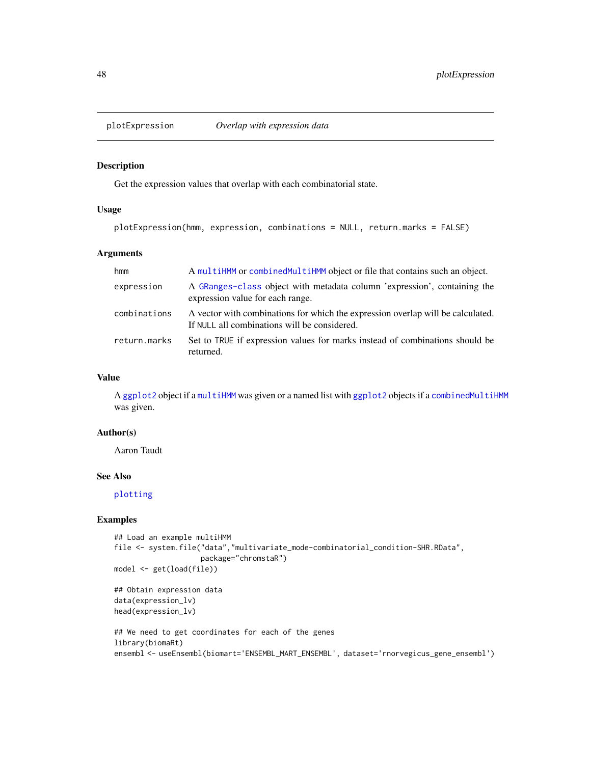## plotExpression    *Overlap with expression data*

### Description

Get the expression values that overlap with each combinatorial state.

### Usage

```
plotExpression(hmm, expression, combinations = NULL, return.marks = FALSE)
```

### Arguments

| | |
|---|---|
| hmm | A multiHMM or combinedMultiHMM object or file that contains such an object. |
| expression | A GRanges-class object with metadata column 'expression', containing the expression value for each range. |
| combinations | A vector with combinations for which the expression overlap will be calculated. If NULL all combinations will be considered. |
| return.marks | Set to TRUE if expression values for marks instead of combinations should be returned. |

### Value

A ggplot2 object if a multiHMM was given or a named list with ggplot2 objects if a combinedMultiHMM was given.

### Author(s)

Aaron Taudt

### See Also

plotting

### Examples

```
## Load an example multiHMM
file <- system.file("data","multivariate_mode-combinatorial_condition-SHR.RData",
                    package="chromstaR")
model <- get(load(file))

## Obtain expression data
data(expression_lv)
head(expression_lv)

## We need to get coordinates for each of the genes
library(biomaRt)
ensembl <- useEnsembl(biomart='ENSEMBL_MART_ENSEMBL', dataset='rnorvegicus_gene_ensembl')
```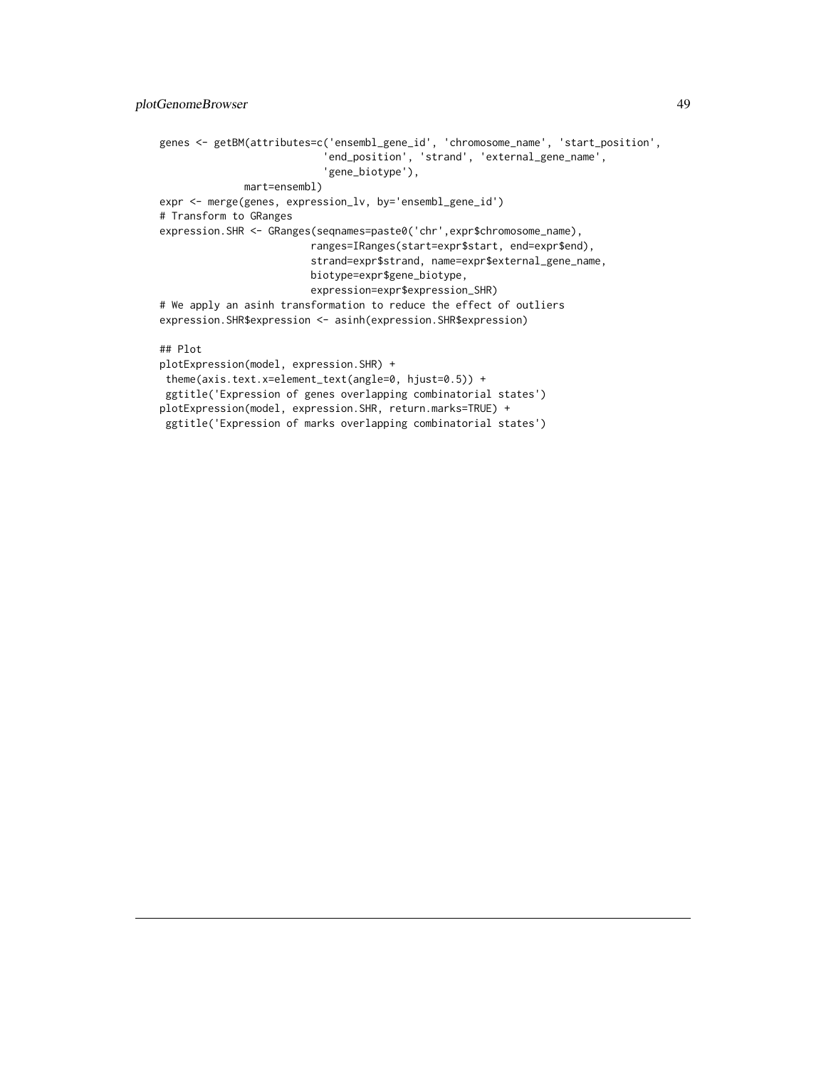```
genes <- getBM(attributes=c('ensembl_gene_id', 'chromosome_name', 'start_position',
                            'end_position', 'strand', 'external_gene_name',
                            'gene_biotype'),
              mart=ensembl)
expr <- merge(genes, expression_lv, by='ensembl_gene_id')
# Transform to GRanges
expression.SHR <- GRanges(seqnames=paste0('chr',expr$chromosome_name),
                         ranges=IRanges(start=expr$start, end=expr$end),
                         strand=expr$strand, name=expr$external_gene_name,
                         biotype=expr$gene_biotype,
                         expression=expr$expression_SHR)
# We apply an asinh transformation to reduce the effect of outliers
expression.SHR$expression <- asinh(expression.SHR$expression)

## Plot
plotExpression(model, expression.SHR) +
 theme(axis.text.x=element_text(angle=0, hjust=0.5)) +
 ggtitle('Expression of genes overlapping combinatorial states')
plotExpression(model, expression.SHR, return.marks=TRUE) +
 ggtitle('Expression of marks overlapping combinatorial states')
```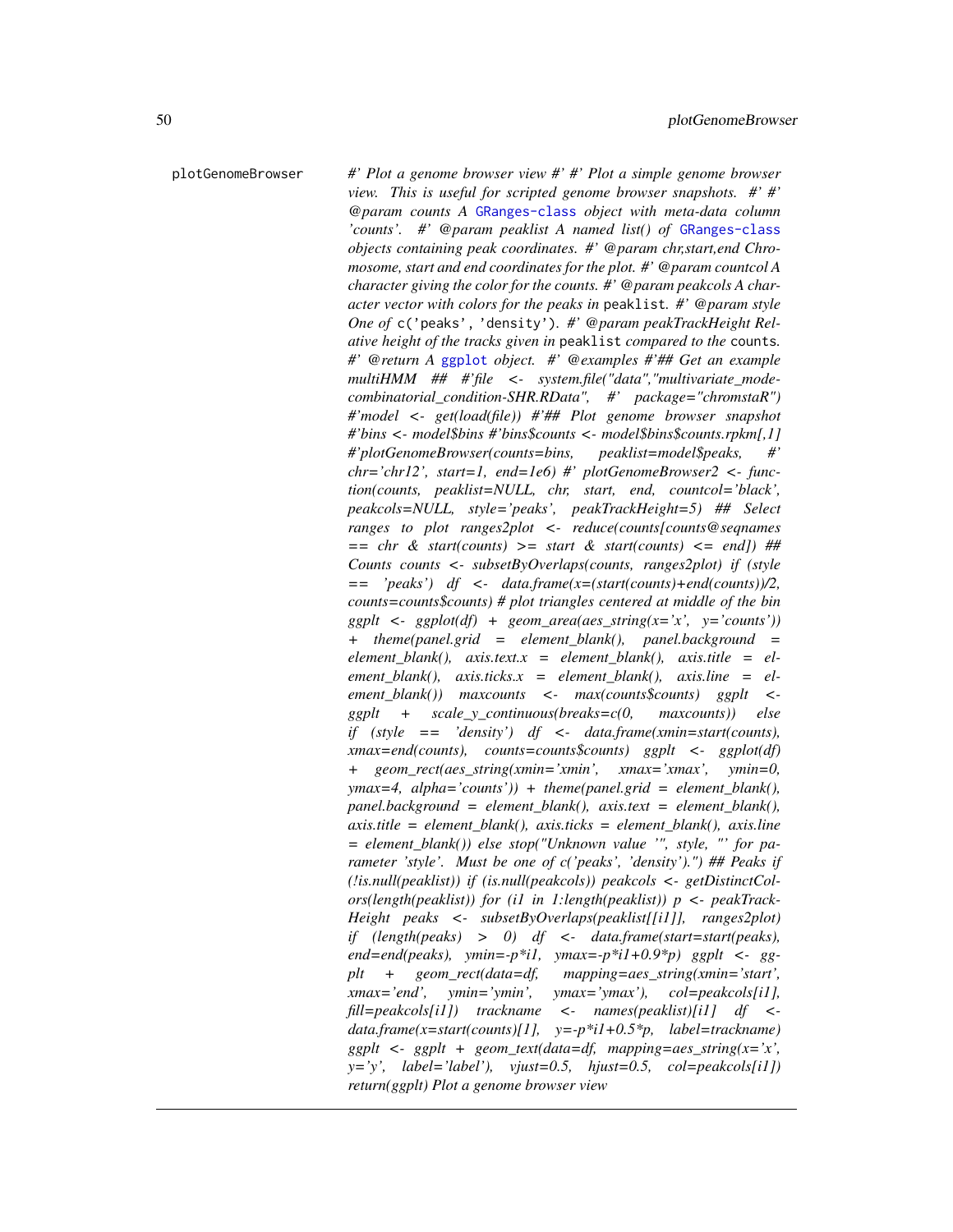plotGenomeBrowser *#' Plot a genome browser view #' #' Plot a simple genome browser view. This is useful for scripted genome browser snapshots. #' #' @param counts A* GRanges-class *object with meta-data column 'counts'. #' @param peaklist A named list() of* GRanges-class *objects containing peak coordinates. #' @param chr,start,end Chromosome, start and end coordinates for the plot. #' @param countcol A character giving the color for the counts. #' @param peakcols A character vector with colors for the peaks in* peaklist*. #' @param style One of* c('peaks', 'density')*. #' @param peakTrackHeight Relative height of the tracks given in* peaklist *compared to the* counts*. #' @return A* ggplot *object. #' @examples #'## Get an example multiHMM ## #'file <- system.file("data","multivariate_mode-combinatorial_condition-SHR.RData", #' package="chromstaR") #'model <- get(load(file)) #'## Plot genome browser snapshot #'bins <- model$bins #'bins$counts <- model$bins$counts.rpkm[,1] #'plotGenomeBrowser(counts=bins, peaklist=model$peaks, #' chr='chr12', start=1, end=1e6) #' plotGenomeBrowser2 <- function(counts, peaklist=NULL, chr, start, end, countcol='black', peakcols=NULL, style='peaks', peakTrackHeight=5) ## Select ranges to plot ranges2plot <- reduce(counts[counts@seqnames == chr & start(counts) >= start & start(counts) <= end]) ## Counts counts <- subsetByOverlaps(counts, ranges2plot) if (style == 'peaks') df <- data.frame(x=(start(counts)+end(counts))/2, counts=counts$counts) # plot triangles centered at middle of the bin ggplt <- ggplot(df) + geom_area(aes_string(x='x', y='counts')) + theme(panel.grid = element_blank(), panel.background = element_blank(), axis.text.x = element_blank(), axis.title = element_blank(), axis.ticks.x = element_blank(), axis.line = element_blank()) maxcounts <- max(counts$counts) ggplt <- ggplt + scale_y_continuous(breaks=c(0, maxcounts)) else if (style == 'density') df <- data.frame(xmin=start(counts), xmax=end(counts), counts=counts$counts) ggplt <- ggplot(df) + geom_rect(aes_string(xmin='xmin', xmax='xmax', ymin=0, ymax=4, alpha='counts')) + theme(panel.grid = element_blank(), panel.background = element_blank(), axis.text = element_blank(), axis.title = element_blank(), axis.ticks = element_blank(), axis.line = element_blank()) else stop("Unknown value '", style, "' for parameter 'style'. Must be one of c('peaks', 'density').") ## Peaks if (!is.null(peaklist)) if (is.null(peakcols)) peakcols <- getDistinctColors(length(peaklist)) for (i1 in 1:length(peaklist)) p <- peakTrackHeight peaks <- subsetByOverlaps(peaklist[[i1]], ranges2plot) if (length(peaks) > 0) df <- data.frame(start=start(peaks), end=end(peaks), ymin=-p*i1, ymax=-p*i1+0.9*p) ggplt <- ggplt + geom_rect(data=df, mapping=aes_string(xmin='start', xmax='end', ymin='ymin', ymax='ymax'), col=peakcols[i1], fill=peakcols[i1]) trackname <- names(peaklist)[i1] df <- data.frame(x=start(counts)[1], y=-p*i1+0.5*p, label=trackname) ggplt <- ggplt + geom_text(data=df, mapping=aes_string(x='x', y='y', label='label'), vjust=0.5, hjust=0.5, col=peakcols[i1]) return(ggplt) Plot a genome browser view*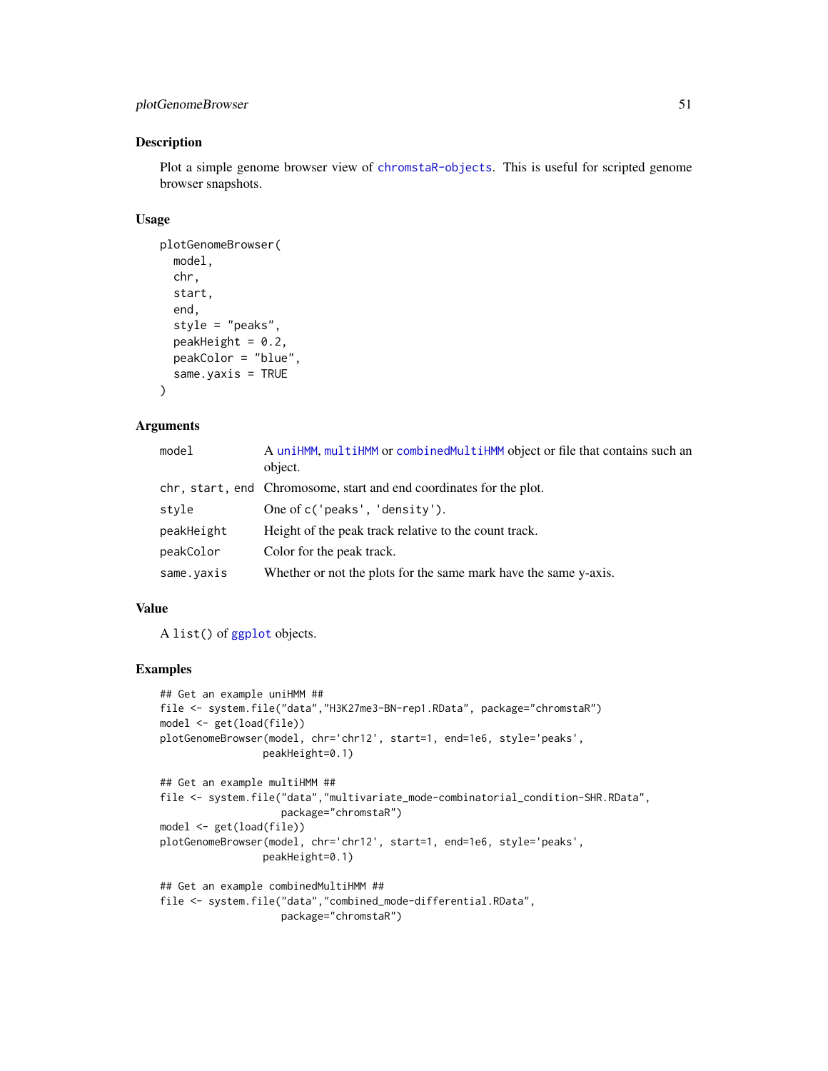## Description

Plot a simple genome browser view of chromstaR-objects. This is useful for scripted genome browser snapshots.

## Usage

```
plotGenomeBrowser(
  model,
  chr,
  start,
  end,
  style = "peaks",
  peakHeight = 0.2,
  peakColor = "blue",
  same.yaxis = TRUE
)
```

## Arguments

| | |
|---|---|
| model | A uniHMM, multiHMM or combinedMultiHMM object or file that contains such an object. |
| chr, start, end | Chromosome, start and end coordinates for the plot. |
| style | One of c('peaks', 'density'). |
| peakHeight | Height of the peak track relative to the count track. |
| peakColor | Color for the peak track. |
| same.yaxis | Whether or not the plots for the same mark have the same y-axis. |

## Value

A list() of ggplot objects.

## Examples

```
## Get an example uniHMM ##
file <- system.file("data","H3K27me3-BN-rep1.RData", package="chromstaR")
model <- get(load(file))
plotGenomeBrowser(model, chr='chr12', start=1, end=1e6, style='peaks',
                  peakHeight=0.1)

## Get an example multiHMM ##
file <- system.file("data","multivariate_mode-combinatorial_condition-SHR.RData",
                    package="chromstaR")
model <- get(load(file))
plotGenomeBrowser(model, chr='chr12', start=1, end=1e6, style='peaks',
                  peakHeight=0.1)

## Get an example combinedMultiHMM ##
file <- system.file("data","combined_mode-differential.RData",
                    package="chromstaR")
```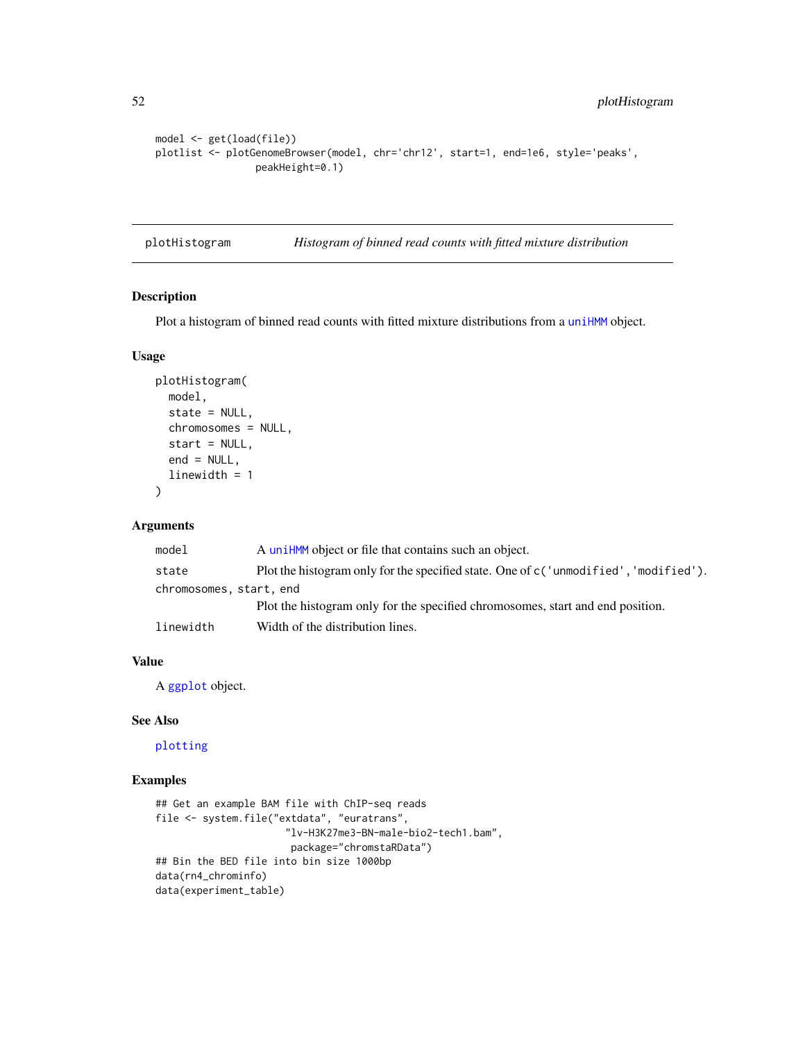```
model <- get(load(file))
plotlist <- plotGenomeBrowser(model, chr='chr12', start=1, end=1e6, style='peaks',
                peakHeight=0.1)
```

---

## plotHistogram — *Histogram of binned read counts with fitted mixture distribution*

---

### Description

Plot a histogram of binned read counts with fitted mixture distributions from a `uniHMM` object.

### Usage

```
plotHistogram(
  model,
  state = NULL,
  chromosomes = NULL,
  start = NULL,
  end = NULL,
  linewidth = 1
)
```

### Arguments

| | |
|---|---|
| `model` | A `uniHMM` object or file that contains such an object. |
| `state` | Plot the histogram only for the specified state. One of `c('unmodified','modified')`. |
| `chromosomes, start, end` | Plot the histogram only for the specified chromosomes, start and end position. |
| `linewidth` | Width of the distribution lines. |

### Value

A `ggplot` object.

### See Also

`plotting`

### Examples

```
## Get an example BAM file with ChIP-seq reads
file <- system.file("extdata", "euratrans",
                    "lv-H3K27me3-BN-male-bio2-tech1.bam",
                     package="chromstaRData")
## Bin the BED file into bin size 1000bp
data(rn4_chrominfo)
data(experiment_table)
```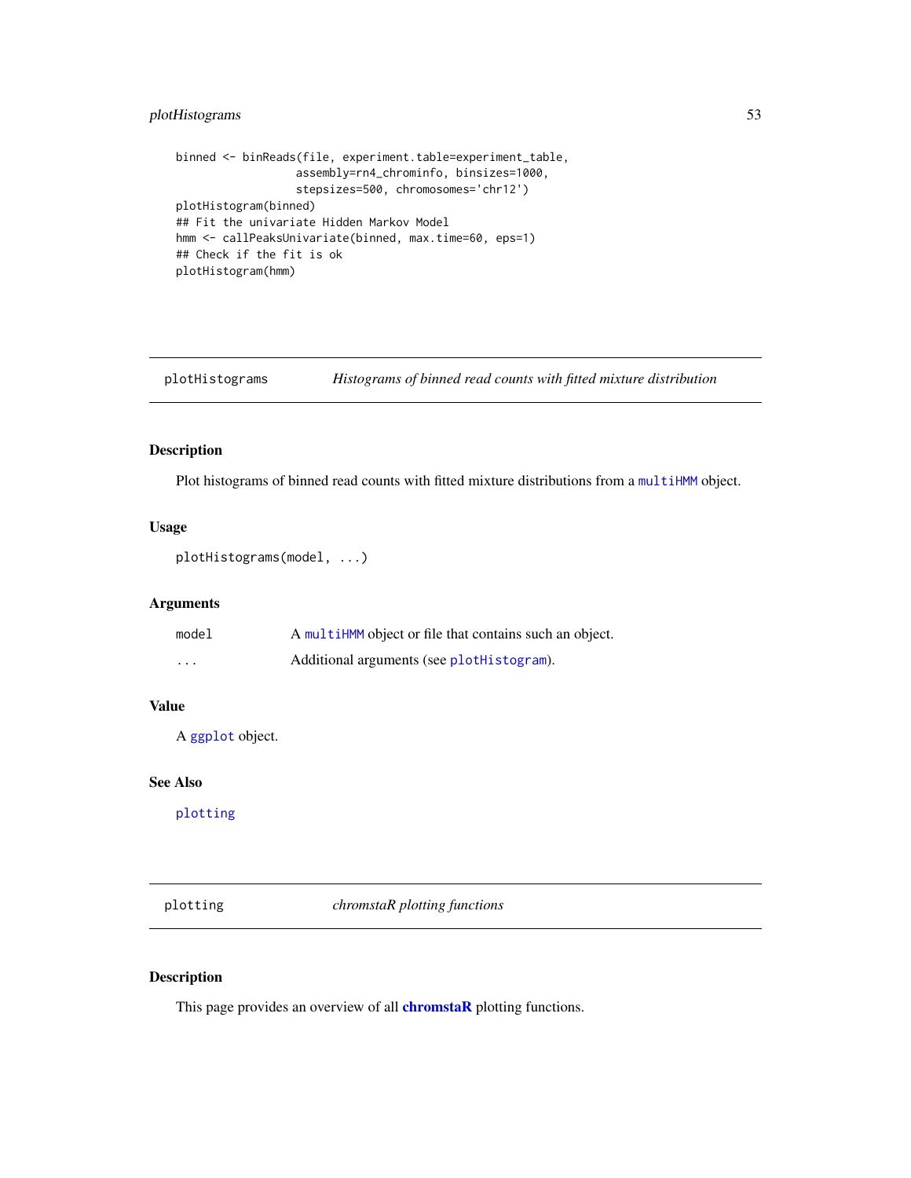```
binned <- binReads(file, experiment.table=experiment_table,
                   assembly=rn4_chrominfo, binsizes=1000,
                   stepsizes=500, chromosomes='chr12')
plotHistogram(binned)
## Fit the univariate Hidden Markov Model
hmm <- callPeaksUnivariate(binned, max.time=60, eps=1)
## Check if the fit is ok
plotHistogram(hmm)
```

---

## plotHistograms — *Histograms of binned read counts with fitted mixture distribution*

### Description

Plot histograms of binned read counts with fitted mixture distributions from a `multiHMM` object.

### Usage

```
plotHistograms(model, ...)
```

### Arguments

| | |
|---|---|
| `model` | A `multiHMM` object or file that contains such an object. |
| `...` | Additional arguments (see `plotHistogram`). |

### Value

A `ggplot` object.

### See Also

`plotting`

---

## plotting — *chromstaR plotting functions*

### Description

This page provides an overview of all **chromstaR** plotting functions.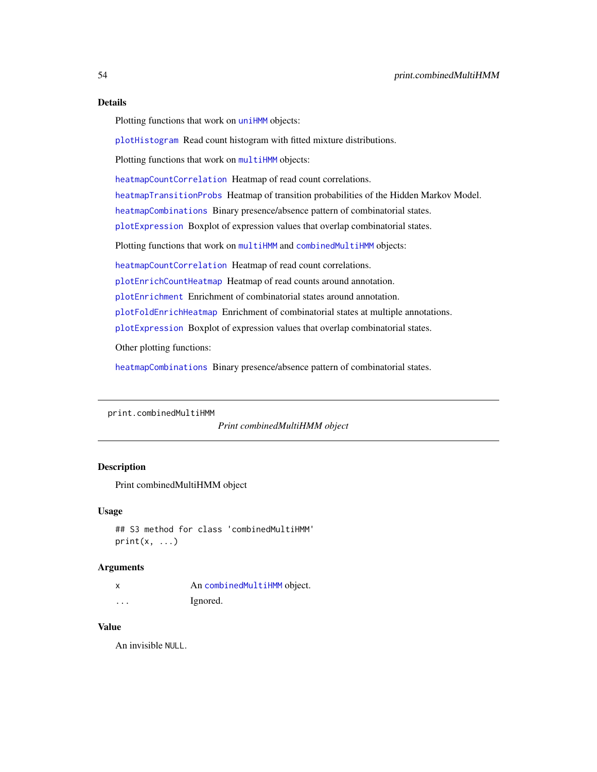## Details

Plotting functions that work on `uniHMM` objects:

`plotHistogram` Read count histogram with fitted mixture distributions.

Plotting functions that work on `multiHMM` objects:

`heatmapCountCorrelation` Heatmap of read count correlations.

`heatmapTransitionProbs` Heatmap of transition probabilities of the Hidden Markov Model.

`heatmapCombinations` Binary presence/absence pattern of combinatorial states.

`plotExpression` Boxplot of expression values that overlap combinatorial states.

Plotting functions that work on `multiHMM` and `combinedMultiHMM` objects:

`heatmapCountCorrelation` Heatmap of read count correlations.

`plotEnrichCountHeatmap` Heatmap of read counts around annotation.

`plotEnrichment` Enrichment of combinatorial states around annotation.

`plotFoldEnrichHeatmap` Enrichment of combinatorial states at multiple annotations.

`plotExpression` Boxplot of expression values that overlap combinatorial states.

Other plotting functions:

`heatmapCombinations` Binary presence/absence pattern of combinatorial states.

---

# print.combinedMultiHMM

*Print combinedMultiHMM object*

---

## Description

Print combinedMultiHMM object

## Usage

```
## S3 method for class 'combinedMultiHMM'
print(x, ...)
```

## Arguments

| | |
|---|---|
| x | An `combinedMultiHMM` object. |
| ... | Ignored. |

## Value

An invisible `NULL`.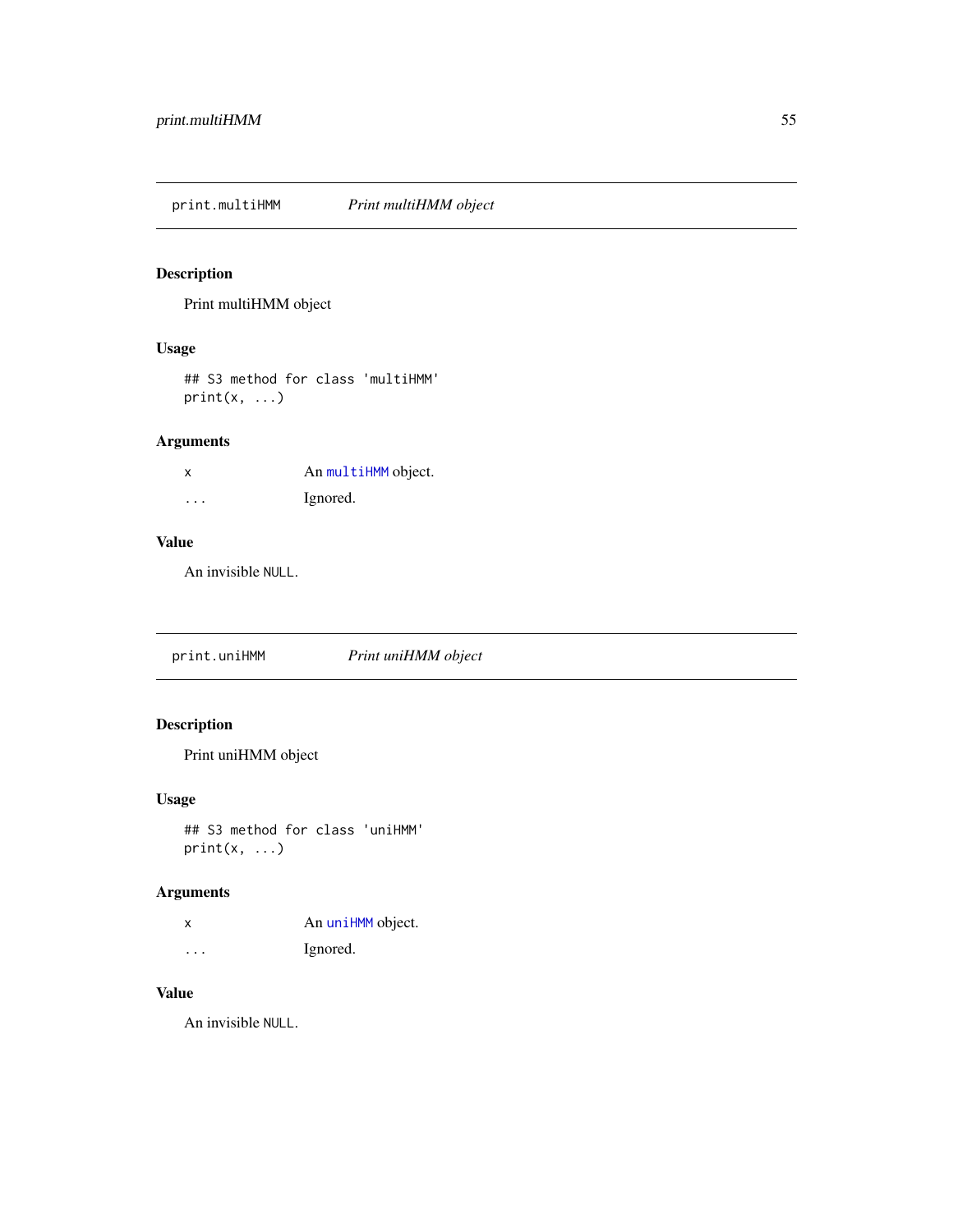## print.multiHMM — *Print multiHMM object*

### Description

Print multiHMM object

### Usage

```
## S3 method for class 'multiHMM'
print(x, ...)
```

### Arguments

| | |
|---|---|
| x | An multiHMM object. |
| ... | Ignored. |

### Value

An invisible NULL.

## print.uniHMM — *Print uniHMM object*

### Description

Print uniHMM object

### Usage

```
## S3 method for class 'uniHMM'
print(x, ...)
```

### Arguments

| | |
|---|---|
| x | An uniHMM object. |
| ... | Ignored. |

### Value

An invisible NULL.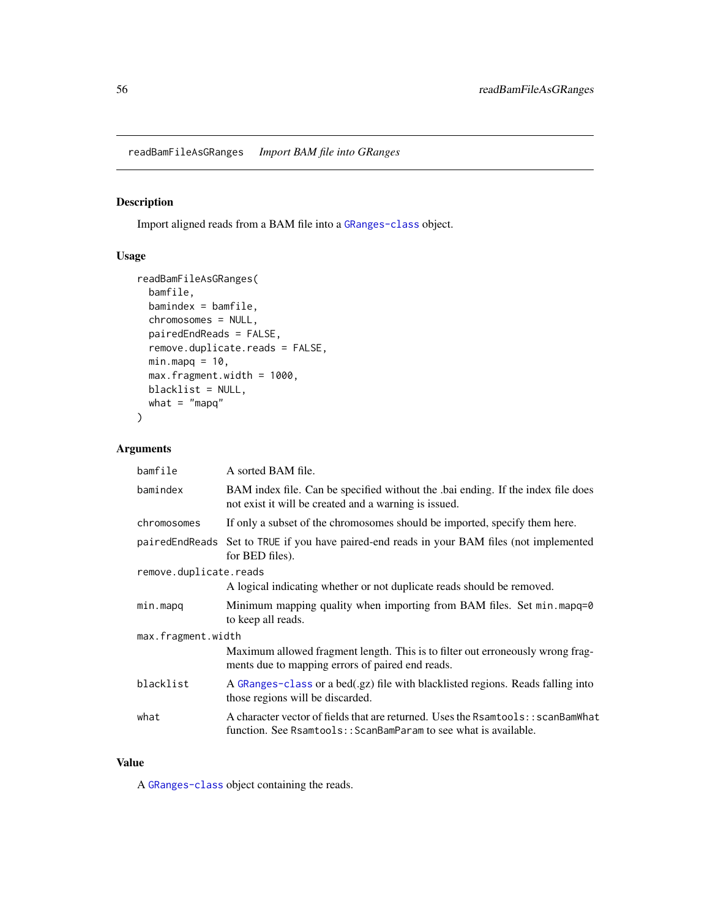## readBamFileAsGRanges *Import BAM file into GRanges*

### Description

Import aligned reads from a BAM file into a GRanges-class object.

### Usage

```
readBamFileAsGRanges(
  bamfile,
  bamindex = bamfile,
  chromosomes = NULL,
  pairedEndReads = FALSE,
  remove.duplicate.reads = FALSE,
  min.mapq = 10,
  max.fragment.width = 1000,
  blacklist = NULL,
  what = "mapq"
)
```

### Arguments

| | |
|---|---|
| bamfile | A sorted BAM file. |
| bamindex | BAM index file. Can be specified without the .bai ending. If the index file does not exist it will be created and a warning is issued. |
| chromosomes | If only a subset of the chromosomes should be imported, specify them here. |
| pairedEndReads | Set to TRUE if you have paired-end reads in your BAM files (not implemented for BED files). |
| remove.duplicate.reads | A logical indicating whether or not duplicate reads should be removed. |
| min.mapq | Minimum mapping quality when importing from BAM files. Set min.mapq=0 to keep all reads. |
| max.fragment.width | Maximum allowed fragment length. This is to filter out erroneously wrong fragments due to mapping errors of paired end reads. |
| blacklist | A GRanges-class or a bed(.gz) file with blacklisted regions. Reads falling into those regions will be discarded. |
| what | A character vector of fields that are returned. Uses the Rsamtools::scanBamWhat function. See Rsamtools::ScanBamParam to see what is available. |

### Value

A GRanges-class object containing the reads.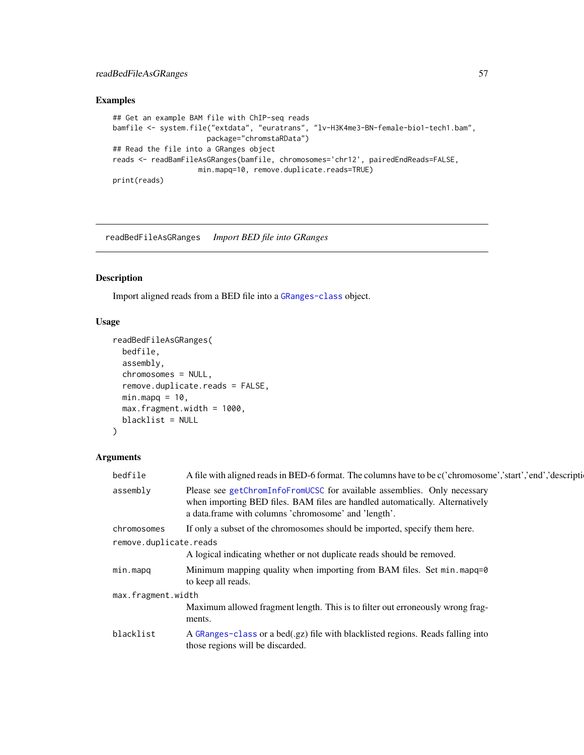## Examples

```
## Get an example BAM file with ChIP-seq reads
bamfile <- system.file("extdata", "euratrans", "lv-H3K4me3-BN-female-bio1-tech1.bam",
                       package="chromstaRData")
## Read the file into a GRanges object
reads <- readBamFileAsGRanges(bamfile, chromosomes='chr12', pairedEndReads=FALSE,
                     min.mapq=10, remove.duplicate.reads=TRUE)
print(reads)
```

---

# readBedFileAsGRanges    *Import BED file into GRanges*

---

## Description

Import aligned reads from a BED file into a GRanges-class object.

## Usage

```
readBedFileAsGRanges(
  bedfile,
  assembly,
  chromosomes = NULL,
  remove.duplicate.reads = FALSE,
  min.mapq = 10,
  max.fragment.width = 1000,
  blacklist = NULL
)
```

## Arguments

| | |
|---|---|
| bedfile | A file with aligned reads in BED-6 format. The columns have to be c('chromosome','start','end','descripti |
| assembly | Please see getChromInfoFromUCSC for available assemblies. Only necessary when importing BED files. BAM files are handled automatically. Alternatively a data.frame with columns 'chromosome' and 'length'. |
| chromosomes | If only a subset of the chromosomes should be imported, specify them here. |
| remove.duplicate.reads | A logical indicating whether or not duplicate reads should be removed. |
| min.mapq | Minimum mapping quality when importing from BAM files. Set min.mapq=0 to keep all reads. |
| max.fragment.width | Maximum allowed fragment length. This is to filter out erroneously wrong fragments. |
| blacklist | A GRanges-class or a bed(.gz) file with blacklisted regions. Reads falling into those regions will be discarded. |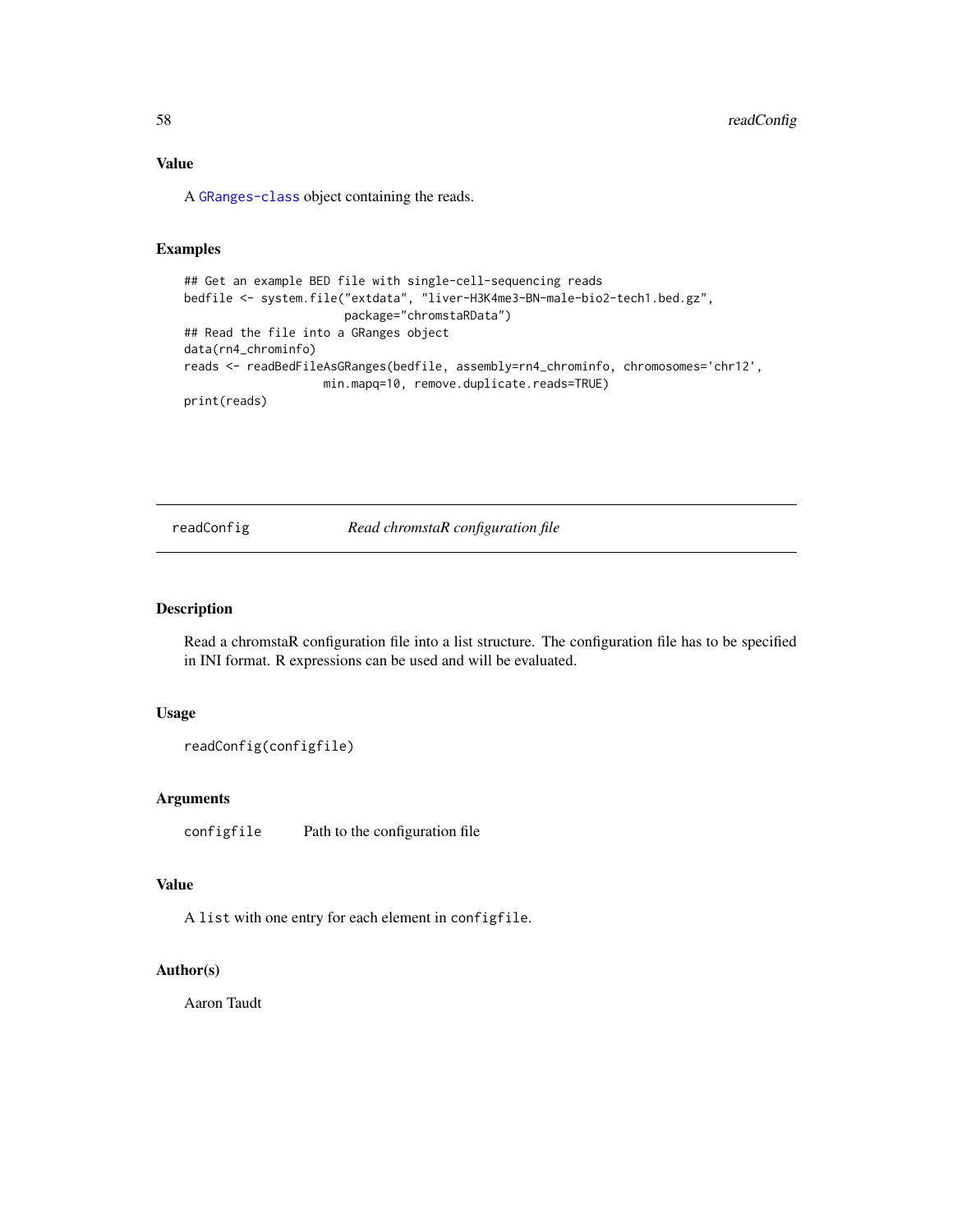## Value

A `GRanges-class` object containing the reads.

## Examples

```
## Get an example BED file with single-cell-sequencing reads
bedfile <- system.file("extdata", "liver-H3K4me3-BN-male-bio2-tech1.bed.gz",
                       package="chromstaRData")
## Read the file into a GRanges object
data(rn4_chrominfo)
reads <- readBedFileAsGRanges(bedfile, assembly=rn4_chrominfo, chromosomes='chr12',
                    min.mapq=10, remove.duplicate.reads=TRUE)
print(reads)
```

---

# readConfig — *Read chromstaR configuration file*

## Description

Read a chromstaR configuration file into a list structure. The configuration file has to be specified in INI format. R expressions can be used and will be evaluated.

## Usage

```
readConfig(configfile)
```

## Arguments

`configfile` Path to the configuration file

## Value

A `list` with one entry for each element in `configfile`.

## Author(s)

Aaron Taudt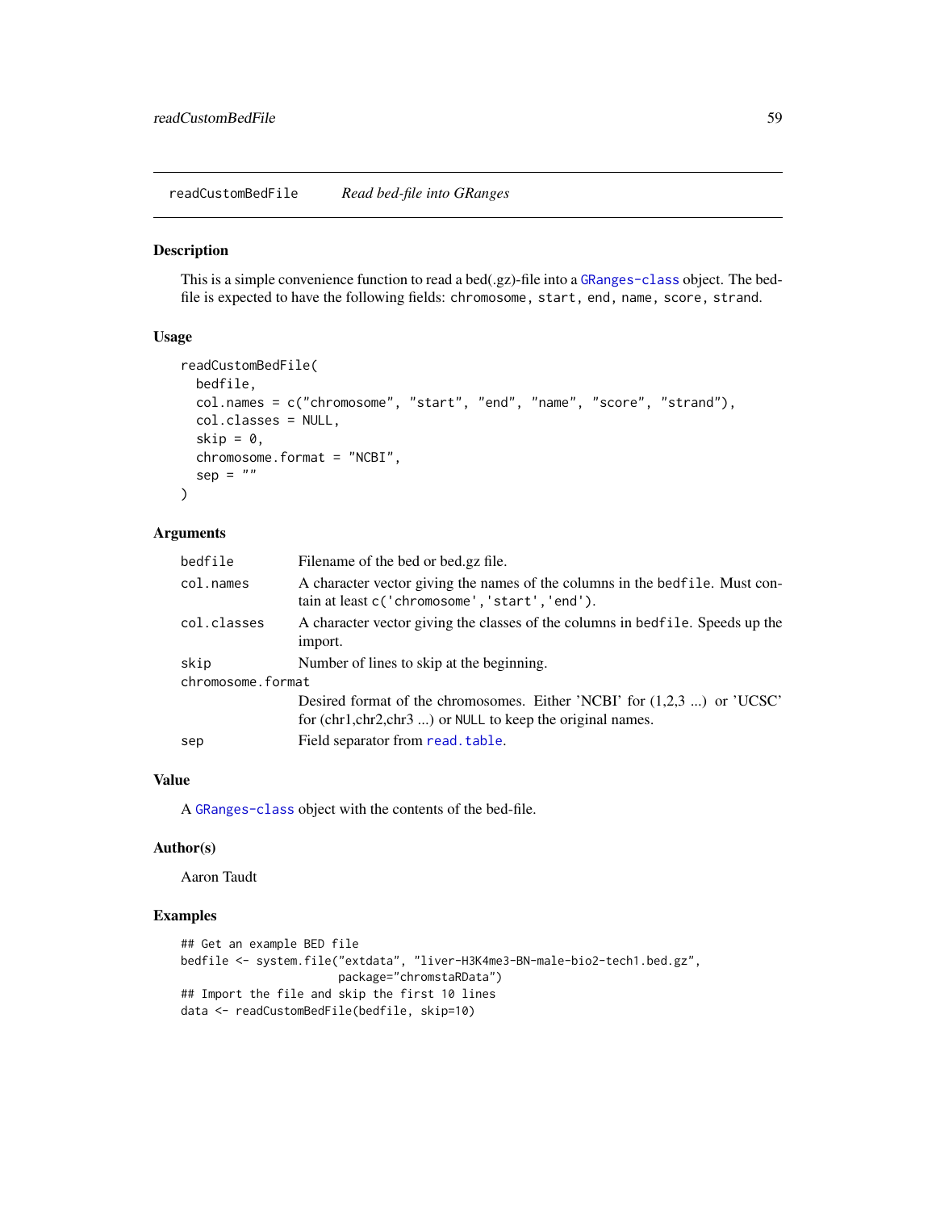# readCustomBedFile *Read bed-file into GRanges*

## Description

This is a simple convenience function to read a bed(.gz)-file into a GRanges-class object. The bed-file is expected to have the following fields: chromosome, start, end, name, score, strand.

## Usage

```
readCustomBedFile(
  bedfile,
  col.names = c("chromosome", "start", "end", "name", "score", "strand"),
  col.classes = NULL,
  skip = 0,
  chromosome.format = "NCBI",
  sep = ""
)
```

## Arguments

| | |
|---|---|
| bedfile | Filename of the bed or bed.gz file. |
| col.names | A character vector giving the names of the columns in the bedfile. Must contain at least c('chromosome','start','end'). |
| col.classes | A character vector giving the classes of the columns in bedfile. Speeds up the import. |
| skip | Number of lines to skip at the beginning. |
| chromosome.format | Desired format of the chromosomes. Either 'NCBI' for (1,2,3 ...) or 'UCSC' for (chr1,chr2,chr3 ...) or NULL to keep the original names. |
| sep | Field separator from read.table. |

## Value

A GRanges-class object with the contents of the bed-file.

## Author(s)

Aaron Taudt

## Examples

```
## Get an example BED file
bedfile <- system.file("extdata", "liver-H3K4me3-BN-male-bio2-tech1.bed.gz",
                        package="chromstaRData")
## Import the file and skip the first 10 lines
data <- readCustomBedFile(bedfile, skip=10)
```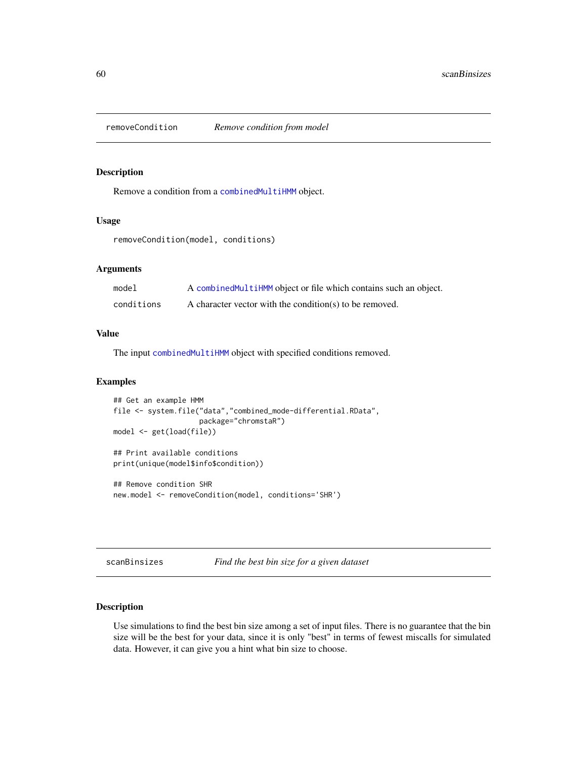## removeCondition *Remove condition from model*

### Description

Remove a condition from a combinedMultiHMM object.

### Usage

```
removeCondition(model, conditions)
```

### Arguments

| | |
|---|---|
| model | A combinedMultiHMM object or file which contains such an object. |
| conditions | A character vector with the condition(s) to be removed. |

### Value

The input combinedMultiHMM object with specified conditions removed.

### Examples

```
## Get an example HMM
file <- system.file("data","combined_mode-differential.RData",
                    package="chromstaR")
model <- get(load(file))

## Print available conditions
print(unique(model$info$condition))

## Remove condition SHR
new.model <- removeCondition(model, conditions='SHR')
```

## scanBinsizes *Find the best bin size for a given dataset*

### Description

Use simulations to find the best bin size among a set of input files. There is no guarantee that the bin size will be the best for your data, since it is only "best" in terms of fewest miscalls for simulated data. However, it can give you a hint what bin size to choose.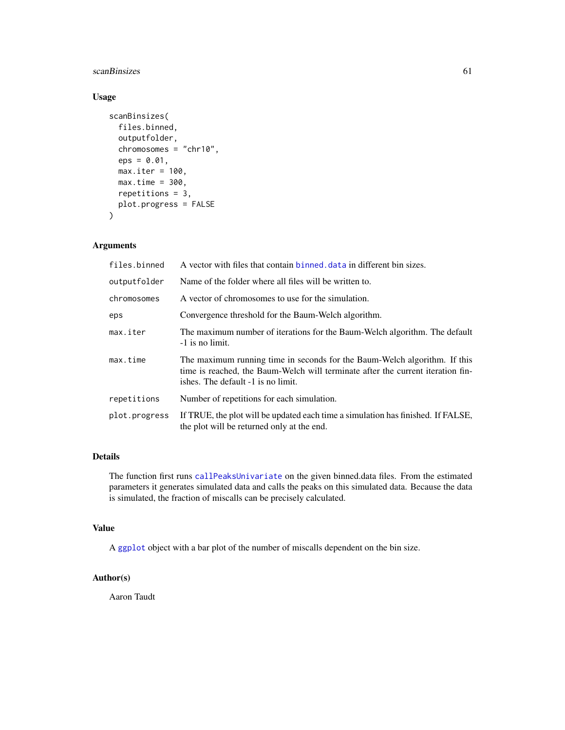## Usage

```
scanBinsizes(
  files.binned,
  outputfolder,
  chromosomes = "chr10",
  eps = 0.01,
  max.iter = 100,
  max.time = 300,
  repetitions = 3,
  plot.progress = FALSE
)
```

## Arguments

| | |
|---|---|
| files.binned | A vector with files that contain binned.data in different bin sizes. |
| outputfolder | Name of the folder where all files will be written to. |
| chromosomes | A vector of chromosomes to use for the simulation. |
| eps | Convergence threshold for the Baum-Welch algorithm. |
| max.iter | The maximum number of iterations for the Baum-Welch algorithm. The default -1 is no limit. |
| max.time | The maximum running time in seconds for the Baum-Welch algorithm. If this time is reached, the Baum-Welch will terminate after the current iteration finishes. The default -1 is no limit. |
| repetitions | Number of repetitions for each simulation. |
| plot.progress | If TRUE, the plot will be updated each time a simulation has finished. If FALSE, the plot will be returned only at the end. |

## Details

The function first runs callPeaksUnivariate on the given binned.data files. From the estimated parameters it generates simulated data and calls the peaks on this simulated data. Because the data is simulated, the fraction of miscalls can be precisely calculated.

## Value

A ggplot object with a bar plot of the number of miscalls dependent on the bin size.

## Author(s)

Aaron Taudt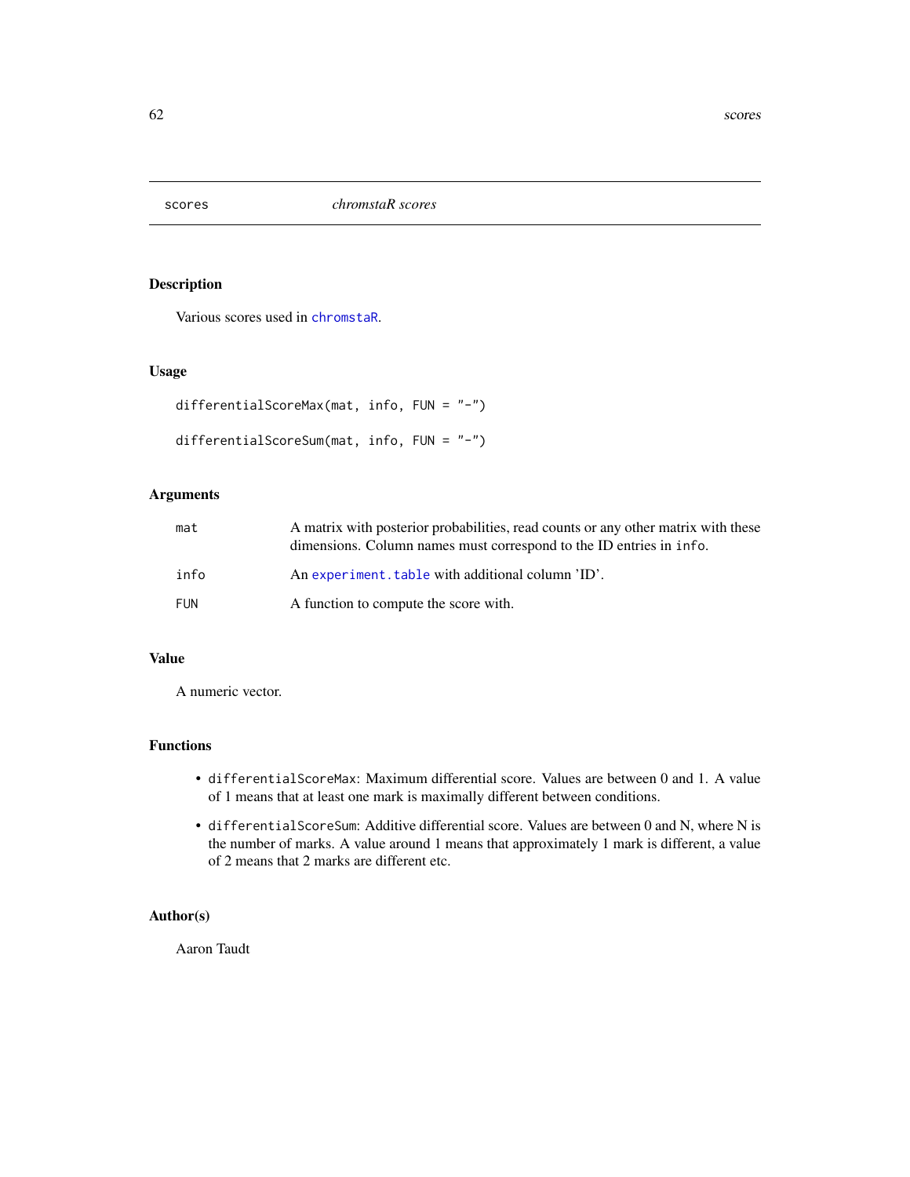# scores — *chromstaR scores*

## Description

Various scores used in chromstaR.

## Usage

```
differentialScoreMax(mat, info, FUN = "-")

differentialScoreSum(mat, info, FUN = "-")
```

## Arguments

| | |
|---|---|
| mat | A matrix with posterior probabilities, read counts or any other matrix with these dimensions. Column names must correspond to the ID entries in info. |
| info | An experiment.table with additional column 'ID'. |
| FUN | A function to compute the score with. |

## Value

A numeric vector.

## Functions

- `differentialScoreMax`: Maximum differential score. Values are between 0 and 1. A value of 1 means that at least one mark is maximally different between conditions.
- `differentialScoreSum`: Additive differential score. Values are between 0 and N, where N is the number of marks. A value around 1 means that approximately 1 mark is different, a value of 2 means that 2 marks are different etc.

## Author(s)

Aaron Taudt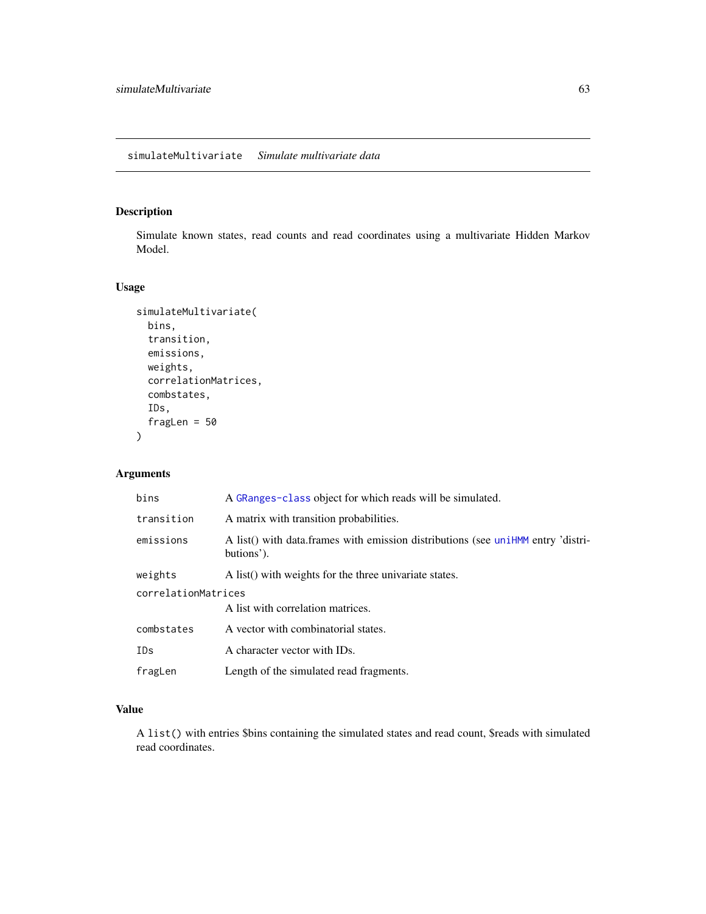## simulateMultivariate *Simulate multivariate data*

### Description

Simulate known states, read counts and read coordinates using a multivariate Hidden Markov Model.

### Usage

```
simulateMultivariate(
  bins,
  transition,
  emissions,
  weights,
  correlationMatrices,
  combstates,
  IDs,
  fragLen = 50
)
```

### Arguments

| | |
|---|---|
| bins | A GRanges-class object for which reads will be simulated. |
| transition | A matrix with transition probabilities. |
| emissions | A list() with data.frames with emission distributions (see uniHMM entry 'distributions'). |
| weights | A list() with weights for the three univariate states. |
| correlationMatrices | A list with correlation matrices. |
| combstates | A vector with combinatorial states. |
| IDs | A character vector with IDs. |
| fragLen | Length of the simulated read fragments. |

### Value

A `list()` with entries $bins containing the simulated states and read count, $reads with simulated read coordinates.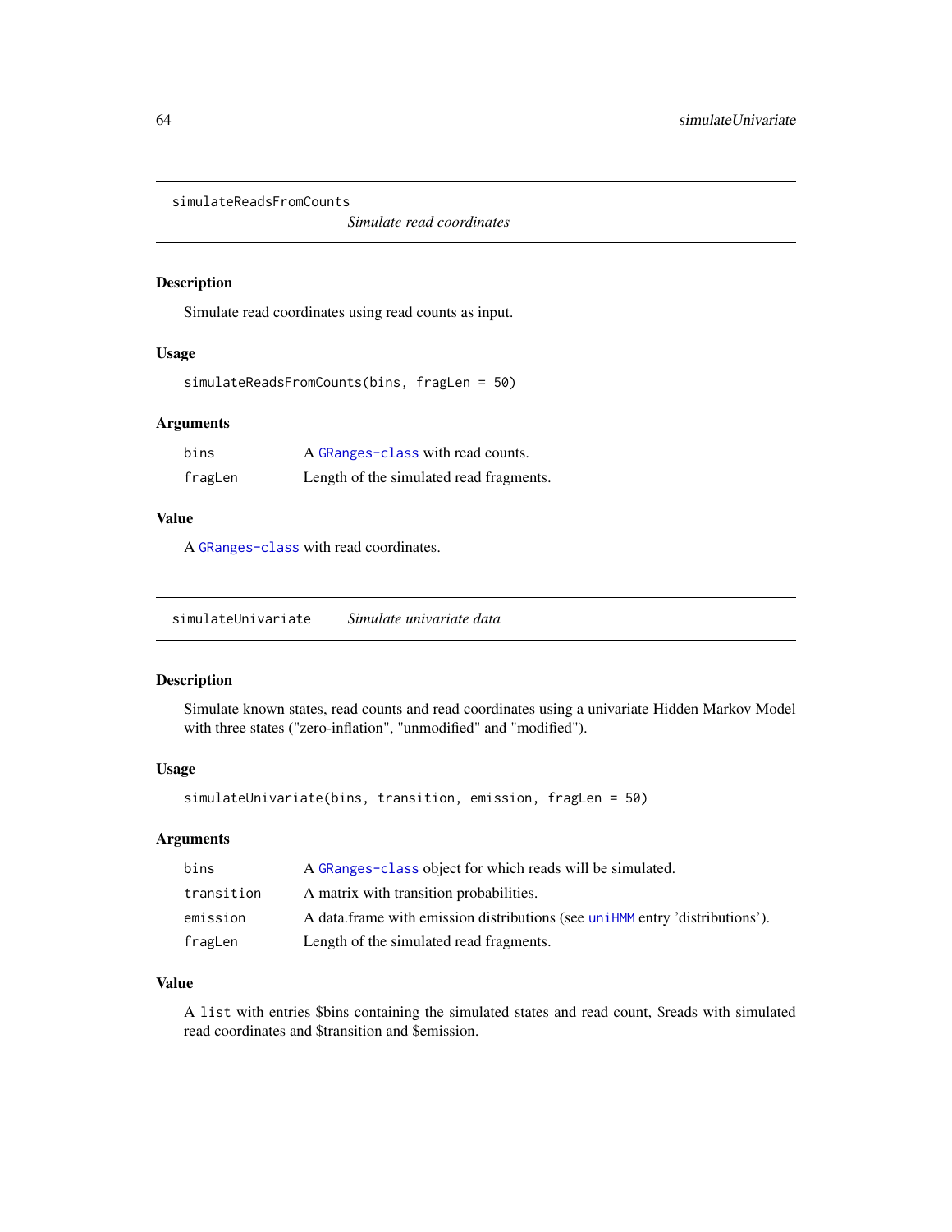## simulateReadsFromCounts

*Simulate read coordinates*

### Description

Simulate read coordinates using read counts as input.

### Usage

```
simulateReadsFromCounts(bins, fragLen = 50)
```

### Arguments

| | |
|---|---|
| bins | A GRanges-class with read counts. |
| fragLen | Length of the simulated read fragments. |

### Value

A GRanges-class with read coordinates.

## simulateUnivariate

*Simulate univariate data*

### Description

Simulate known states, read counts and read coordinates using a univariate Hidden Markov Model with three states ("zero-inflation", "unmodified" and "modified").

### Usage

```
simulateUnivariate(bins, transition, emission, fragLen = 50)
```

### Arguments

| | |
|---|---|
| bins | A GRanges-class object for which reads will be simulated. |
| transition | A matrix with transition probabilities. |
| emission | A data.frame with emission distributions (see uniHMM entry 'distributions'). |
| fragLen | Length of the simulated read fragments. |

### Value

A list with entries $bins containing the simulated states and read count, $reads with simulated read coordinates and $transition and $emission.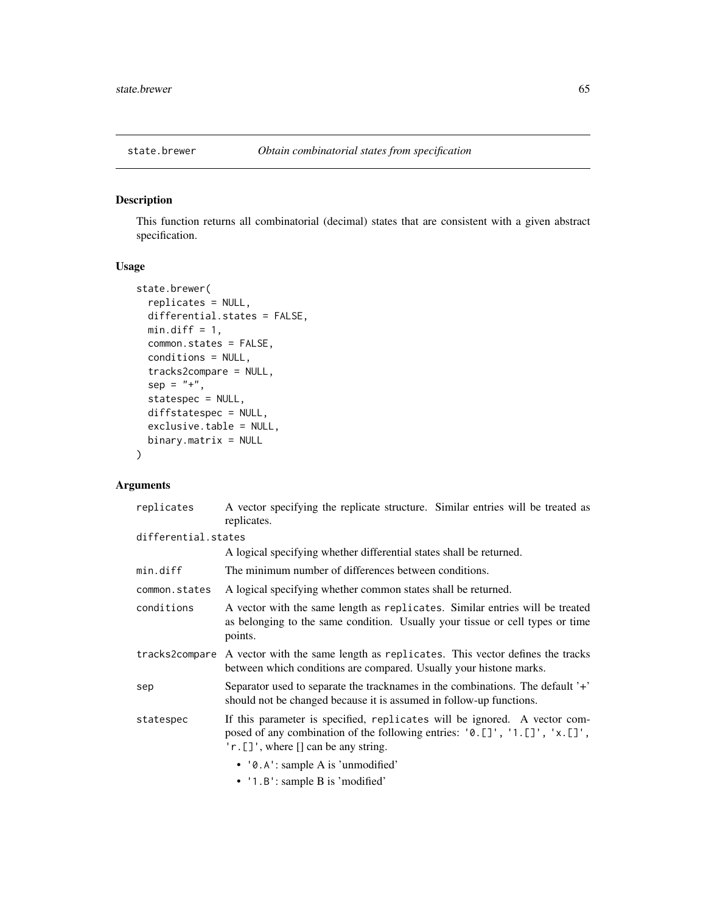state.brewer *Obtain combinatorial states from specification*

## Description

This function returns all combinatorial (decimal) states that are consistent with a given abstract specification.

## Usage

```
state.brewer(
  replicates = NULL,
  differential.states = FALSE,
  min.diff = 1,
  common.states = FALSE,
  conditions = NULL,
  tracks2compare = NULL,
  sep = "+",
  statespec = NULL,
  diffstatespec = NULL,
  exclusive.table = NULL,
  binary.matrix = NULL
)
```

## Arguments

| | |
|---|---|
| replicates | A vector specifying the replicate structure. Similar entries will be treated as replicates. |
| differential.states | A logical specifying whether differential states shall be returned. |
| min.diff | The minimum number of differences between conditions. |
| common.states | A logical specifying whether common states shall be returned. |
| conditions | A vector with the same length as `replicates`. Similar entries will be treated as belonging to the same condition. Usually your tissue or cell types or time points. |
| tracks2compare | A vector with the same length as `replicates`. This vector defines the tracks between which conditions are compared. Usually your histone marks. |
| sep | Separator used to separate the tracknames in the combinations. The default '+' should not be changed because it is assumed in follow-up functions. |
| statespec | If this parameter is specified, `replicates` will be ignored. A vector composed of any combination of the following entries: `'0.[]'`, `'1.[]'`, `'x.[]'`, `'r.[]'`, where [] can be any string.<br>• `'0.A'`: sample A is 'unmodified'<br>• `'1.B'`: sample B is 'modified' |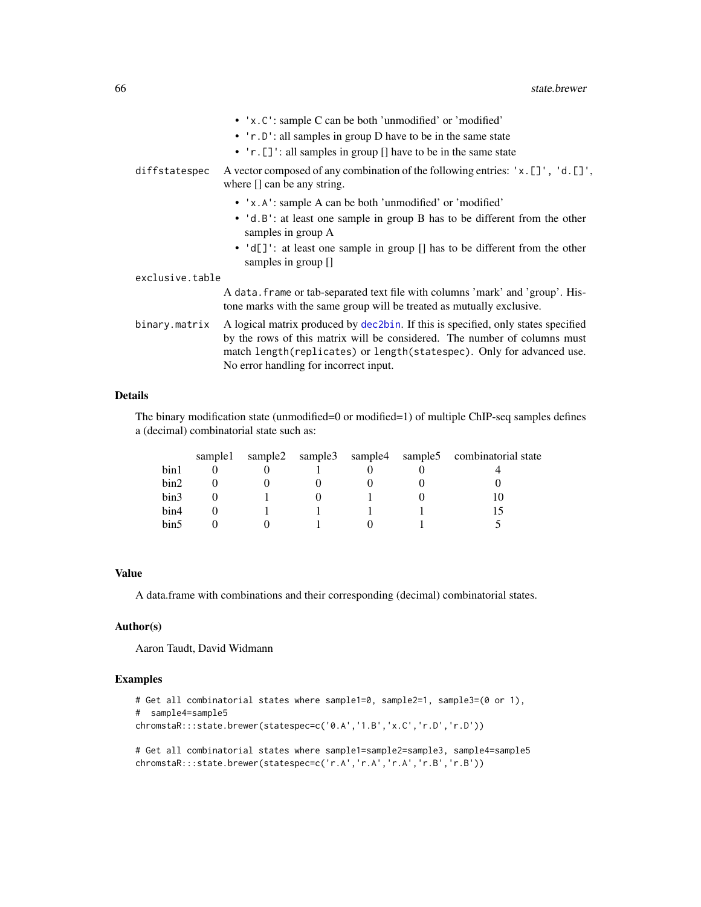- 'x.C': sample C can be both 'unmodified' or 'modified'
- 'r.D': all samples in group D have to be in the same state
- 'r.[]': all samples in group [] have to be in the same state

**diffstatespec** A vector composed of any combination of the following entries: 'x.[]', 'd.[]', where [] can be any string.

- 'x.A': sample A can be both 'unmodified' or 'modified'
- 'd.B': at least one sample in group B has to be different from the other samples in group A
- 'd[]': at least one sample in group [] has to be different from the other samples in group []

**exclusive.table** A data.frame or tab-separated text file with columns 'mark' and 'group'. Histone marks with the same group will be treated as mutually exclusive.

**binary.matrix** A logical matrix produced by dec2bin. If this is specified, only states specified by the rows of this matrix will be considered. The number of columns must match length(replicates) or length(statespec). Only for advanced use. No error handling for incorrect input.

## Details

The binary modification state (unmodified=0 or modified=1) of multiple ChIP-seq samples defines a (decimal) combinatorial state such as:

| | sample1 | sample2 | sample3 | sample4 | sample5 | combinatorial state |
|---|---|---|---|---|---|---|
| bin1 | 0 | 0 | 1 | 0 | 0 | 4 |
| bin2 | 0 | 0 | 0 | 0 | 0 | 0 |
| bin3 | 0 | 1 | 0 | 1 | 0 | 10 |
| bin4 | 0 | 1 | 1 | 1 | 1 | 15 |
| bin5 | 0 | 0 | 1 | 0 | 1 | 5 |

## Value

A data.frame with combinations and their corresponding (decimal) combinatorial states.

## Author(s)

Aaron Taudt, David Widmann

## Examples

```
# Get all combinatorial states where sample1=0, sample2=1, sample3=(0 or 1),
#  sample4=sample5
chromstaR:::state.brewer(statespec=c('0.A','1.B','x.C','r.D','r.D'))

# Get all combinatorial states where sample1=sample2=sample3, sample4=sample5
chromstaR:::state.brewer(statespec=c('r.A','r.A','r.A','r.B','r.B'))
```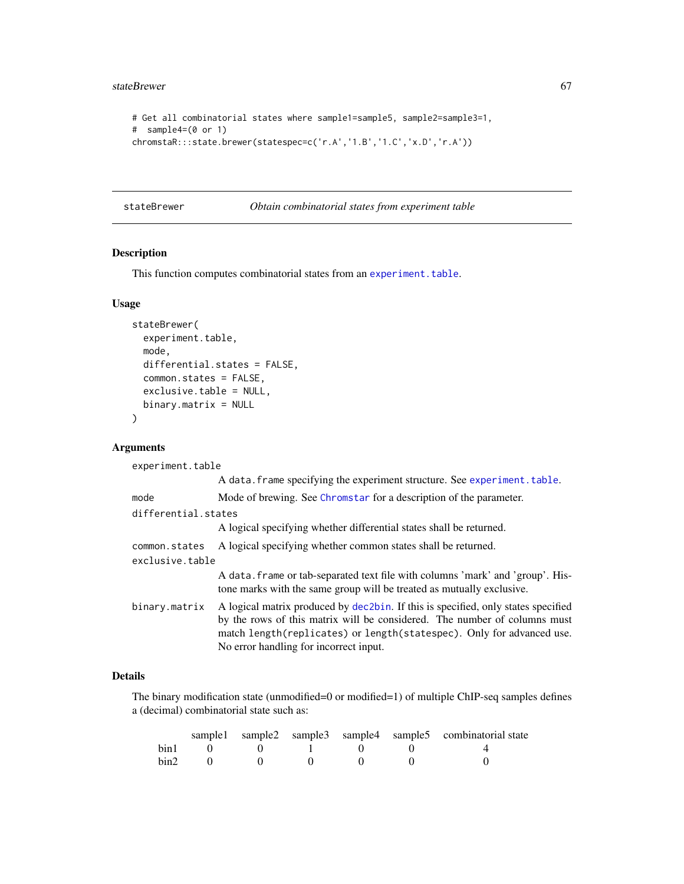```
# Get all combinatorial states where sample1=sample5, sample2=sample3=1,
#  sample4=(0 or 1)
chromstaR:::state.brewer(statespec=c('r.A','1.B','1.C','x.D','r.A'))
```

---

## stateBrewer — *Obtain combinatorial states from experiment table*

### Description

This function computes combinatorial states from an `experiment.table`.

### Usage

```
stateBrewer(
  experiment.table,
  mode,
  differential.states = FALSE,
  common.states = FALSE,
  exclusive.table = NULL,
  binary.matrix = NULL
)
```

### Arguments

`experiment.table`
: A `data.frame` specifying the experiment structure. See `experiment.table`.

`mode`
: Mode of brewing. See `Chromstar` for a description of the parameter.

`differential.states`
: A logical specifying whether differential states shall be returned.

`common.states`
: A logical specifying whether common states shall be returned.

`exclusive.table`
: A `data.frame` or tab-separated text file with columns 'mark' and 'group'. Histone marks with the same group will be treated as mutually exclusive.

`binary.matrix`
: A logical matrix produced by `dec2bin`. If this is specified, only states specified by the rows of this matrix will be considered. The number of columns must match `length(replicates)` or `length(statespec)`. Only for advanced use. No error handling for incorrect input.

### Details

The binary modification state (unmodified=0 or modified=1) of multiple ChIP-seq samples defines a (decimal) combinatorial state such as:

| | sample1 | sample2 | sample3 | sample4 | sample5 | combinatorial state |
|---|---|---|---|---|---|---|
| bin1 | 0 | 0 | 1 | 0 | 0 | 4 |
| bin2 | 0 | 0 | 0 | 0 | 0 | 0 |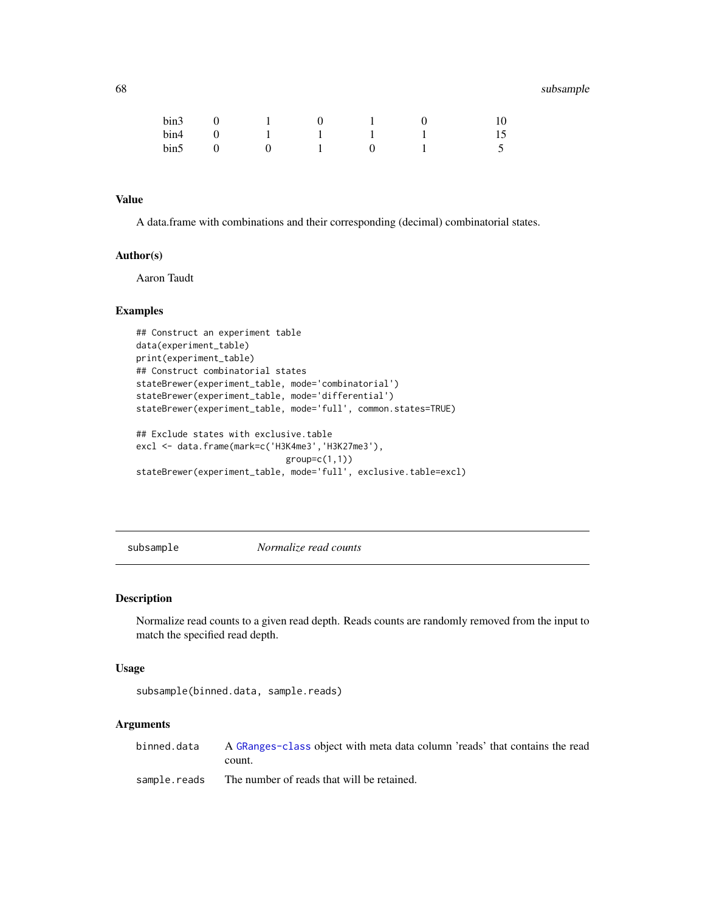| | | | | | | |
|---|---|---|---|---|---|---|
| bin3 | 0 | 1 | 0 | 1 | 0 | 10 |
| bin4 | 0 | 1 | 1 | 1 | 1 | 15 |
| bin5 | 0 | 0 | 1 | 0 | 1 | 5 |

### Value

A data.frame with combinations and their corresponding (decimal) combinatorial states.

### Author(s)

Aaron Taudt

### Examples

```
## Construct an experiment table
data(experiment_table)
print(experiment_table)
## Construct combinatorial states
stateBrewer(experiment_table, mode='combinatorial')
stateBrewer(experiment_table, mode='differential')
stateBrewer(experiment_table, mode='full', common.states=TRUE)

## Exclude states with exclusive.table
excl <- data.frame(mark=c('H3K4me3','H3K27me3'),
                   group=c(1,1))
stateBrewer(experiment_table, mode='full', exclusive.table=excl)
```

---

## subsample    *Normalize read counts*

---

### Description

Normalize read counts to a given read depth. Reads counts are randomly removed from the input to match the specified read depth.

### Usage

```
subsample(binned.data, sample.reads)
```

### Arguments

| | |
|---|---|
| binned.data | A GRanges-class object with meta data column 'reads' that contains the read count. |
| sample.reads | The number of reads that will be retained. |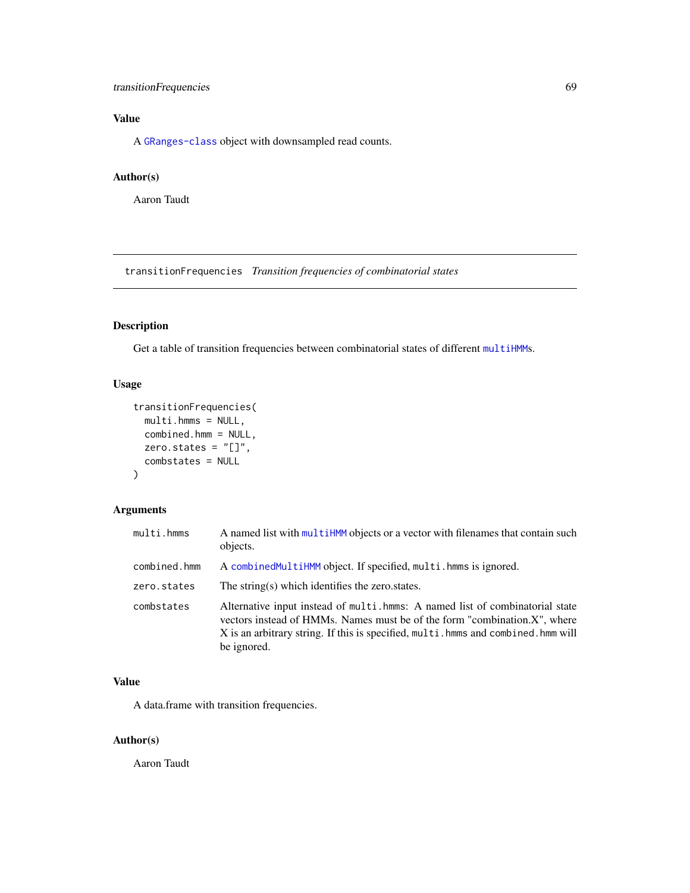### Value

A GRanges-class object with downsampled read counts.

### Author(s)

Aaron Taudt

---

## transitionFrequencies *Transition frequencies of combinatorial states*

### Description

Get a table of transition frequencies between combinatorial states of different multiHMMs.

### Usage

```
transitionFrequencies(
  multi.hmms = NULL,
  combined.hmm = NULL,
  zero.states = "[]",
  combstates = NULL
)
```

### Arguments

| | |
|---|---|
| `multi.hmms` | A named list with multiHMM objects or a vector with filenames that contain such objects. |
| `combined.hmm` | A combinedMultiHMM object. If specified, `multi.hmms` is ignored. |
| `zero.states` | The string(s) which identifies the zero.states. |
| `combstates` | Alternative input instead of `multi.hmms`: A named list of combinatorial state vectors instead of HMMs. Names must be of the form "combination.X", where X is an arbitrary string. If this is specified, `multi.hmms` and `combined.hmm` will be ignored. |

### Value

A data.frame with transition frequencies.

### Author(s)

Aaron Taudt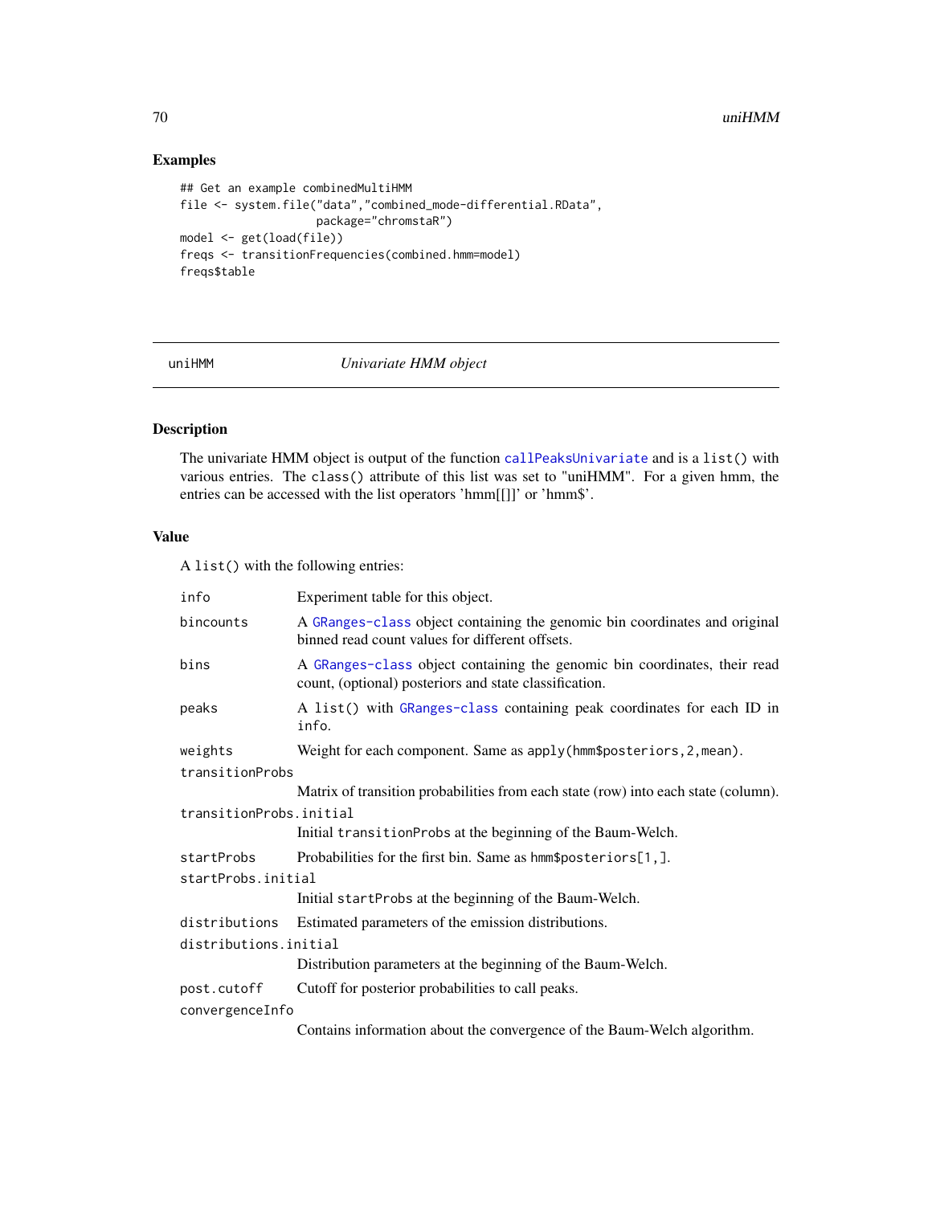## Examples

```
## Get an example combinedMultiHMM
file <- system.file("data","combined_mode-differential.RData",
                    package="chromstaR")
model <- get(load(file))
freqs <- transitionFrequencies(combined.hmm=model)
freqs$table
```

---

# uniHMM *Univariate HMM object*

---

## Description

The univariate HMM object is output of the function `callPeaksUnivariate` and is a `list()` with various entries. The `class()` attribute of this list was set to "uniHMM". For a given hmm, the entries can be accessed with the list operators 'hmm[[]]' or 'hmm$'.

## Value

A `list()` with the following entries:

| | |
|---|---|
| `info` | Experiment table for this object. |
| `bincounts` | A `GRanges-class` object containing the genomic bin coordinates and original binned read count values for different offsets. |
| `bins` | A `GRanges-class` object containing the genomic bin coordinates, their read count, (optional) posteriors and state classification. |
| `peaks` | A `list()` with `GRanges-class` containing peak coordinates for each ID in `info`. |
| `weights` | Weight for each component. Same as `apply(hmm$posteriors,2,mean)`. |
| `transitionProbs` | Matrix of transition probabilities from each state (row) into each state (column). |
| `transitionProbs.initial` | Initial `transitionProbs` at the beginning of the Baum-Welch. |
| `startProbs` | Probabilities for the first bin. Same as `hmm$posteriors[1,]`. |
| `startProbs.initial` | Initial `startProbs` at the beginning of the Baum-Welch. |
| `distributions` | Estimated parameters of the emission distributions. |
| `distributions.initial` | Distribution parameters at the beginning of the Baum-Welch. |
| `post.cutoff` | Cutoff for posterior probabilities to call peaks. |
| `convergenceInfo` | Contains information about the convergence of the Baum-Welch algorithm. |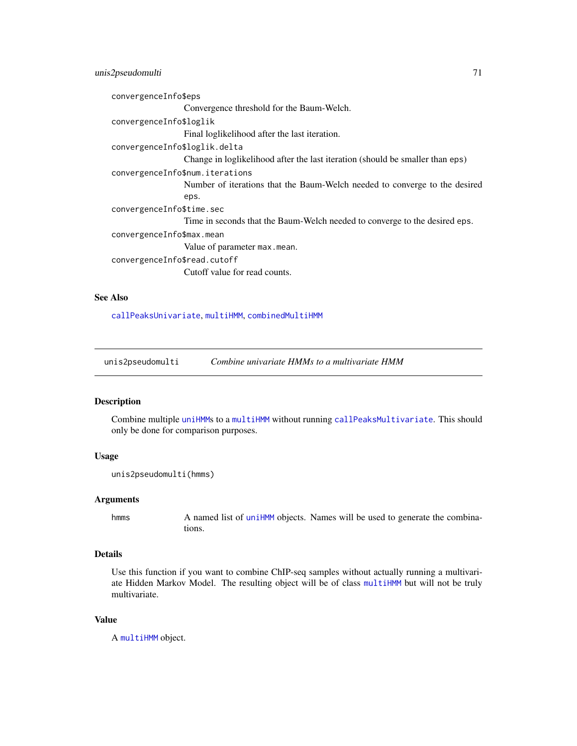`convergenceInfo$eps`
: Convergence threshold for the Baum-Welch.

`convergenceInfo$loglik`
: Final loglikelihood after the last iteration.

`convergenceInfo$loglik.delta`
: Change in loglikelihood after the last iteration (should be smaller than eps)

`convergenceInfo$num.iterations`
: Number of iterations that the Baum-Welch needed to converge to the desired `eps`.

`convergenceInfo$time.sec`
: Time in seconds that the Baum-Welch needed to converge to the desired `eps`.

`convergenceInfo$max.mean`
: Value of parameter `max.mean`.

`convergenceInfo$read.cutoff`
: Cutoff value for read counts.

### See Also

`callPeaksUnivariate`, `multiHMM`, `combinedMultiHMM`

---

## unis2pseudomulti — *Combine univariate HMMs to a multivariate HMM*

---

### Description

Combine multiple `uniHMM`s to a `multiHMM` without running `callPeaksMultivariate`. This should only be done for comparison purposes.

### Usage

```
unis2pseudomulti(hmms)
```

### Arguments

| | |
|---|---|
| `hmms` | A named list of `uniHMM` objects. Names will be used to generate the combinations. |

### Details

Use this function if you want to combine ChIP-seq samples without actually running a multivariate Hidden Markov Model. The resulting object will be of class `multiHMM` but will not be truly multivariate.

### Value

A `multiHMM` object.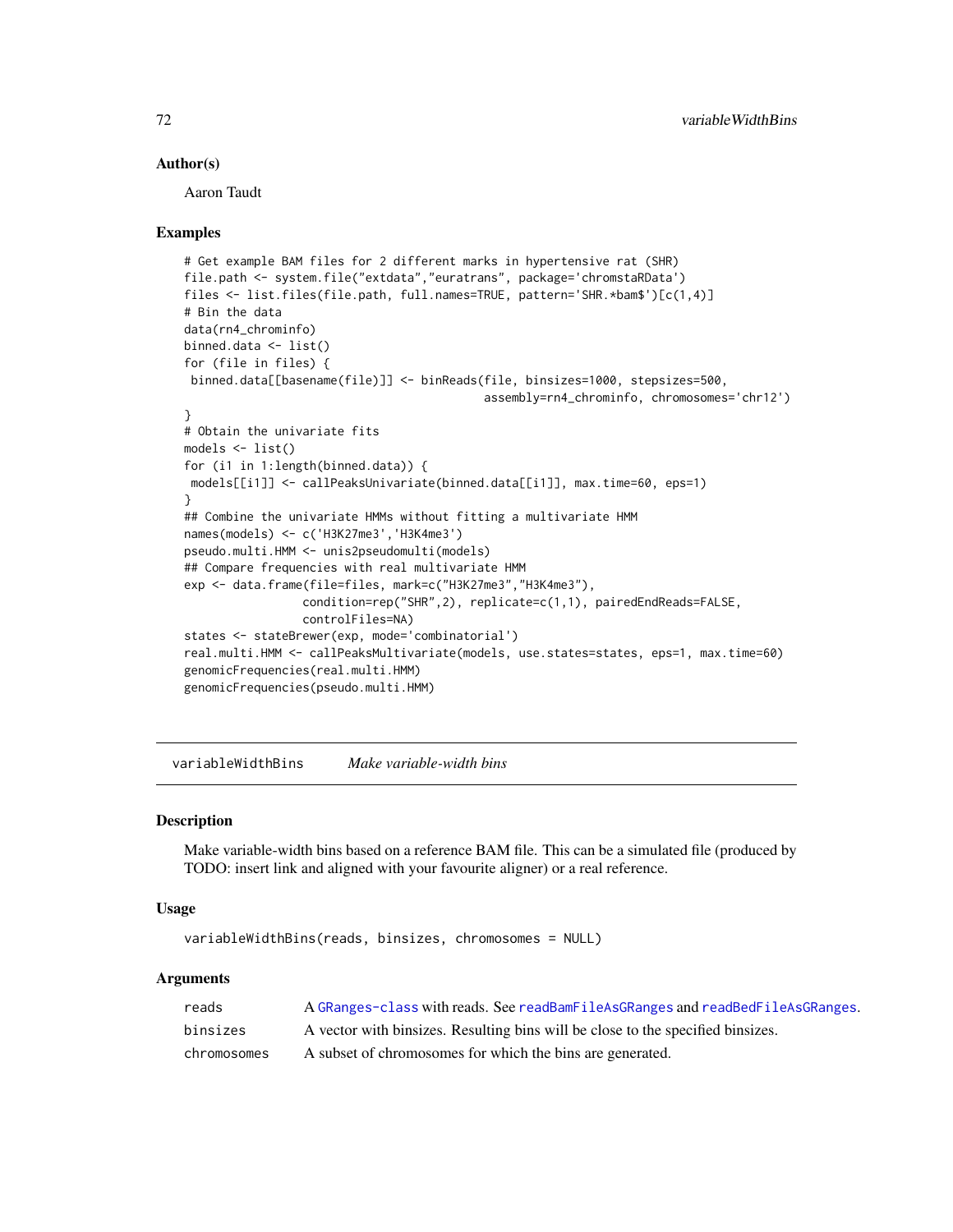### Author(s)

Aaron Taudt

### Examples

```
# Get example BAM files for 2 different marks in hypertensive rat (SHR)
file.path <- system.file("extdata","euratrans", package='chromstaRData')
files <- list.files(file.path, full.names=TRUE, pattern='SHR.*bam$')[c(1,4)]
# Bin the data
data(rn4_chrominfo)
binned.data <- list()
for (file in files) {
 binned.data[[basename(file)]] <- binReads(file, binsizes=1000, stepsizes=500,
                                           assembly=rn4_chrominfo, chromosomes='chr12')
}
# Obtain the univariate fits
models <- list()
for (i1 in 1:length(binned.data)) {
 models[[i1]] <- callPeaksUnivariate(binned.data[[i1]], max.time=60, eps=1)
}
## Combine the univariate HMMs without fitting a multivariate HMM
names(models) <- c('H3K27me3','H3K4me3')
pseudo.multi.HMM <- unis2pseudomulti(models)
## Compare frequencies with real multivariate HMM
exp <- data.frame(file=files, mark=c("H3K27me3","H3K4me3"),
                  condition=rep("SHR",2), replicate=c(1,1), pairedEndReads=FALSE,
                  controlFiles=NA)
states <- stateBrewer(exp, mode='combinatorial')
real.multi.HMM <- callPeaksMultivariate(models, use.states=states, eps=1, max.time=60)
genomicFrequencies(real.multi.HMM)
genomicFrequencies(pseudo.multi.HMM)
```

---

## variableWidthBins &nbsp;&nbsp;&nbsp; *Make variable-width bins*

### Description

Make variable-width bins based on a reference BAM file. This can be a simulated file (produced by TODO: insert link and aligned with your favourite aligner) or a real reference.

### Usage

```
variableWidthBins(reads, binsizes, chromosomes = NULL)
```

### Arguments

| | |
|---|---|
| reads | A GRanges-class with reads. See readBamFileAsGRanges and readBedFileAsGRanges. |
| binsizes | A vector with binsizes. Resulting bins will be close to the specified binsizes. |
| chromosomes | A subset of chromosomes for which the bins are generated. |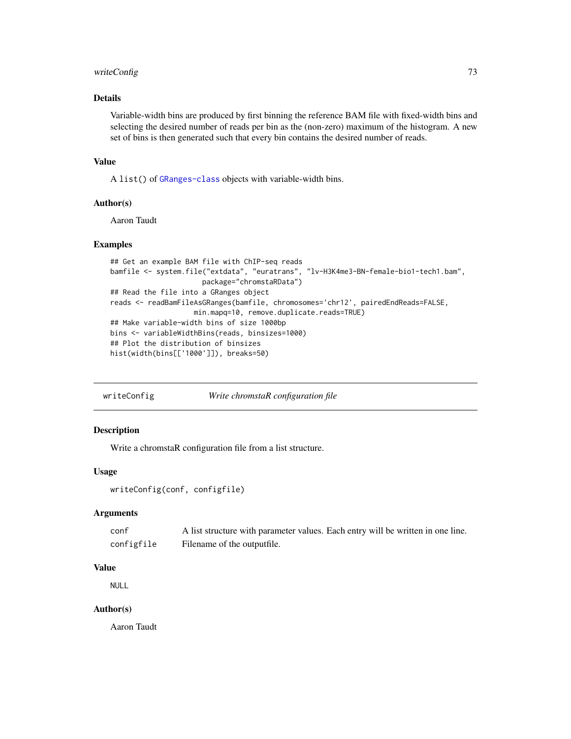### Details

Variable-width bins are produced by first binning the reference BAM file with fixed-width bins and selecting the desired number of reads per bin as the (non-zero) maximum of the histogram. A new set of bins is then generated such that every bin contains the desired number of reads.

### Value

A `list()` of `GRanges-class` objects with variable-width bins.

### Author(s)

Aaron Taudt

### Examples

```
## Get an example BAM file with ChIP-seq reads
bamfile <- system.file("extdata", "euratrans", "lv-H3K4me3-BN-female-bio1-tech1.bam",
                      package="chromstaRData")
## Read the file into a GRanges object
reads <- readBamFileAsGRanges(bamfile, chromosomes='chr12', pairedEndReads=FALSE,
                    min.mapq=10, remove.duplicate.reads=TRUE)
## Make variable-width bins of size 1000bp
bins <- variableWidthBins(reads, binsizes=1000)
## Plot the distribution of binsizes
hist(width(bins[['1000']]), breaks=50)
```

---

## writeConfig *Write chromstaR configuration file*

### Description

Write a chromstaR configuration file from a list structure.

### Usage

```
writeConfig(conf, configfile)
```

### Arguments

| | |
|---|---|
| `conf` | A list structure with parameter values. Each entry will be written in one line. |
| `configfile` | Filename of the outputfile. |

### Value

`NULL`

### Author(s)

Aaron Taudt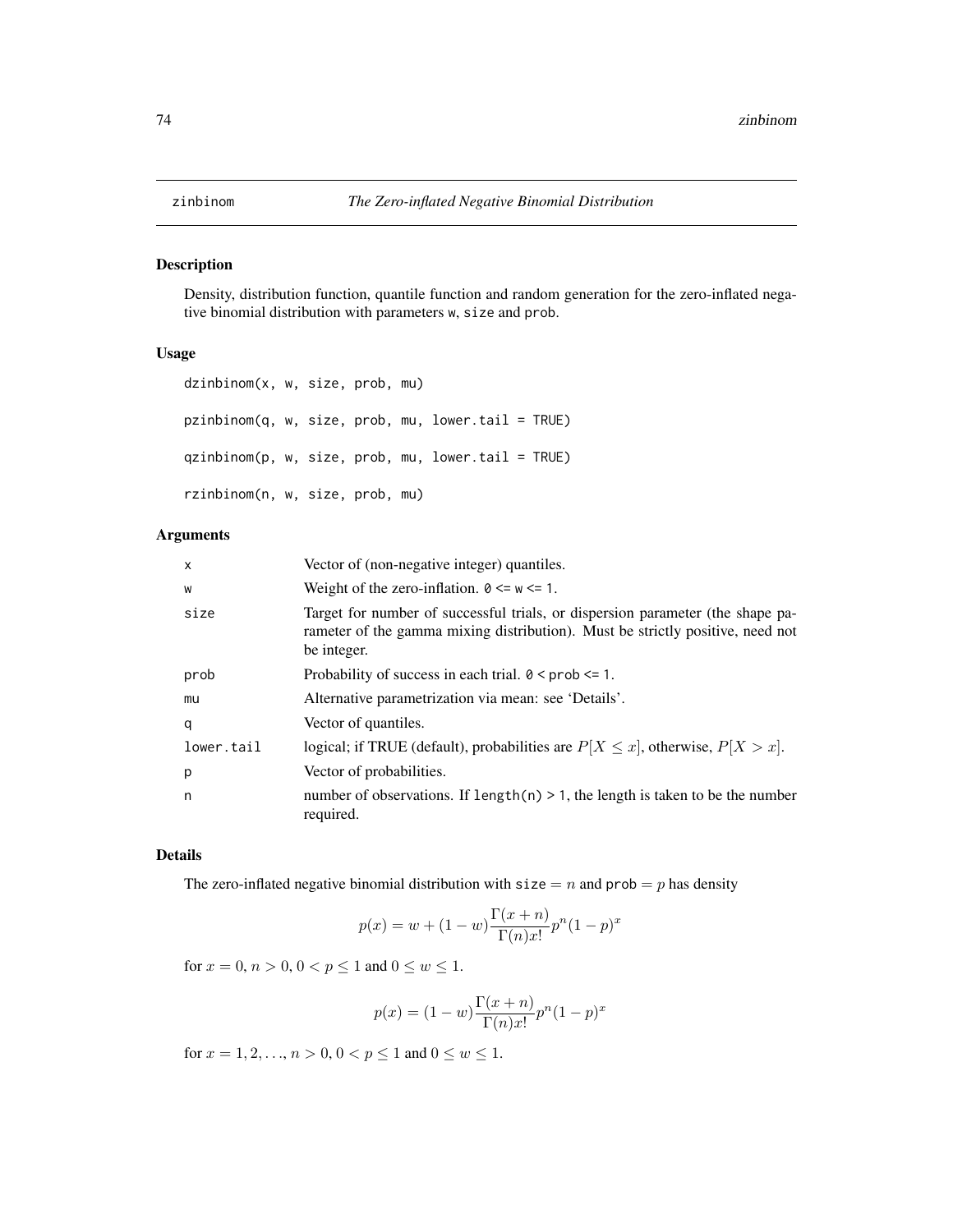## zinbinom *The Zero-inflated Negative Binomial Distribution*

### Description

Density, distribution function, quantile function and random generation for the zero-inflated negative binomial distribution with parameters w, size and prob.

### Usage

```
dzinbinom(x, w, size, prob, mu)

pzinbinom(q, w, size, prob, mu, lower.tail = TRUE)

qzinbinom(p, w, size, prob, mu, lower.tail = TRUE)

rzinbinom(n, w, size, prob, mu)
```

### Arguments

| | |
|---|---|
| x | Vector of (non-negative integer) quantiles. |
| w | Weight of the zero-inflation. 0 <= w <= 1. |
| size | Target for number of successful trials, or dispersion parameter (the shape parameter of the gamma mixing distribution). Must be strictly positive, need not be integer. |
| prob | Probability of success in each trial. 0 < prob <= 1. |
| mu | Alternative parametrization via mean: see 'Details'. |
| q | Vector of quantiles. |
| lower.tail | logical; if TRUE (default), probabilities are $P[X \leq x]$, otherwise, $P[X > x]$. |
| p | Vector of probabilities. |
| n | number of observations. If length(n) > 1, the length is taken to be the number required. |

### Details

The zero-inflated negative binomial distribution with size $= n$ and prob $= p$ has density

$$p(x) = w + (1-w)\frac{\Gamma(x+n)}{\Gamma(n)x!}p^n(1-p)^x$$

for $x = 0$, $n > 0$, $0 < p \leq 1$ and $0 \leq w \leq 1$.

$$p(x) = (1-w)\frac{\Gamma(x+n)}{\Gamma(n)x!}p^n(1-p)^x$$

for $x = 1, 2, \ldots$, $n > 0$, $0 < p \leq 1$ and $0 \leq w \leq 1$.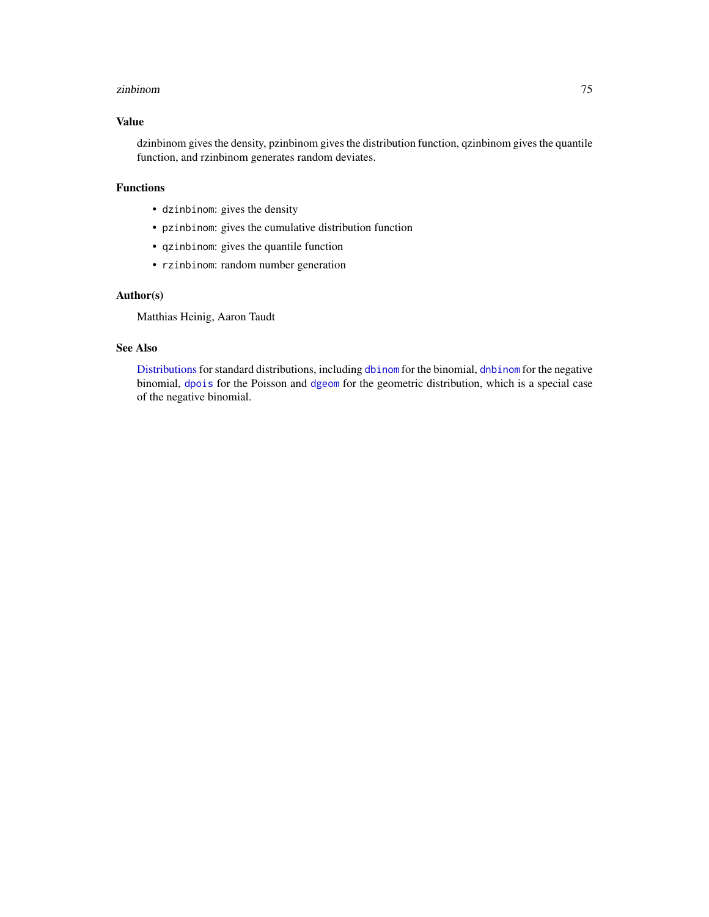## Value

dzinbinom gives the density, pzinbinom gives the distribution function, qzinbinom gives the quantile function, and rzinbinom generates random deviates.

## Functions

- `dzinbinom`: gives the density
- `pzinbinom`: gives the cumulative distribution function
- `qzinbinom`: gives the quantile function
- `rzinbinom`: random number generation

## Author(s)

Matthias Heinig, Aaron Taudt

## See Also

Distributions for standard distributions, including `dbinom` for the binomial, `dnbinom` for the negative binomial, `dpois` for the Poisson and `dgeom` for the geometric distribution, which is a special case of the negative binomial.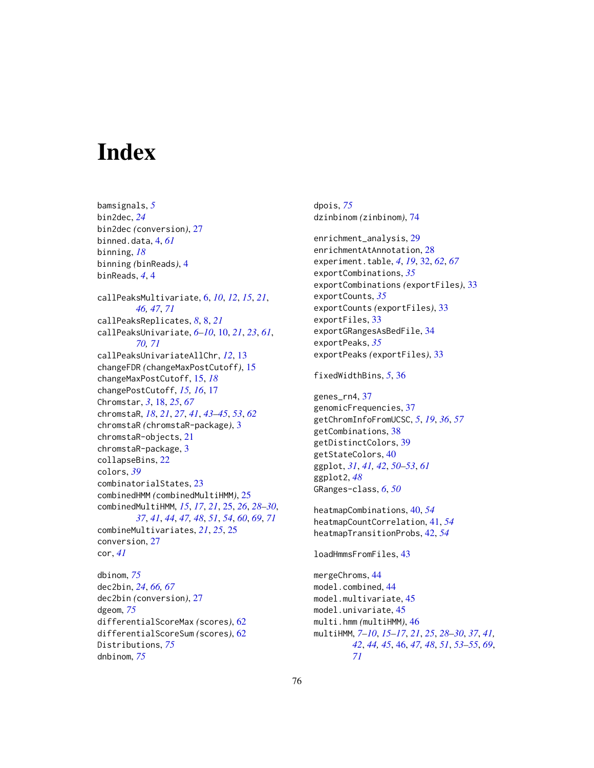# Index

bamsignals, *5*
bin2dec, *24*
bin2dec *(conversion)*, 27
binned.data, 4, *61*
binning, *18*
binning *(binReads)*, 4
binReads, *4*, 4

callPeaksMultivariate, 6, *10*, *12*, *15*, *21*, *46, 47*, *71*
callPeaksReplicates, *8*, 8, *21*
callPeaksUnivariate, *6–10*, 10, *21*, *23*, *61*, *70, 71*
callPeaksUnivariateAllChr, *12*, 13
changeFDR *(changeMaxPostCutoff)*, 15
changeMaxPostCutoff, 15, *18*
changePostCutoff, *15, 16*, 17
Chromstar, *3*, 18, *25*, *67*
chromstaR, *18*, *21*, *27*, *41*, *43–45*, *53*, *62*
chromstaR *(chromstaR-package)*, 3
chromstaR-objects, 21
chromstaR-package, 3
collapseBins, 22
colors, *39*
combinatorialStates, 23
combinedHMM *(combinedMultiHMM)*, 25
combinedMultiHMM, *15*, *17*, *21*, 25, *26*, *28–30*, *37*, *41*, *44*, *47, 48*, *51*, *54*, *60*, *69*, *71*
combineMultivariates, *21*, *25*, 25
conversion, 27
cor, *41*

dbinom, *75*
dec2bin, *24*, *66, 67*
dec2bin *(conversion)*, 27
dgeom, *75*
differentialScoreMax *(scores)*, 62
differentialScoreSum *(scores)*, 62
Distributions, *75*
dnbinom, *75*
dpois, *75*
dzinbinom *(zinbinom)*, 74

enrichment_analysis, 29
enrichmentAtAnnotation, 28
experiment.table, *4*, *19*, 32, *62*, *67*
exportCombinations, *35*
exportCombinations *(exportFiles)*, 33
exportCounts, *35*
exportCounts *(exportFiles)*, 33
exportFiles, 33
exportGRangesAsBedFile, 34
exportPeaks, *35*
exportPeaks *(exportFiles)*, 33

fixedWidthBins, *5*, 36

genes_rn4, 37
genomicFrequencies, 37
getChromInfoFromUCSC, *5*, *19*, *36*, *57*
getCombinations, 38
getDistinctColors, 39
getStateColors, 40
ggplot, *31*, *41, 42*, *50–53*, *61*
ggplot2, *48*
GRanges-class, *6*, *50*

heatmapCombinations, 40, *54*
heatmapCountCorrelation, 41, *54*
heatmapTransitionProbs, 42, *54*

loadHmmsFromFiles, 43

mergeChroms, 44
model.combined, 44
model.multivariate, 45
model.univariate, 45
multi.hmm *(multiHMM)*, 46
multiHMM, *7–10*, *15–17*, *21*, *25*, *28–30*, *37*, *41, 42*, *44, 45*, 46, *47, 48*, *51*, *53–55*, *69*, *71*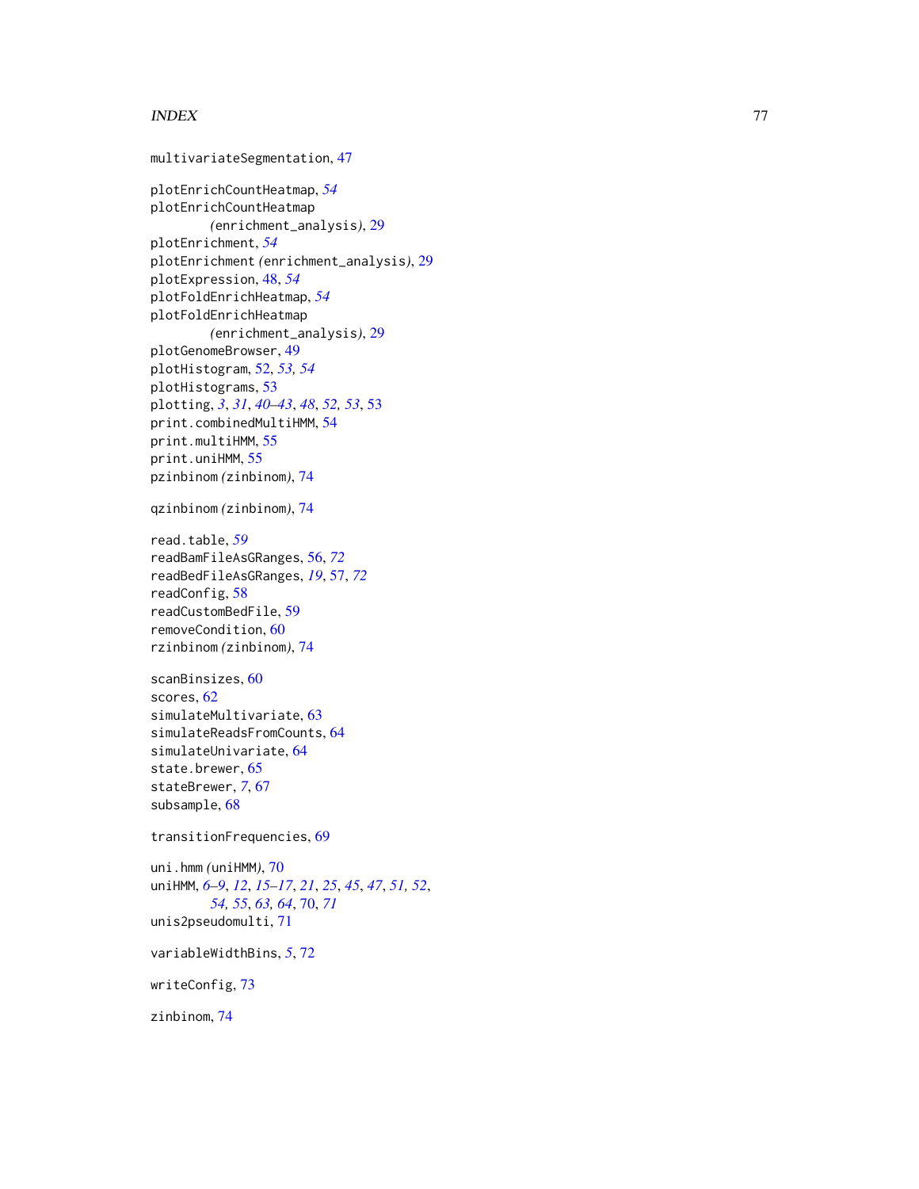multivariateSegmentation, 47

plotEnrichCountHeatmap, *54*
plotEnrichCountHeatmap
        *(*enrichment_analysis*)*, 29
plotEnrichment, *54*
plotEnrichment *(*enrichment_analysis*)*, 29
plotExpression, 48, *54*
plotFoldEnrichHeatmap, *54*
plotFoldEnrichHeatmap
        *(*enrichment_analysis*)*, 29
plotGenomeBrowser, 49
plotHistogram, 52, *53, 54*
plotHistograms, 53
plotting, *3*, *31*, *40–43*, *48*, *52, 53*, 53
print.combinedMultiHMM, 54
print.multiHMM, 55
print.uniHMM, 55
pzinbinom *(*zinbinom*)*, 74

qzinbinom *(*zinbinom*)*, 74

read.table, *59*
readBamFileAsGRanges, 56, *72*
readBedFileAsGRanges, *19*, 57, *72*
readConfig, 58
readCustomBedFile, 59
removeCondition, 60
rzinbinom *(*zinbinom*)*, 74

scanBinsizes, 60
scores, 62
simulateMultivariate, 63
simulateReadsFromCounts, 64
simulateUnivariate, 64
state.brewer, 65
stateBrewer, *7*, 67
subsample, 68

transitionFrequencies, 69

uni.hmm *(*uniHMM*)*, 70
uniHMM, *6–9*, *12*, *15–17*, *21*, *25*, *45*, *47*, *51, 52*,
        *54, 55*, *63, 64*, 70, *71*
unis2pseudomulti, 71

variableWidthBins, *5*, 72

writeConfig, 73

zinbinom, 74